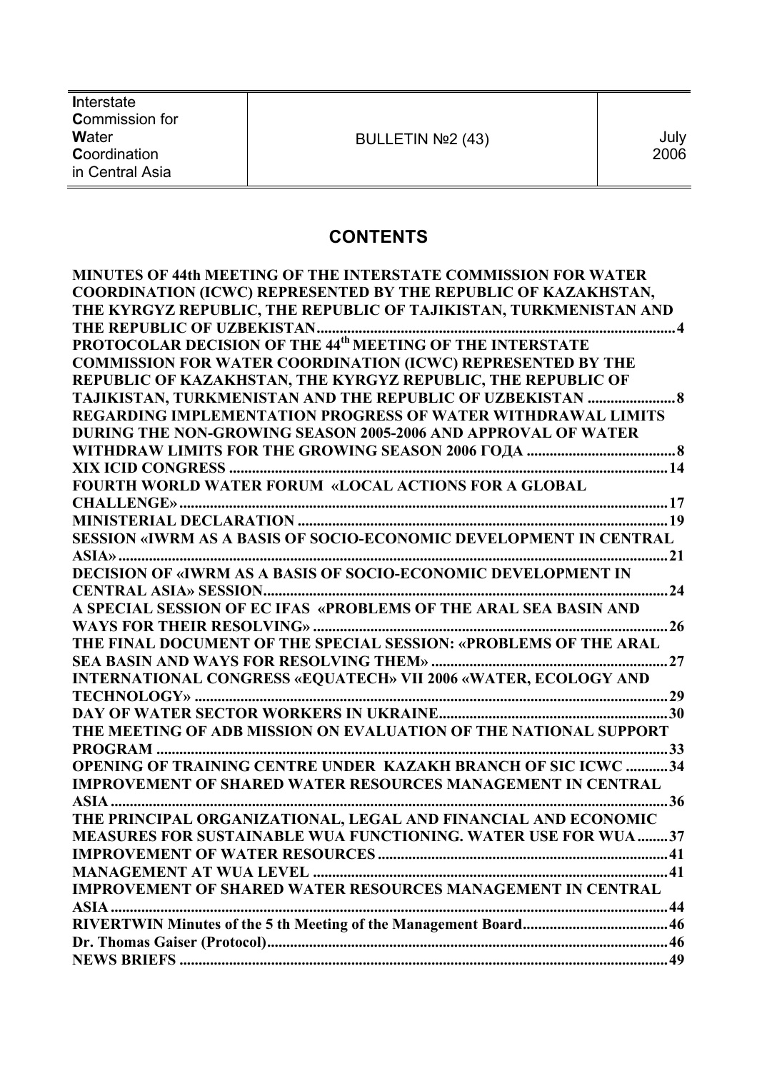| **I**nterstate **C**ommission for **W**ater **C**oordination in Central Asia | BULLETIN №2 (43) | July 2006 |
| --- | --- | --- |

## CONTENTS

**MINUTES OF 44th MEETING OF THE INTERSTATE COMMISSION FOR WATER COORDINATION (ICWC) REPRESENTED BY THE REPUBLIC OF KAZAKHSTAN, THE KYRGYZ REPUBLIC, THE REPUBLIC OF TAJIKISTAN, TURKMENISTAN AND THE REPUBLIC OF UZBEKISTAN** .......... 4

**PROTOCOLAR DECISION OF THE 44th MEETING OF THE INTERSTATE COMMISSION FOR WATER COORDINATION (ICWC) REPRESENTED BY THE REPUBLIC OF KAZAKHSTAN, THE KYRGYZ REPUBLIC, THE REPUBLIC OF TAJIKISTAN, TURKMENISTAN AND THE REPUBLIC OF UZBEKISTAN** .......... 8

**REGARDING IMPLEMENTATION PROGRESS OF WATER WITHDRAWAL LIMITS DURING THE NON-GROWING SEASON 2005-2006 AND APPROVAL OF WATER WITHDRAW LIMITS FOR THE GROWING SEASON 2006 ГОДА** .......... 8

**XIX ICID CONGRESS** .......... 14

**FOURTH WORLD WATER FORUM «LOCAL ACTIONS FOR A GLOBAL CHALLENGE»** .......... 17

**MINISTERIAL DECLARATION** .......... 19

**SESSION «IWRM AS A BASIS OF SOCIO-ECONOMIC DEVELOPMENT IN CENTRAL ASIA»** .......... 21

**DECISION OF «IWRM AS A BASIS OF SOCIO-ECONOMIC DEVELOPMENT IN CENTRAL ASIA» SESSION** .......... 24

**A SPECIAL SESSION OF EC IFAS «PROBLEMS OF THE ARAL SEA BASIN AND WAYS FOR THEIR RESOLVING»** .......... 26

**THE FINAL DOCUMENT OF THE SPECIAL SESSION: «PROBLEMS OF THE ARAL SEA BASIN AND WAYS FOR RESOLVING THEM»** .......... 27

**INTERNATIONAL CONGRESS «EQUATECH» VII 2006 «WATER, ECOLOGY AND TECHNOLOGY»** .......... 29

**DAY OF WATER SECTOR WORKERS IN UKRAINE** .......... 30

**THE MEETING OF ADB MISSION ON EVALUATION OF THE NATIONAL SUPPORT PROGRAM** .......... 33

**OPENING OF TRAINING CENTRE UNDER KAZAKH BRANCH OF SIC ICWC** .......... 34

**IMPROVEMENT OF SHARED WATER RESOURCES MANAGEMENT IN CENTRAL ASIA** .......... 36

**THE PRINCIPAL ORGANIZATIONAL, LEGAL AND FINANCIAL AND ECONOMIC MEASURES FOR SUSTAINABLE WUA FUNCTIONING. WATER USE FOR WUA** .......... 37

**IMPROVEMENT OF WATER RESOURCES** .......... 41

**MANAGEMENT AT WUA LEVEL** .......... 41

**IMPROVEMENT OF SHARED WATER RESOURCES MANAGEMENT IN CENTRAL ASIA** .......... 44

**RIVERTWIN Minutes of the 5 th Meeting of the Management Board** .......... 46

**Dr. Thomas Gaiser (Protocol)** .......... 46

**NEWS BRIEFS** .......... 49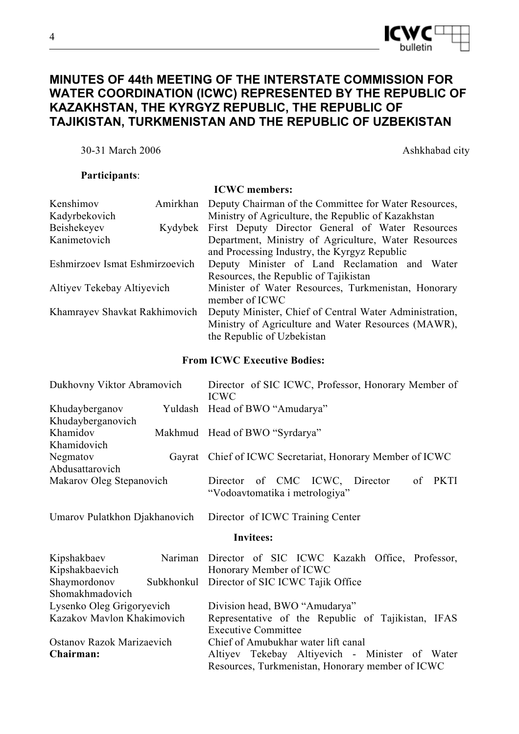# MINUTES OF 44th MEETING OF THE INTERSTATE COMMISSION FOR WATER COORDINATION (ICWC) REPRESENTED BY THE REPUBLIC OF KAZAKHSTAN, THE KYRGYZ REPUBLIC, THE REPUBLIC OF TAJIKISTAN, TURKMENISTAN AND THE REPUBLIC OF UZBEKISTAN

30-31 March 2006 — Ashkhabad city

**Participants**:

**ICWC members:**

| | |
|---|---|
| Kenshimov Amirkhan Kadyrbekovich | Deputy Chairman of the Committee for Water Resources, Ministry of Agriculture, the Republic of Kazakhstan |
| Beishekeyev Kydybek Kanimetovich | First Deputy Director General of Water Resources Department, Ministry of Agriculture, Water Resources and Processing Industry, the Kyrgyz Republic |
| Eshmirzoev Ismat Eshmirzoevich | Deputy Minister of Land Reclamation and Water Resources, the Republic of Tajikistan |
| Altiyev Tekebay Altiyevich | Minister of Water Resources, Turkmenistan, Honorary member of ICWC |
| Khamrayev Shavkat Rakhimovich | Deputy Minister, Chief of Central Water Administration, Ministry of Agriculture and Water Resources (MAWR), the Republic of Uzbekistan |

**From ICWC Executive Bodies:**

| | |
|---|---|
| Dukhovny Viktor Abramovich | Director of SIC ICWC, Professor, Honorary Member of ICWC |
| Khudayberganov Yuldash Khudayberganovich | Head of BWO "Amudarya" |
| Khamidov Makhmud Khamidovich | Head of BWO "Syrdarya" |
| Negmatov Gayrat Abdusattarovich | Chief of ICWC Secretariat, Honorary Member of ICWC |
| Makarov Oleg Stepanovich | Director of CMC ICWC, Director of PKTI "Vodoavtomatika i metrologiya" |
| Umarov Pulatkhon Djakhanovich | Director of ICWC Training Center |

**Invitees:**

| | |
|---|---|
| Kipshakbaev Nariman Kipshakbaevich | Director of SIC ICWC Kazakh Office, Professor, Honorary Member of ICWC |
| Shaymordonov Subkhonkul Shomakhmadovich | Director of SIC ICWC Tajik Office |
| Lysenko Oleg Grigoryevich | Division head, BWO "Amudarya" |
| Kazakov Mavlon Khakimovich | Representative of the Republic of Tajikistan, IFAS Executive Committee |
| Ostanov Razok Marizaevich | Chief of Amubukhar water lift canal |
| **Chairman:** | Altiyev Tekebay Altiyevich - Minister of Water Resources, Turkmenistan, Honorary member of ICWC |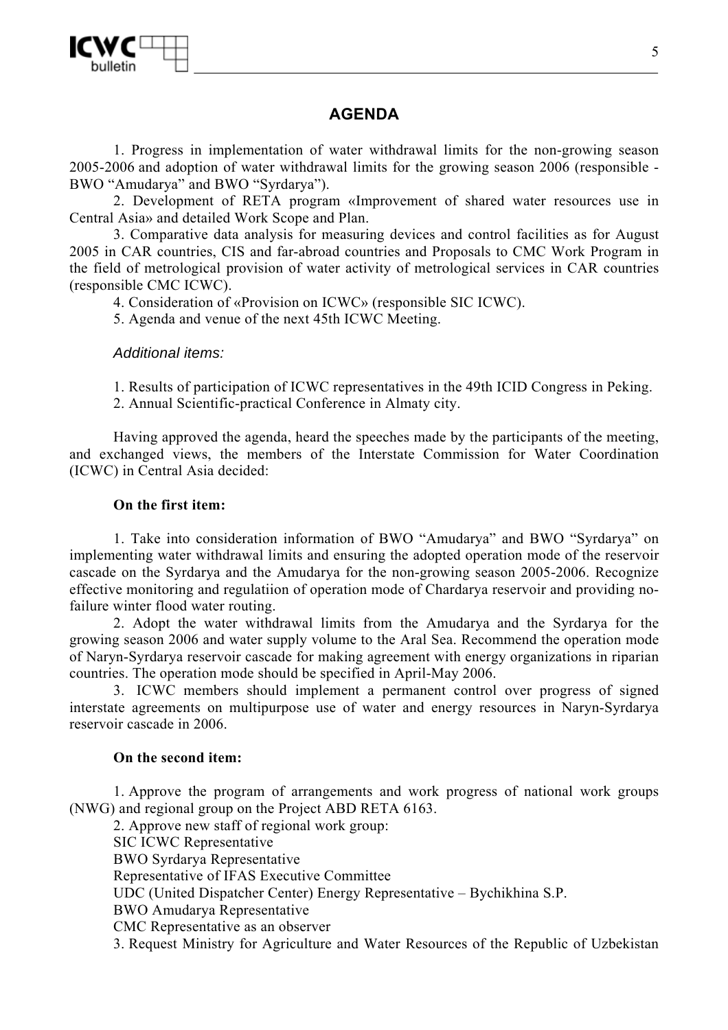## AGENDA

1. Progress in implementation of water withdrawal limits for the non-growing season 2005-2006 and adoption of water withdrawal limits for the growing season 2006 (responsible - BWO "Amudarya" and BWO "Syrdarya").

2. Development of RETA program «Improvement of shared water resources use in Central Asia» and detailed Work Scope and Plan.

3. Comparative data analysis for measuring devices and control facilities as for August 2005 in CAR countries, CIS and far-abroad countries and Proposals to CMC Work Program in the field of metrological provision of water activity of metrological services in CAR countries (responsible CMC ICWC).

4. Consideration of «Provision on ICWC» (responsible SIC ICWC).

5. Agenda and venue of the next 45th ICWC Meeting.

*Additional items:*

1. Results of participation of ICWC representatives in the 49th ICID Congress in Peking.

2. Annual Scientific-practical Conference in Almaty city.

Having approved the agenda, heard the speeches made by the participants of the meeting, and exchanged views, the members of the Interstate Commission for Water Coordination (ICWC) in Central Asia decided:

**On the first item:**

1. Take into consideration information of BWO "Amudarya" and BWO "Syrdarya" on implementing water withdrawal limits and ensuring the adopted operation mode of the reservoir cascade on the Syrdarya and the Amudarya for the non-growing season 2005-2006. Recognize effective monitoring and regulatiion of operation mode of Chardarya reservoir and providing no-failure winter flood water routing.

2. Adopt the water withdrawal limits from the Amudarya and the Syrdarya for the growing season 2006 and water supply volume to the Aral Sea. Recommend the operation mode of Naryn-Syrdarya reservoir cascade for making agreement with energy organizations in riparian countries. The operation mode should be specified in April-May 2006.

3. ICWC members should implement a permanent control over progress of signed interstate agreements on multipurpose use of water and energy resources in Naryn-Syrdarya reservoir cascade in 2006.

**On the second item:**

1. Approve the program of arrangements and work progress of national work groups (NWG) and regional group on the Project ABD RETA 6163.

2. Approve new staff of regional work group:

SIC ICWC Representative

BWO Syrdarya Representative

Representative of IFAS Executive Committee

UDC (United Dispatcher Center) Energy Representative – Bychikhina S.P.

BWO Amudarya Representative

CMC Representative as an observer

3. Request Ministry for Agriculture and Water Resources of the Republic of Uzbekistan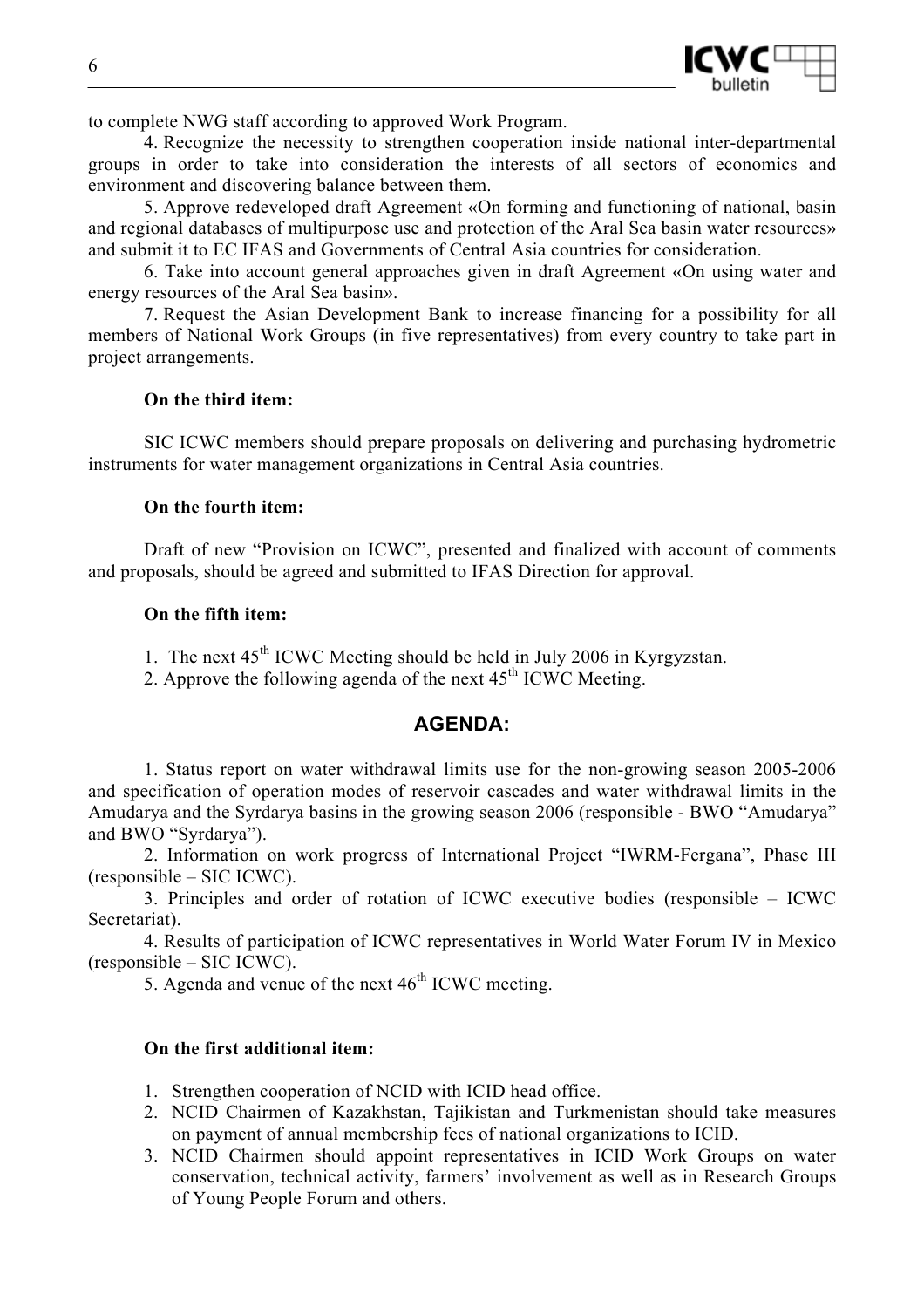to complete NWG staff according to approved Work Program.

4. Recognize the necessity to strengthen cooperation inside national inter-departmental groups in order to take into consideration the interests of all sectors of economics and environment and discovering balance between them.

5. Approve redeveloped draft Agreement «On forming and functioning of national, basin and regional databases of multipurpose use and protection of the Aral Sea basin water resources» and submit it to EC IFAS and Governments of Central Asia countries for consideration.

6. Take into account general approaches given in draft Agreement «On using water and energy resources of the Aral Sea basin».

7. Request the Asian Development Bank to increase financing for a possibility for all members of National Work Groups (in five representatives) from every country to take part in project arrangements.

**On the third item:**

SIC ICWC members should prepare proposals on delivering and purchasing hydrometric instruments for water management organizations in Central Asia countries.

**On the fourth item:**

Draft of new "Provision on ICWC", presented and finalized with account of comments and proposals, should be agreed and submitted to IFAS Direction for approval.

**On the fifth item:**

1. The next 45th ICWC Meeting should be held in July 2006 in Kyrgyzstan.
2. Approve the following agenda of the next 45th ICWC Meeting.

## AGENDA:

1. Status report on water withdrawal limits use for the non-growing season 2005-2006 and specification of operation modes of reservoir cascades and water withdrawal limits in the Amudarya and the Syrdarya basins in the growing season 2006 (responsible - BWO "Amudarya" and BWO "Syrdarya").

2. Information on work progress of International Project "IWRM-Fergana", Phase III (responsible – SIC ICWC).

3. Principles and order of rotation of ICWC executive bodies (responsible – ICWC Secretariat).

4. Results of participation of ICWC representatives in World Water Forum IV in Mexico (responsible – SIC ICWC).

5. Agenda and venue of the next 46th ICWC meeting.

**On the first additional item:**

1. Strengthen cooperation of NCID with ICID head office.
2. NCID Chairmen of Kazakhstan, Tajikistan and Turkmenistan should take measures on payment of annual membership fees of national organizations to ICID.
3. NCID Chairmen should appoint representatives in ICID Work Groups on water conservation, technical activity, farmers' involvement as well as in Research Groups of Young People Forum and others.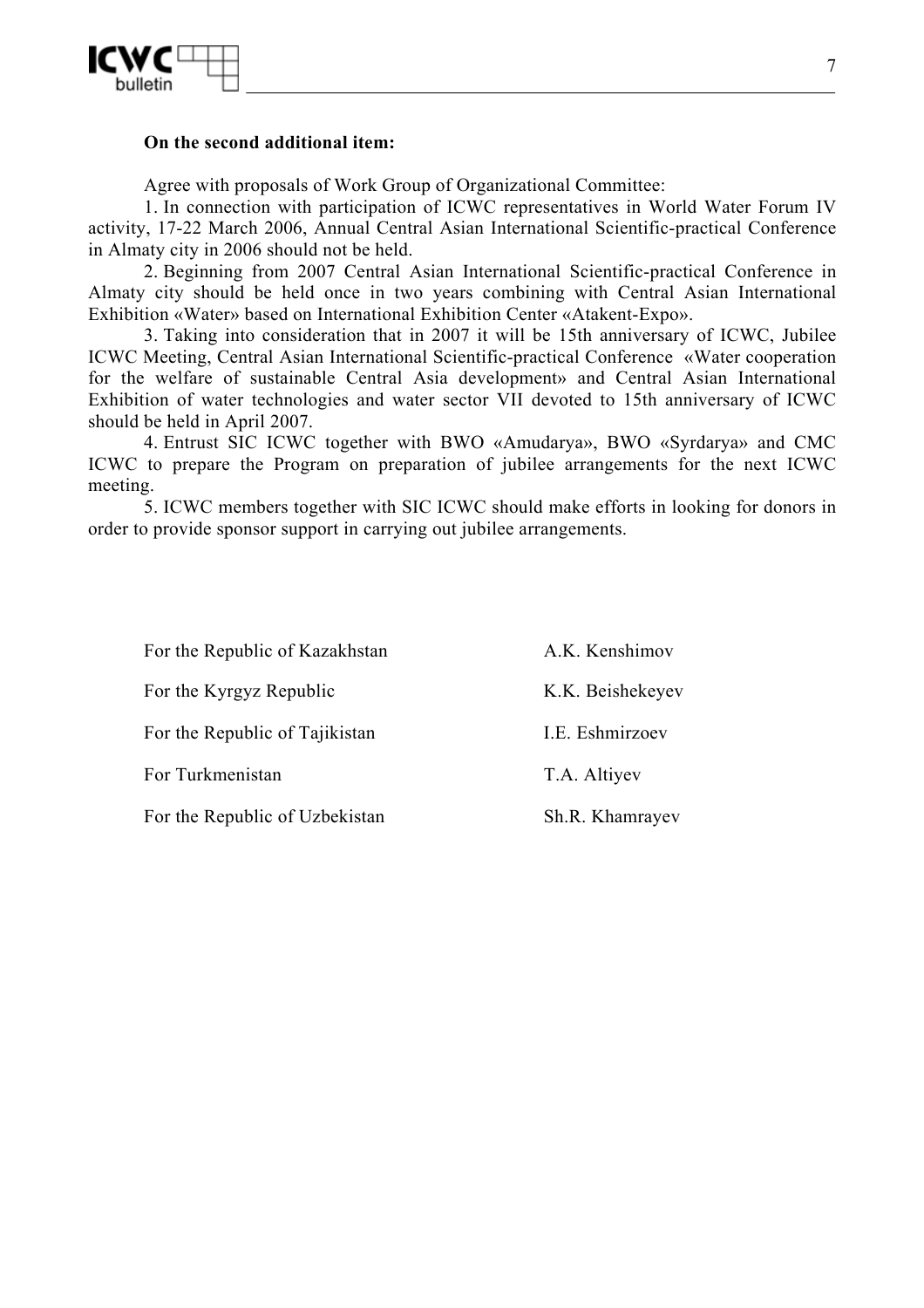**On the second additional item:**

Agree with proposals of Work Group of Organizational Committee:

1. In connection with participation of ICWC representatives in World Water Forum IV activity, 17-22 March 2006, Annual Central Asian International Scientific-practical Conference in Almaty city in 2006 should not be held.
2. Beginning from 2007 Central Asian International Scientific-practical Conference in Almaty city should be held once in two years combining with Central Asian International Exhibition «Water» based on International Exhibition Center «Atakent-Expo».
3. Taking into consideration that in 2007 it will be 15th anniversary of ICWC, Jubilee ICWC Meeting, Central Asian International Scientific-practical Conference «Water cooperation for the welfare of sustainable Central Asia development» and Central Asian International Exhibition of water technologies and water sector VII devoted to 15th anniversary of ICWC should be held in April 2007.
4. Entrust SIC ICWC together with BWO «Amudarya», BWO «Syrdarya» and CMC ICWC to prepare the Program on preparation of jubilee arrangements for the next ICWC meeting.
5. ICWC members together with SIC ICWC should make efforts in looking for donors in order to provide sponsor support in carrying out jubilee arrangements.

| | |
|---|---|
| For the Republic of Kazakhstan | A.K. Kenshimov |
| For the Kyrgyz Republic | K.K. Beishekeyev |
| For the Republic of Tajikistan | I.E. Eshmirzoev |
| For Turkmenistan | T.A. Altiyev |
| For the Republic of Uzbekistan | Sh.R. Khamrayev |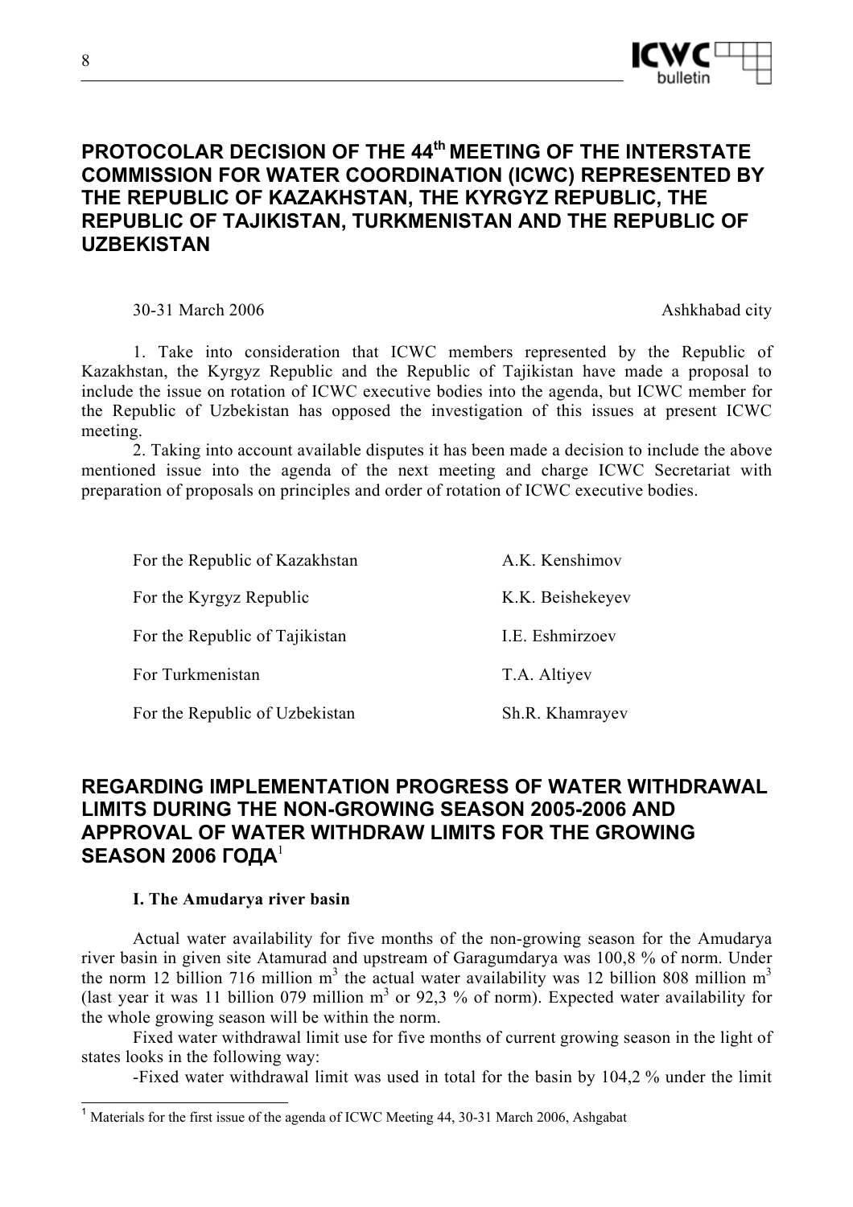## PROTOCOLAR DECISION OF THE 44th MEETING OF THE INTERSTATE COMMISSION FOR WATER COORDINATION (ICWC) REPRESENTED BY THE REPUBLIC OF KAZAKHSTAN, THE KYRGYZ REPUBLIC, THE REPUBLIC OF TAJIKISTAN, TURKMENISTAN AND THE REPUBLIC OF UZBEKISTAN

30-31 March 2006 Ashkhabad city

1. Take into consideration that ICWC members represented by the Republic of Kazakhstan, the Kyrgyz Republic and the Republic of Tajikistan have made a proposal to include the issue on rotation of ICWC executive bodies into the agenda, but ICWC member for the Republic of Uzbekistan has opposed the investigation of this issues at present ICWC meeting.

2. Taking into account available disputes it has been made a decision to include the above mentioned issue into the agenda of the next meeting and charge ICWC Secretariat with preparation of proposals on principles and order of rotation of ICWC executive bodies.

| | |
|---|---|
| For the Republic of Kazakhstan | A.K. Kenshimov |
| For the Kyrgyz Republic | K.K. Beishekeyev |
| For the Republic of Tajikistan | I.E. Eshmirzoev |
| For Turkmenistan | T.A. Altiyev |
| For the Republic of Uzbekistan | Sh.R. Khamrayev |

## REGARDING IMPLEMENTATION PROGRESS OF WATER WITHDRAWAL LIMITS DURING THE NON-GROWING SEASON 2005-2006 AND APPROVAL OF WATER WITHDRAW LIMITS FOR THE GROWING SEASON 2006 ГОДА[1]

### I. The Amudarya river basin

Actual water availability for five months of the non-growing season for the Amudarya river basin in given site Atamurad and upstream of Garagumdarya was 100,8 % of norm. Under the norm 12 billion 716 million m$^3$ the actual water availability was 12 billion 808 million m$^3$ (last year it was 11 billion 079 million m$^3$ or 92,3 % of norm). Expected water availability for the whole growing season will be within the norm.

Fixed water withdrawal limit use for five months of current growing season in the light of states looks in the following way:

-Fixed water withdrawal limit was used in total for the basin by 104,2 % under the limit

[1] Materials for the first issue of the agenda of ICWC Meeting 44, 30-31 March 2006, Ashgabat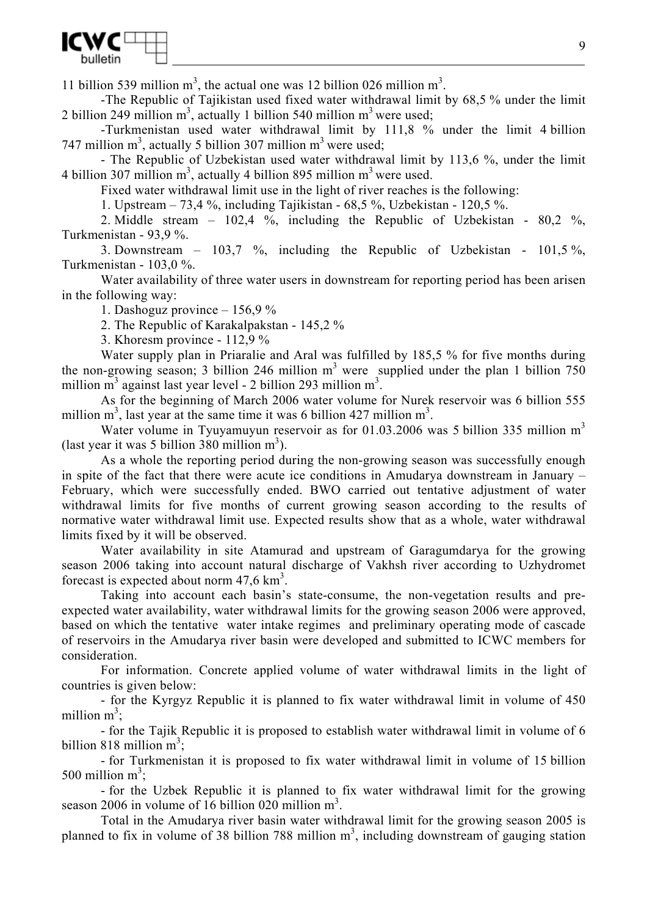11 billion 539 million m$^3$, the actual one was 12 billion 026 million m$^3$.

-The Republic of Tajikistan used fixed water withdrawal limit by 68,5 % under the limit 2 billion 249 million m$^3$, actually 1 billion 540 million m$^3$ were used;

-Turkmenistan used water withdrawal limit by 111,8 % under the limit 4 billion 747 million m$^3$, actually 5 billion 307 million m$^3$ were used;

- The Republic of Uzbekistan used water withdrawal limit by 113,6 %, under the limit 4 billion 307 million m$^3$, actually 4 billion 895 million m$^3$ were used.

Fixed water withdrawal limit use in the light of river reaches is the following:

1. Upstream – 73,4 %, including Tajikistan - 68,5 %, Uzbekistan - 120,5 %.
2. Middle stream – 102,4 %, including the Republic of Uzbekistan - 80,2 %, Turkmenistan - 93,9 %.
3. Downstream – 103,7 %, including the Republic of Uzbekistan - 101,5 %, Turkmenistan - 103,0 %.

Water availability of three water users in downstream for reporting period has been arisen in the following way:

1. Dashoguz province – 156,9 %
2. The Republic of Karakalpakstan - 145,2 %
3. Khoresm province - 112,9 %

Water supply plan in Priaralie and Aral was fulfilled by 185,5 % for five months during the non-growing season; 3 billion 246 million m$^3$ were supplied under the plan 1 billion 750 million m$^3$ against last year level - 2 billion 293 million m$^3$.

As for the beginning of March 2006 water volume for Nurek reservoir was 6 billion 555 million m$^3$, last year at the same time it was 6 billion 427 million m$^3$.

Water volume in Tyuyamuyun reservoir as for 01.03.2006 was 5 billion 335 million m$^3$ (last year it was 5 billion 380 million m$^3$).

As a whole the reporting period during the non-growing season was successfully enough in spite of the fact that there were acute ice conditions in Amudarya downstream in January – February, which were successfully ended. BWO carried out tentative adjustment of water withdrawal limits for five months of current growing season according to the results of normative water withdrawal limit use. Expected results show that as a whole, water withdrawal limits fixed by it will be observed.

Water availability in site Atamurad and upstream of Garagumdarya for the growing season 2006 taking into account natural discharge of Vakhsh river according to Uzhydromet forecast is expected about norm 47,6 km$^3$.

Taking into account each basin's state-consume, the non-vegetation results and pre-expected water availability, water withdrawal limits for the growing season 2006 were approved, based on which the tentative water intake regimes and preliminary operating mode of cascade of reservoirs in the Amudarya river basin were developed and submitted to ICWC members for consideration.

For information. Concrete applied volume of water withdrawal limits in the light of countries is given below:

- for the Kyrgyz Republic it is planned to fix water withdrawal limit in volume of 450 million m$^3$;
- for the Tajik Republic it is proposed to establish water withdrawal limit in volume of 6 billion 818 million m$^3$;
- for Turkmenistan it is proposed to fix water withdrawal limit in volume of 15 billion 500 million m$^3$;
- for the Uzbek Republic it is planned to fix water withdrawal limit for the growing season 2006 in volume of 16 billion 020 million m$^3$.

Total in the Amudarya river basin water withdrawal limit for the growing season 2005 is planned to fix in volume of 38 billion 788 million m$^3$, including downstream of gauging station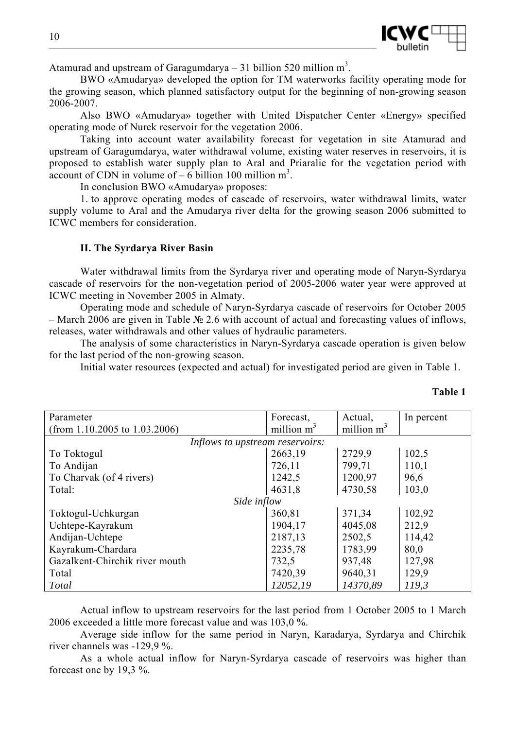Atamurad and upstream of Garagumdarya – 31 billion 520 million m$^3$.

BWO «Amudarya» developed the option for TM waterworks facility operating mode for the growing season, which planned satisfactory output for the beginning of non-growing season 2006-2007.

Also BWO «Amudarya» together with United Dispatcher Center «Energy» specified operating mode of Nurek reservoir for the vegetation 2006.

Taking into account water availability forecast for vegetation in site Atamurad and upstream of Garagumdarya, water withdrawal volume, existing water reserves in reservoirs, it is proposed to establish water supply plan to Aral and Priaralie for the vegetation period with account of CDN in volume of – 6 billion 100 million m$^3$.

In conclusion BWO «Amudarya» proposes:

1. to approve operating modes of cascade of reservoirs, water withdrawal limits, water supply volume to Aral and the Amudarya river delta for the growing season 2006 submitted to ICWC members for consideration.

### II. The Syrdarya River Basin

Water withdrawal limits from the Syrdarya river and operating mode of Naryn-Syrdarya cascade of reservoirs for the non-vegetation period of 2005-2006 water year were approved at ICWC meeting in November 2005 in Almaty.

Operating mode and schedule of Naryn-Syrdarya cascade of reservoirs for October 2005 – March 2006 are given in Table № 2.6 with account of actual and forecasting values of inflows, releases, water withdrawals and other values of hydraulic parameters.

The analysis of some characteristics in Naryn-Syrdarya cascade operation is given below for the last period of the non-growing season.

Initial water resources (expected and actual) for investigated period are given in Table 1.

**Table 1**

| Parameter (from 1.10.2005 to 1.03.2006) | Forecast, million m$^3$ | Actual, million m$^3$ | In percent |
|---|---|---|---|
| *Inflows to upstream reservoirs:* | | | |
| To Toktogul | 2663,19 | 2729,9 | 102,5 |
| To Andijan | 726,11 | 799,71 | 110,1 |
| To Charvak (of 4 rivers) | 1242,5 | 1200,97 | 96,6 |
| Total: | 4631,8 | 4730,58 | 103,0 |
| *Side inflow* | | | |
| Toktogul-Uchkurgan | 360,81 | 371,34 | 102,92 |
| Uchtepe-Kayrakum | 1904,17 | 4045,08 | 212,9 |
| Andijan-Uchtepe | 2187,13 | 2502,5 | 114,42 |
| Kayrakum-Chardara | 2235,78 | 1783,99 | 80,0 |
| Gazalkent-Chirchik river mouth | 732,5 | 937,48 | 127,98 |
| Total | 7420,39 | 9640,31 | 129,9 |
| *Total* | *12052,19* | *14370,89* | *119,3* |

Actual inflow to upstream reservoirs for the last period from 1 October 2005 to 1 March 2006 exceeded a little more forecast value and was 103,0 %.

Average side inflow for the same period in Naryn, Karadarya, Syrdarya and Chirchik river channels was -129,9 %.

As a whole actual inflow for Naryn-Syrdarya cascade of reservoirs was higher than forecast one by 19,3 %.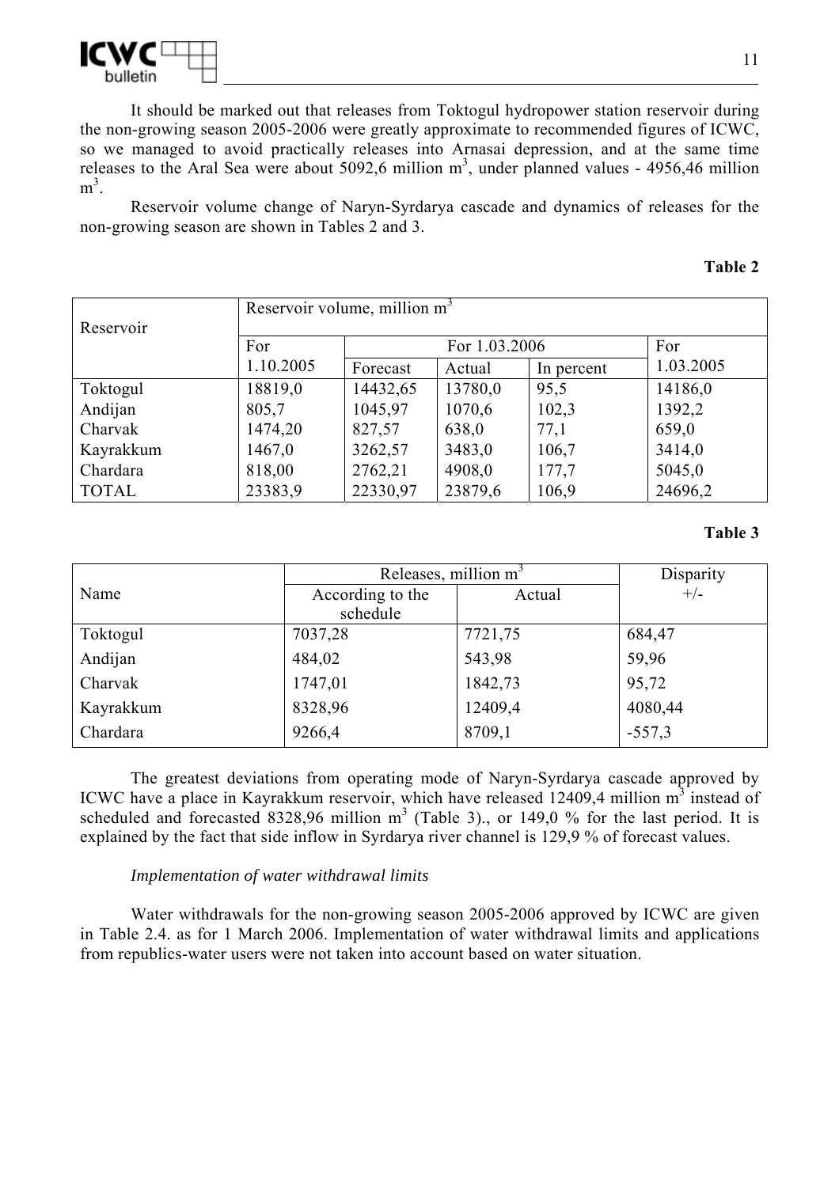It should be marked out that releases from Toktogul hydropower station reservoir during the non-growing season 2005-2006 were greatly approximate to recommended figures of ICWC, so we managed to avoid practically releases into Arnasai depression, and at the same time releases to the Aral Sea were about 5092,6 million m$^3$, under planned values - 4956,46 million m$^3$.

Reservoir volume change of Naryn-Syrdarya cascade and dynamics of releases for the non-growing season are shown in Tables 2 and 3.

**Table 2**

| Reservoir | Reservoir volume, million m$^3$ | | | | |
|---|---|---|---|---|---|
| | For 1.10.2005 | For 1.03.2006 | | | For 1.03.2005 |
| | | Forecast | Actual | In percent | |
| Toktogul | 18819,0 | 14432,65 | 13780,0 | 95,5 | 14186,0 |
| Andijan | 805,7 | 1045,97 | 1070,6 | 102,3 | 1392,2 |
| Charvak | 1474,20 | 827,57 | 638,0 | 77,1 | 659,0 |
| Kayrakkum | 1467,0 | 3262,57 | 3483,0 | 106,7 | 3414,0 |
| Chardara | 818,00 | 2762,21 | 4908,0 | 177,7 | 5045,0 |
| TOTAL | 23383,9 | 22330,97 | 23879,6 | 106,9 | 24696,2 |

**Table 3**

| Name | Releases, million m$^3$ | | Disparity +/- |
|---|---|---|---|
| | According to the schedule | Actual | |
| Toktogul | 7037,28 | 7721,75 | 684,47 |
| Andijan | 484,02 | 543,98 | 59,96 |
| Charvak | 1747,01 | 1842,73 | 95,72 |
| Kayrakkum | 8328,96 | 12409,4 | 4080,44 |
| Chardara | 9266,4 | 8709,1 | -557,3 |

The greatest deviations from operating mode of Naryn-Syrdarya cascade approved by ICWC have a place in Kayrakkum reservoir, which have released 12409,4 million m$^3$ instead of scheduled and forecasted 8328,96 million m$^3$ (Table 3)., or 149,0 % for the last period. It is explained by the fact that side inflow in Syrdarya river channel is 129,9 % of forecast values.

*Implementation of water withdrawal limits*

Water withdrawals for the non-growing season 2005-2006 approved by ICWC are given in Table 2.4. as for 1 March 2006. Implementation of water withdrawal limits and applications from republics-water users were not taken into account based on water situation.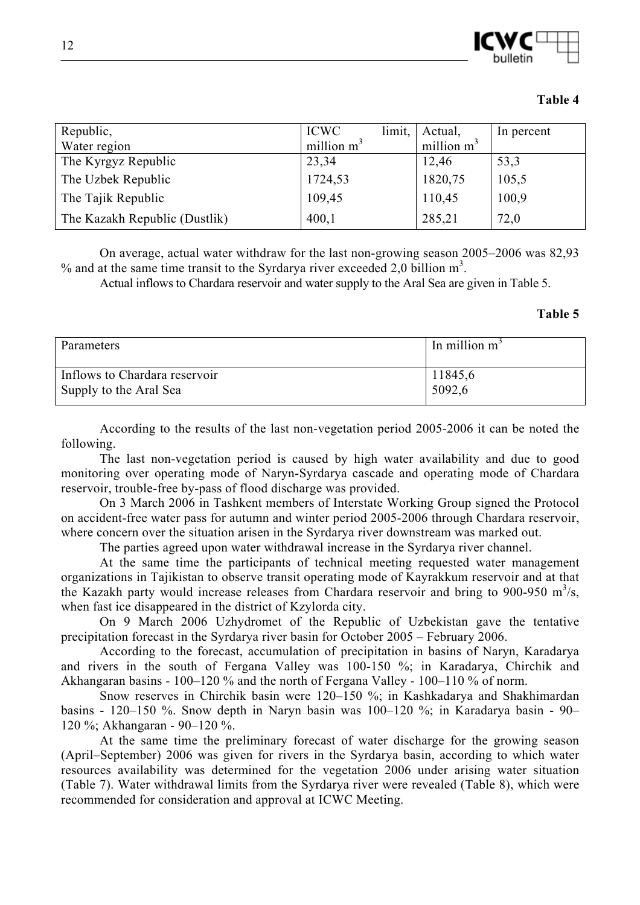**Table 4**

| Republic, Water region | ICWC limit, million $m^3$ | Actual, million $m^3$ | In percent |
|---|---|---|---|
| The Kyrgyz Republic | 23,34 | 12,46 | 53,3 |
| The Uzbek Republic | 1724,53 | 1820,75 | 105,5 |
| The Tajik Republic | 109,45 | 110,45 | 100,9 |
| The Kazakh Republic (Dustlik) | 400,1 | 285,21 | 72,0 |

On average, actual water withdraw for the last non-growing season 2005–2006 was 82,93 % and at the same time transit to the Syrdarya river exceeded 2,0 billion $m^3$.

Actual inflows to Chardara reservoir and water supply to the Aral Sea are given in Table 5.

**Table 5**

| Parameters | In million $m^3$ |
|---|---|
| Inflows to Chardara reservoir | 11845,6 |
| Supply to the Aral Sea | 5092,6 |

According to the results of the last non-vegetation period 2005-2006 it can be noted the following.

The last non-vegetation period is caused by high water availability and due to good monitoring over operating mode of Naryn-Syrdarya cascade and operating mode of Chardara reservoir, trouble-free by-pass of flood discharge was provided.

On 3 March 2006 in Tashkent members of Interstate Working Group signed the Protocol on accident-free water pass for autumn and winter period 2005-2006 through Chardara reservoir, where concern over the situation arisen in the Syrdarya river downstream was marked out.

The parties agreed upon water withdrawal increase in the Syrdarya river channel.

At the same time the participants of technical meeting requested water management organizations in Tajikistan to observe transit operating mode of Kayrakkum reservoir and at that the Kazakh party would increase releases from Chardara reservoir and bring to 900-950 $m^3/s$, when fast ice disappeared in the district of Kzylorda city.

On 9 March 2006 Uzhydromet of the Republic of Uzbekistan gave the tentative precipitation forecast in the Syrdarya river basin for October 2005 – February 2006.

According to the forecast, accumulation of precipitation in basins of Naryn, Karadarya and rivers in the south of Fergana Valley was 100-150 %; in Karadarya, Chirchik and Akhangaran basins - 100–120 % and the north of Fergana Valley - 100–110 % of norm.

Snow reserves in Chirchik basin were 120–150 %; in Kashkadarya and Shakhimardan basins - 120–150 %. Snow depth in Naryn basin was 100–120 %; in Karadarya basin - 90–120 %; Akhangaran - 90–120 %.

At the same time the preliminary forecast of water discharge for the growing season (April–September) 2006 was given for rivers in the Syrdarya basin, according to which water resources availability was determined for the vegetation 2006 under arising water situation (Table 7). Water withdrawal limits from the Syrdarya river were revealed (Table 8), which were recommended for consideration and approval at ICWC Meeting.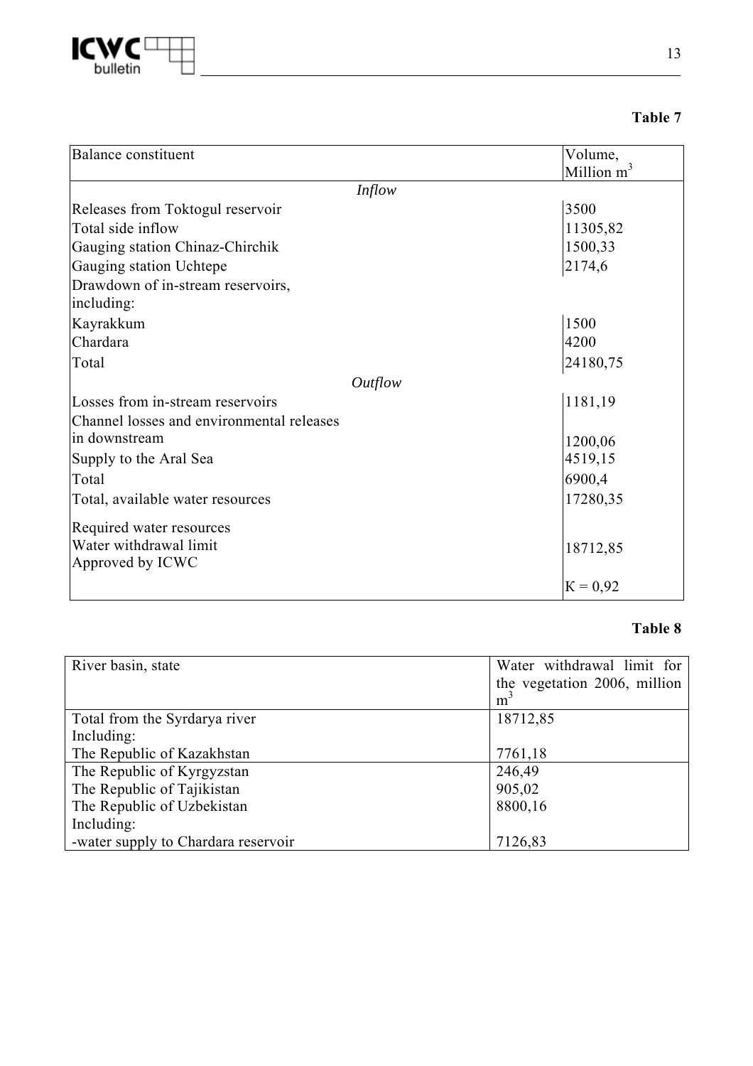**Table 7**

| Balance constituent | Volume, Million $m^3$ |
|---|---|
| *Inflow* | |
| Releases from Toktogul reservoir | 3500 |
| Total side inflow | 11305,82 |
| Gauging station Chinaz-Chirchik | 1500,33 |
| Gauging station Uchtepe | 2174,6 |
| Drawdown of in-stream reservoirs, including: | |
| Kayrakkum | 1500 |
| Chardara | 4200 |
| Total | 24180,75 |
| *Outflow* | |
| Losses from in-stream reservoirs | 1181,19 |
| Channel losses and environmental releases in downstream | 1200,06 |
| Supply to the Aral Sea | 4519,15 |
| Total | 6900,4 |
| Total, available water resources | 17280,35 |
| Required water resources Water withdrawal limit Approved by ICWC | 18712,85 |
| | K = 0,92 |

**Table 8**

| River basin, state | Water withdrawal limit for the vegetation 2006, million $m^3$ |
|---|---|
| Total from the Syrdarya river | 18712,85 |
| Including: | |
| The Republic of Kazakhstan | 7761,18 |
| The Republic of Kyrgyzstan | 246,49 |
| The Republic of Tajikistan | 905,02 |
| The Republic of Uzbekistan | 8800,16 |
| Including: | |
| -water supply to Chardara reservoir | 7126,83 |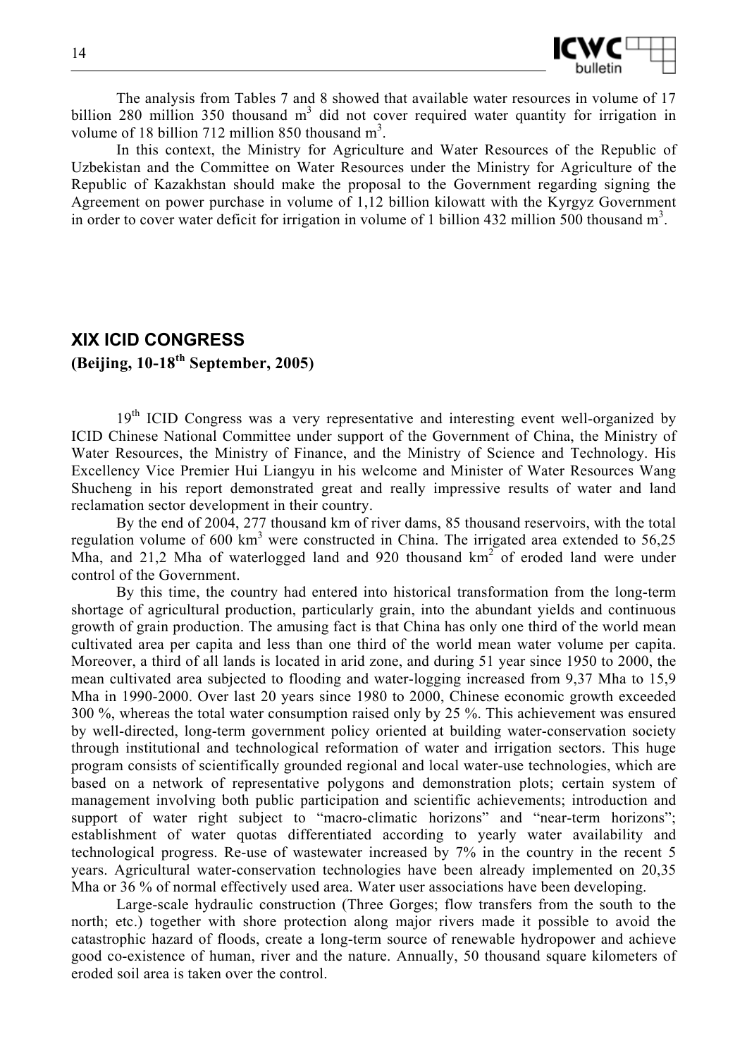The analysis from Tables 7 and 8 showed that available water resources in volume of 17 billion 280 million 350 thousand $m^3$ did not cover required water quantity for irrigation in volume of 18 billion 712 million 850 thousand $m^3$.

In this context, the Ministry for Agriculture and Water Resources of the Republic of Uzbekistan and the Committee on Water Resources under the Ministry for Agriculture of the Republic of Kazakhstan should make the proposal to the Government regarding signing the Agreement on power purchase in volume of 1,12 billion kilowatt with the Kyrgyz Government in order to cover water deficit for irrigation in volume of 1 billion 432 million 500 thousand $m^3$.

## XIX ICID CONGRESS

**(Beijing, 10-18th September, 2005)**

19th ICID Congress was a very representative and interesting event well-organized by ICID Chinese National Committee under support of the Government of China, the Ministry of Water Resources, the Ministry of Finance, and the Ministry of Science and Technology. His Excellency Vice Premier Hui Liangyu in his welcome and Minister of Water Resources Wang Shucheng in his report demonstrated great and really impressive results of water and land reclamation sector development in their country.

By the end of 2004, 277 thousand km of river dams, 85 thousand reservoirs, with the total regulation volume of 600 $km^3$ were constructed in China. The irrigated area extended to 56,25 Mha, and 21,2 Mha of waterlogged land and 920 thousand $km^2$ of eroded land were under control of the Government.

By this time, the country had entered into historical transformation from the long-term shortage of agricultural production, particularly grain, into the abundant yields and continuous growth of grain production. The amusing fact is that China has only one third of the world mean cultivated area per capita and less than one third of the world mean water volume per capita. Moreover, a third of all lands is located in arid zone, and during 51 year since 1950 to 2000, the mean cultivated area subjected to flooding and water-logging increased from 9,37 Mha to 15,9 Mha in 1990-2000. Over last 20 years since 1980 to 2000, Chinese economic growth exceeded 300 %, whereas the total water consumption raised only by 25 %. This achievement was ensured by well-directed, long-term government policy oriented at building water-conservation society through institutional and technological reformation of water and irrigation sectors. This huge program consists of scientifically grounded regional and local water-use technologies, which are based on a network of representative polygons and demonstration plots; certain system of management involving both public participation and scientific achievements; introduction and support of water right subject to "macro-climatic horizons" and "near-term horizons"; establishment of water quotas differentiated according to yearly water availability and technological progress. Re-use of wastewater increased by 7% in the country in the recent 5 years. Agricultural water-conservation technologies have been already implemented on 20,35 Mha or 36 % of normal effectively used area. Water user associations have been developing.

Large-scale hydraulic construction (Three Gorges; flow transfers from the south to the north; etc.) together with shore protection along major rivers made it possible to avoid the catastrophic hazard of floods, create a long-term source of renewable hydropower and achieve good co-existence of human, river and the nature. Annually, 50 thousand square kilometers of eroded soil area is taken over the control.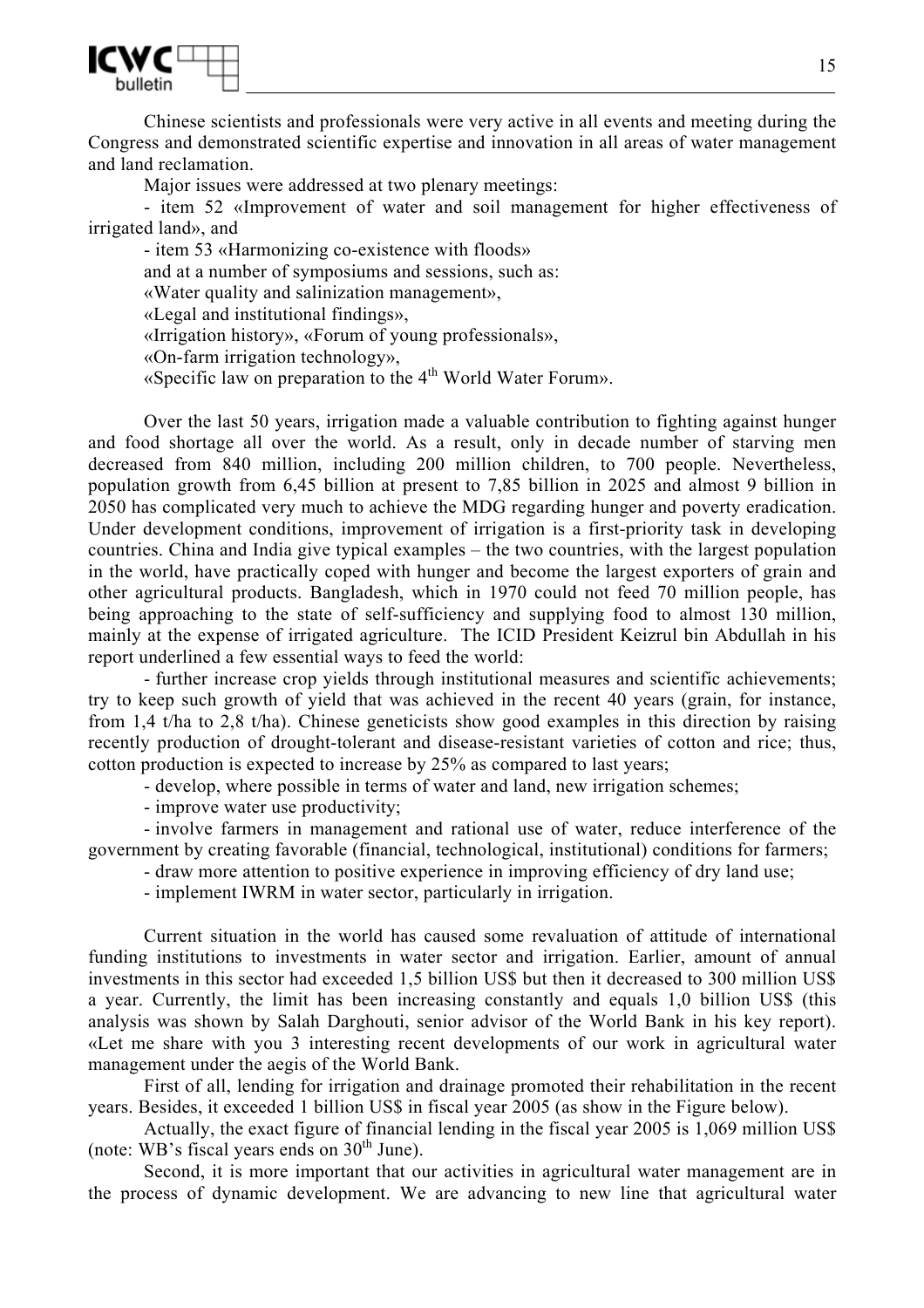Chinese scientists and professionals were very active in all events and meeting during the Congress and demonstrated scientific expertise and innovation in all areas of water management and land reclamation.

Major issues were addressed at two plenary meetings:

- item 52 «Improvement of water and soil management for higher effectiveness of irrigated land», and
- item 53 «Harmonizing co-existence with floods»

and at a number of symposiums and sessions, such as:

«Water quality and salinization management»,

«Legal and institutional findings»,

«Irrigation history», «Forum of young professionals»,

«On-farm irrigation technology»,

«Specific law on preparation to the 4th World Water Forum».

Over the last 50 years, irrigation made a valuable contribution to fighting against hunger and food shortage all over the world. As a result, only in decade number of starving men decreased from 840 million, including 200 million children, to 700 people. Nevertheless, population growth from 6,45 billion at present to 7,85 billion in 2025 and almost 9 billion in 2050 has complicated very much to achieve the MDG regarding hunger and poverty eradication. Under development conditions, improvement of irrigation is a first-priority task in developing countries. China and India give typical examples – the two countries, with the largest population in the world, have practically coped with hunger and become the largest exporters of grain and other agricultural products. Bangladesh, which in 1970 could not feed 70 million people, has being approaching to the state of self-sufficiency and supplying food to almost 130 million, mainly at the expense of irrigated agriculture. The ICID President Keizrul bin Abdullah in his report underlined a few essential ways to feed the world:

- further increase crop yields through institutional measures and scientific achievements; try to keep such growth of yield that was achieved in the recent 40 years (grain, for instance, from 1,4 t/ha to 2,8 t/ha). Chinese geneticists show good examples in this direction by raising recently production of drought-tolerant and disease-resistant varieties of cotton and rice; thus, cotton production is expected to increase by 25% as compared to last years;
- develop, where possible in terms of water and land, new irrigation schemes;
- improve water use productivity;
- involve farmers in management and rational use of water, reduce interference of the government by creating favorable (financial, technological, institutional) conditions for farmers;
- draw more attention to positive experience in improving efficiency of dry land use;
- implement IWRM in water sector, particularly in irrigation.

Current situation in the world has caused some revaluation of attitude of international funding institutions to investments in water sector and irrigation. Earlier, amount of annual investments in this sector had exceeded 1,5 billion US$ but then it decreased to 300 million US$ a year. Currently, the limit has been increasing constantly and equals 1,0 billion US$ (this analysis was shown by Salah Darghouti, senior advisor of the World Bank in his key report). «Let me share with you 3 interesting recent developments of our work in agricultural water management under the aegis of the World Bank.

First of all, lending for irrigation and drainage promoted their rehabilitation in the recent years. Besides, it exceeded 1 billion US$ in fiscal year 2005 (as show in the Figure below).

Actually, the exact figure of financial lending in the fiscal year 2005 is 1,069 million US$ (note: WB's fiscal years ends on 30th June).

Second, it is more important that our activities in agricultural water management are in the process of dynamic development. We are advancing to new line that agricultural water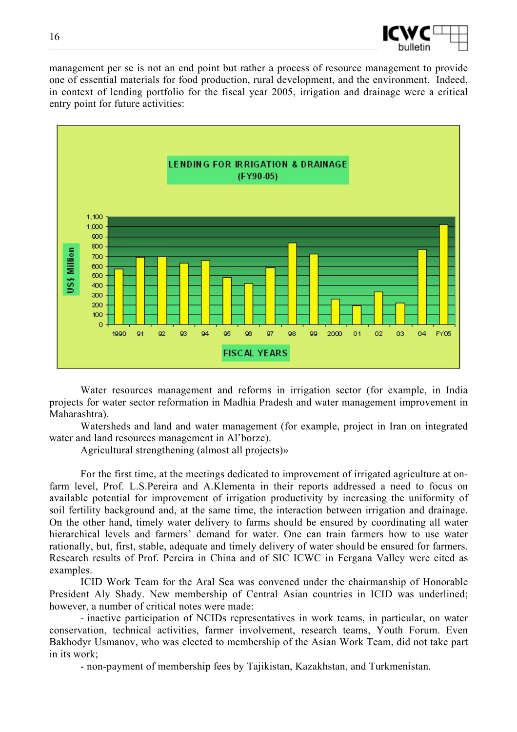management per se is not an end point but rather a process of resource management to provide one of essential materials for food production, rural development, and the environment. Indeed, in context of lending portfolio for the fiscal year 2005, irrigation and drainage were a critical entry point for future activities:

LENDING FOR IRRIGATION & DRAINAGE (FY90-05)

Water resources management and reforms in irrigation sector (for example, in India projects for water sector reformation in Madhia Pradesh and water management improvement in Maharashtra).

Watersheds and land and water management (for example, project in Iran on integrated water and land resources management in Al'borze).

Agricultural strengthening (almost all projects)»

For the first time, at the meetings dedicated to improvement of irrigated agriculture at on-farm level, Prof. L.S.Pereira and A.Klementa in their reports addressed a need to focus on available potential for improvement of irrigation productivity by increasing the uniformity of soil fertility background and, at the same time, the interaction between irrigation and drainage. On the other hand, timely water delivery to farms should be ensured by coordinating all water hierarchical levels and farmers' demand for water. One can train farmers how to use water rationally, but, first, stable, adequate and timely delivery of water should be ensured for farmers. Research results of Prof. Pereira in China and of SIC ICWC in Fergana Valley were cited as examples.

ICID Work Team for the Aral Sea was convened under the chairmanship of Honorable President Aly Shady. New membership of Central Asian countries in ICID was underlined; however, a number of critical notes were made:

- inactive participation of NCIDs representatives in work teams, in particular, on water conservation, technical activities, farmer involvement, research teams, Youth Forum. Even Bakhodyr Usmanov, who was elected to membership of the Asian Work Team, did not take part in its work;

- non-payment of membership fees by Tajikistan, Kazakhstan, and Turkmenistan.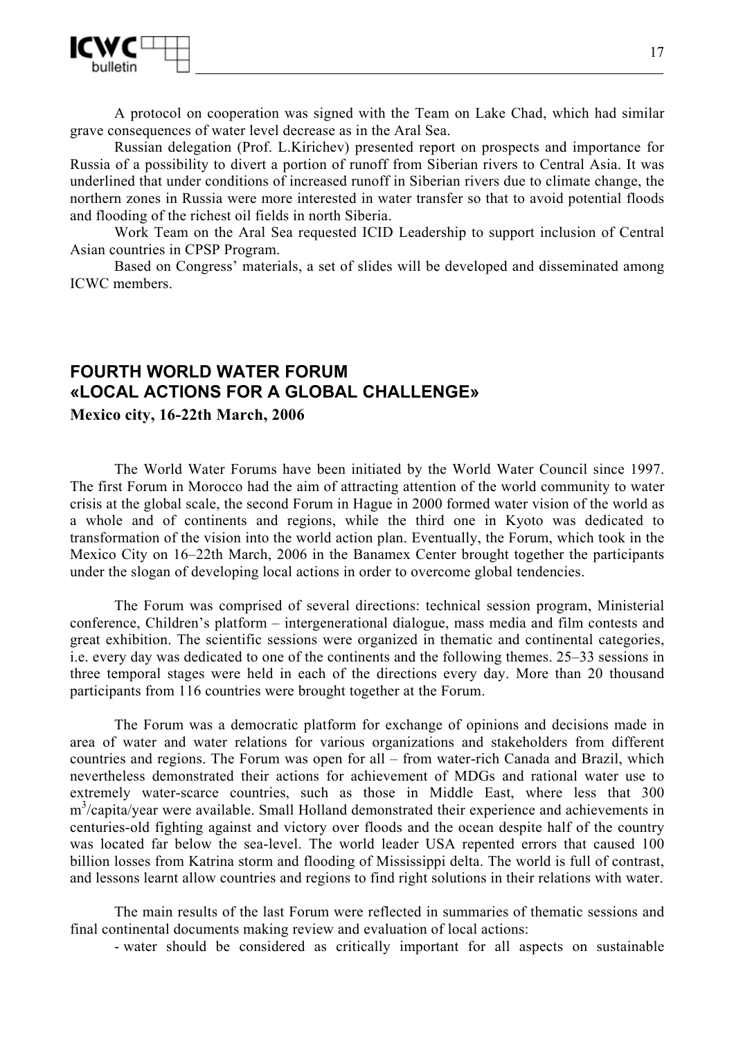A protocol on cooperation was signed with the Team on Lake Chad, which had similar grave consequences of water level decrease as in the Aral Sea.

Russian delegation (Prof. L.Kirichev) presented report on prospects and importance for Russia of a possibility to divert a portion of runoff from Siberian rivers to Central Asia. It was underlined that under conditions of increased runoff in Siberian rivers due to climate change, the northern zones in Russia were more interested in water transfer so that to avoid potential floods and flooding of the richest oil fields in north Siberia.

Work Team on the Aral Sea requested ICID Leadership to support inclusion of Central Asian countries in CPSP Program.

Based on Congress' materials, a set of slides will be developed and disseminated among ICWC members.

## FOURTH WORLD WATER FORUM «LOCAL ACTIONS FOR A GLOBAL CHALLENGE»

**Mexico city, 16-22th March, 2006**

The World Water Forums have been initiated by the World Water Council since 1997. The first Forum in Morocco had the aim of attracting attention of the world community to water crisis at the global scale, the second Forum in Hague in 2000 formed water vision of the world as a whole and of continents and regions, while the third one in Kyoto was dedicated to transformation of the vision into the world action plan. Eventually, the Forum, which took in the Mexico City on 16–22th March, 2006 in the Banamex Center brought together the participants under the slogan of developing local actions in order to overcome global tendencies.

The Forum was comprised of several directions: technical session program, Ministerial conference, Children's platform – intergenerational dialogue, mass media and film contests and great exhibition. The scientific sessions were organized in thematic and continental categories, i.e. every day was dedicated to one of the continents and the following themes. 25–33 sessions in three temporal stages were held in each of the directions every day. More than 20 thousand participants from 116 countries were brought together at the Forum.

The Forum was a democratic platform for exchange of opinions and decisions made in area of water and water relations for various organizations and stakeholders from different countries and regions. The Forum was open for all – from water-rich Canada and Brazil, which nevertheless demonstrated their actions for achievement of MDGs and rational water use to extremely water-scarce countries, such as those in Middle East, where less that 300 $m^3$/capita/year were available. Small Holland demonstrated their experience and achievements in centuries-old fighting against and victory over floods and the ocean despite half of the country was located far below the sea-level. The world leader USA repented errors that caused 100 billion losses from Katrina storm and flooding of Mississippi delta. The world is full of contrast, and lessons learnt allow countries and regions to find right solutions in their relations with water.

The main results of the last Forum were reflected in summaries of thematic sessions and final continental documents making review and evaluation of local actions:

- water should be considered as critically important for all aspects on sustainable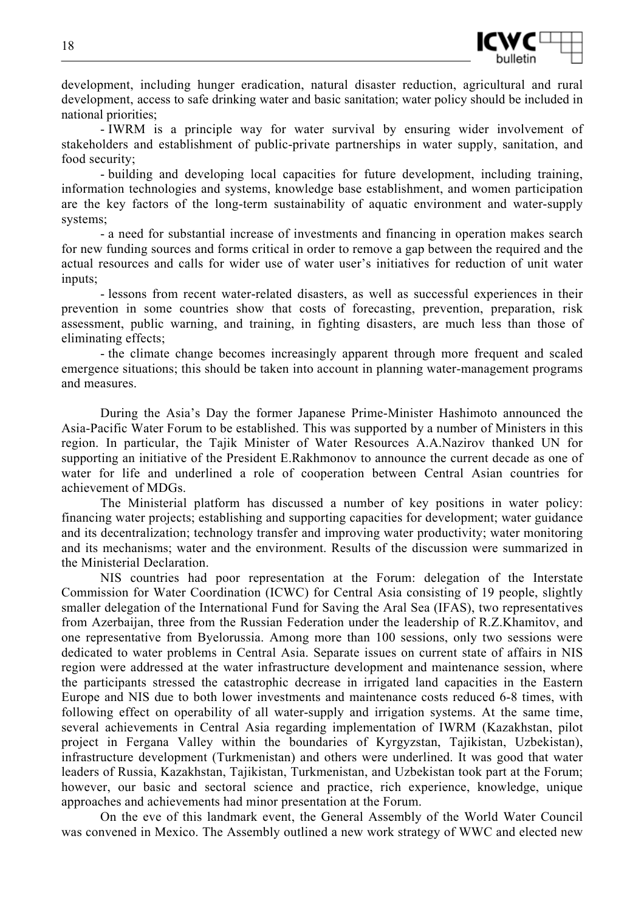development, including hunger eradication, natural disaster reduction, agricultural and rural development, access to safe drinking water and basic sanitation; water policy should be included in national priorities;

- IWRM is a principle way for water survival by ensuring wider involvement of stakeholders and establishment of public-private partnerships in water supply, sanitation, and food security;
- building and developing local capacities for future development, including training, information technologies and systems, knowledge base establishment, and women participation are the key factors of the long-term sustainability of aquatic environment and water-supply systems;
- a need for substantial increase of investments and financing in operation makes search for new funding sources and forms critical in order to remove a gap between the required and the actual resources and calls for wider use of water user's initiatives for reduction of unit water inputs;
- lessons from recent water-related disasters, as well as successful experiences in their prevention in some countries show that costs of forecasting, prevention, preparation, risk assessment, public warning, and training, in fighting disasters, are much less than those of eliminating effects;
- the climate change becomes increasingly apparent through more frequent and scaled emergence situations; this should be taken into account in planning water-management programs and measures.

During the Asia's Day the former Japanese Prime-Minister Hashimoto announced the Asia-Pacific Water Forum to be established. This was supported by a number of Ministers in this region. In particular, the Tajik Minister of Water Resources A.A.Nazirov thanked UN for supporting an initiative of the President E.Rakhmonov to announce the current decade as one of water for life and underlined a role of cooperation between Central Asian countries for achievement of MDGs.

The Ministerial platform has discussed a number of key positions in water policy: financing water projects; establishing and supporting capacities for development; water guidance and its decentralization; technology transfer and improving water productivity; water monitoring and its mechanisms; water and the environment. Results of the discussion were summarized in the Ministerial Declaration.

NIS countries had poor representation at the Forum: delegation of the Interstate Commission for Water Coordination (ICWC) for Central Asia consisting of 19 people, slightly smaller delegation of the International Fund for Saving the Aral Sea (IFAS), two representatives from Azerbaijan, three from the Russian Federation under the leadership of R.Z.Khamitov, and one representative from Byelorussia. Among more than 100 sessions, only two sessions were dedicated to water problems in Central Asia. Separate issues on current state of affairs in NIS region were addressed at the water infrastructure development and maintenance session, where the participants stressed the catastrophic decrease in irrigated land capacities in the Eastern Europe and NIS due to both lower investments and maintenance costs reduced 6-8 times, with following effect on operability of all water-supply and irrigation systems. At the same time, several achievements in Central Asia regarding implementation of IWRM (Kazakhstan, pilot project in Fergana Valley within the boundaries of Kyrgyzstan, Tajikistan, Uzbekistan), infrastructure development (Turkmenistan) and others were underlined. It was good that water leaders of Russia, Kazakhstan, Tajikistan, Turkmenistan, and Uzbekistan took part at the Forum; however, our basic and sectoral science and practice, rich experience, knowledge, unique approaches and achievements had minor presentation at the Forum.

On the eve of this landmark event, the General Assembly of the World Water Council was convened in Mexico. The Assembly outlined a new work strategy of WWC and elected new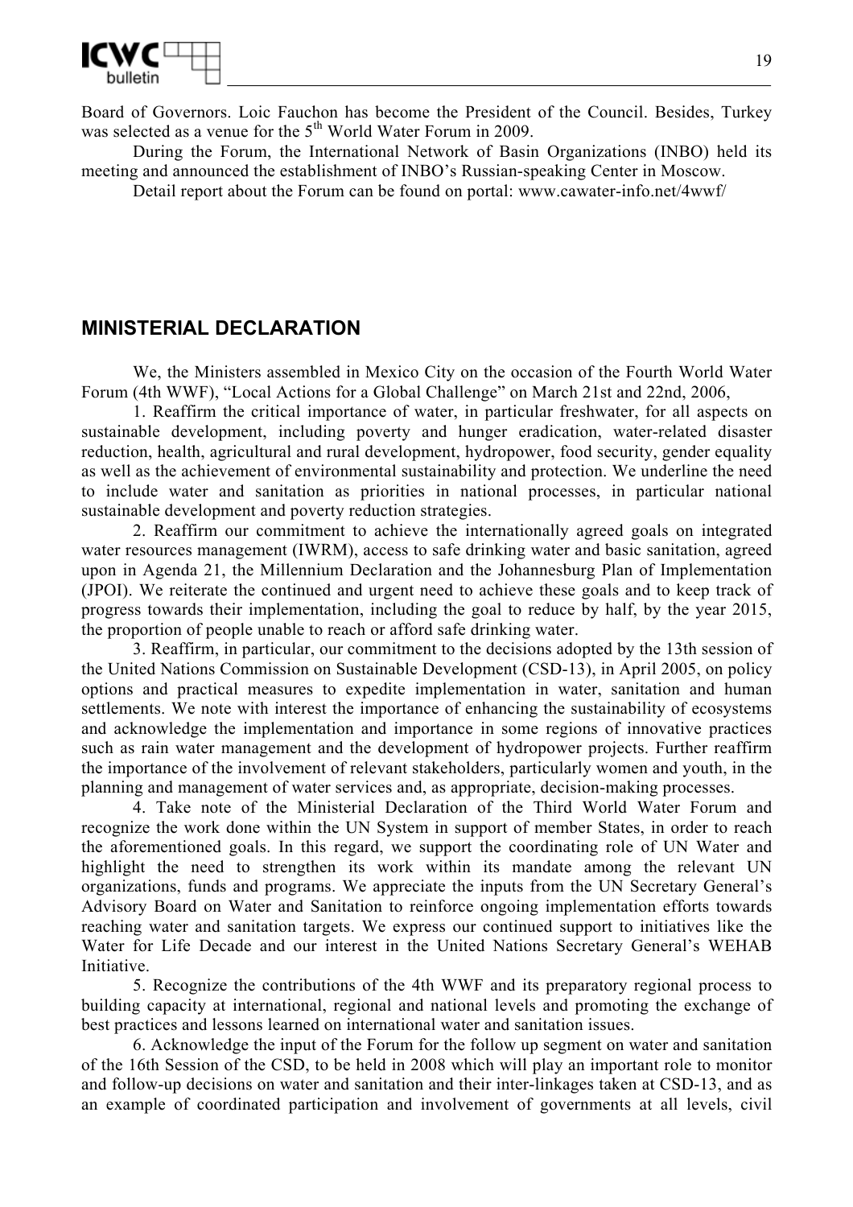Board of Governors. Loic Fauchon has become the President of the Council. Besides, Turkey was selected as a venue for the 5th World Water Forum in 2009.

During the Forum, the International Network of Basin Organizations (INBO) held its meeting and announced the establishment of INBO's Russian-speaking Center in Moscow.

Detail report about the Forum can be found on portal: www.cawater-info.net/4wwf/

## MINISTERIAL DECLARATION

We, the Ministers assembled in Mexico City on the occasion of the Fourth World Water Forum (4th WWF), "Local Actions for a Global Challenge" on March 21st and 22nd, 2006,

1. Reaffirm the critical importance of water, in particular freshwater, for all aspects on sustainable development, including poverty and hunger eradication, water-related disaster reduction, health, agricultural and rural development, hydropower, food security, gender equality as well as the achievement of environmental sustainability and protection. We underline the need to include water and sanitation as priorities in national processes, in particular national sustainable development and poverty reduction strategies.

2. Reaffirm our commitment to achieve the internationally agreed goals on integrated water resources management (IWRM), access to safe drinking water and basic sanitation, agreed upon in Agenda 21, the Millennium Declaration and the Johannesburg Plan of Implementation (JPOI). We reiterate the continued and urgent need to achieve these goals and to keep track of progress towards their implementation, including the goal to reduce by half, by the year 2015, the proportion of people unable to reach or afford safe drinking water.

3. Reaffirm, in particular, our commitment to the decisions adopted by the 13th session of the United Nations Commission on Sustainable Development (CSD-13), in April 2005, on policy options and practical measures to expedite implementation in water, sanitation and human settlements. We note with interest the importance of enhancing the sustainability of ecosystems and acknowledge the implementation and importance in some regions of innovative practices such as rain water management and the development of hydropower projects. Further reaffirm the importance of the involvement of relevant stakeholders, particularly women and youth, in the planning and management of water services and, as appropriate, decision-making processes.

4. Take note of the Ministerial Declaration of the Third World Water Forum and recognize the work done within the UN System in support of member States, in order to reach the aforementioned goals. In this regard, we support the coordinating role of UN Water and highlight the need to strengthen its work within its mandate among the relevant UN organizations, funds and programs. We appreciate the inputs from the UN Secretary General's Advisory Board on Water and Sanitation to reinforce ongoing implementation efforts towards reaching water and sanitation targets. We express our continued support to initiatives like the Water for Life Decade and our interest in the United Nations Secretary General's WEHAB Initiative.

5. Recognize the contributions of the 4th WWF and its preparatory regional process to building capacity at international, regional and national levels and promoting the exchange of best practices and lessons learned on international water and sanitation issues.

6. Acknowledge the input of the Forum for the follow up segment on water and sanitation of the 16th Session of the CSD, to be held in 2008 which will play an important role to monitor and follow-up decisions on water and sanitation and their inter-linkages taken at CSD-13, and as an example of coordinated participation and involvement of governments at all levels, civil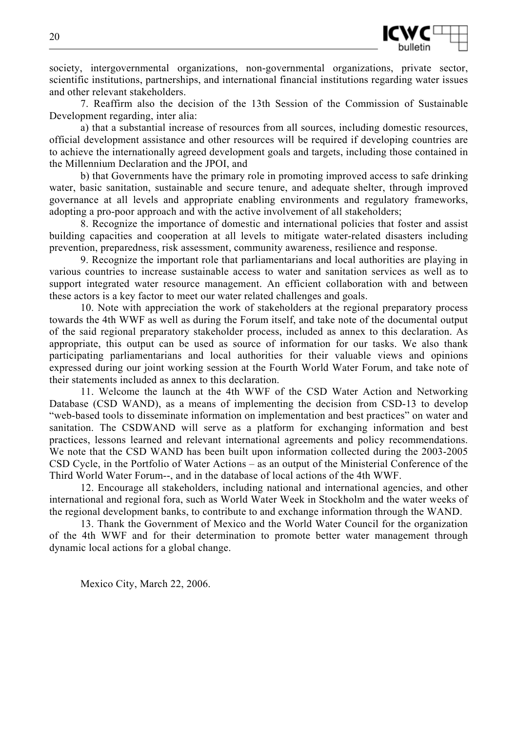society, intergovernmental organizations, non-governmental organizations, private sector, scientific institutions, partnerships, and international financial institutions regarding water issues and other relevant stakeholders.

7. Reaffirm also the decision of the 13th Session of the Commission of Sustainable Development regarding, inter alia:

a) that a substantial increase of resources from all sources, including domestic resources, official development assistance and other resources will be required if developing countries are to achieve the internationally agreed development goals and targets, including those contained in the Millennium Declaration and the JPOI, and

b) that Governments have the primary role in promoting improved access to safe drinking water, basic sanitation, sustainable and secure tenure, and adequate shelter, through improved governance at all levels and appropriate enabling environments and regulatory frameworks, adopting a pro-poor approach and with the active involvement of all stakeholders;

8. Recognize the importance of domestic and international policies that foster and assist building capacities and cooperation at all levels to mitigate water-related disasters including prevention, preparedness, risk assessment, community awareness, resilience and response.

9. Recognize the important role that parliamentarians and local authorities are playing in various countries to increase sustainable access to water and sanitation services as well as to support integrated water resource management. An efficient collaboration with and between these actors is a key factor to meet our water related challenges and goals.

10. Note with appreciation the work of stakeholders at the regional preparatory process towards the 4th WWF as well as during the Forum itself, and take note of the documental output of the said regional preparatory stakeholder process, included as annex to this declaration. As appropriate, this output can be used as source of information for our tasks. We also thank participating parliamentarians and local authorities for their valuable views and opinions expressed during our joint working session at the Fourth World Water Forum, and take note of their statements included as annex to this declaration.

11. Welcome the launch at the 4th WWF of the CSD Water Action and Networking Database (CSD WAND), as a means of implementing the decision from CSD-13 to develop "web-based tools to disseminate information on implementation and best practices" on water and sanitation. The CSDWAND will serve as a platform for exchanging information and best practices, lessons learned and relevant international agreements and policy recommendations. We note that the CSD WAND has been built upon information collected during the 2003-2005 CSD Cycle, in the Portfolio of Water Actions – as an output of the Ministerial Conference of the Third World Water Forum--, and in the database of local actions of the 4th WWF.

12. Encourage all stakeholders, including national and international agencies, and other international and regional fora, such as World Water Week in Stockholm and the water weeks of the regional development banks, to contribute to and exchange information through the WAND.

13. Thank the Government of Mexico and the World Water Council for the organization of the 4th WWF and for their determination to promote better water management through dynamic local actions for a global change.

Mexico City, March 22, 2006.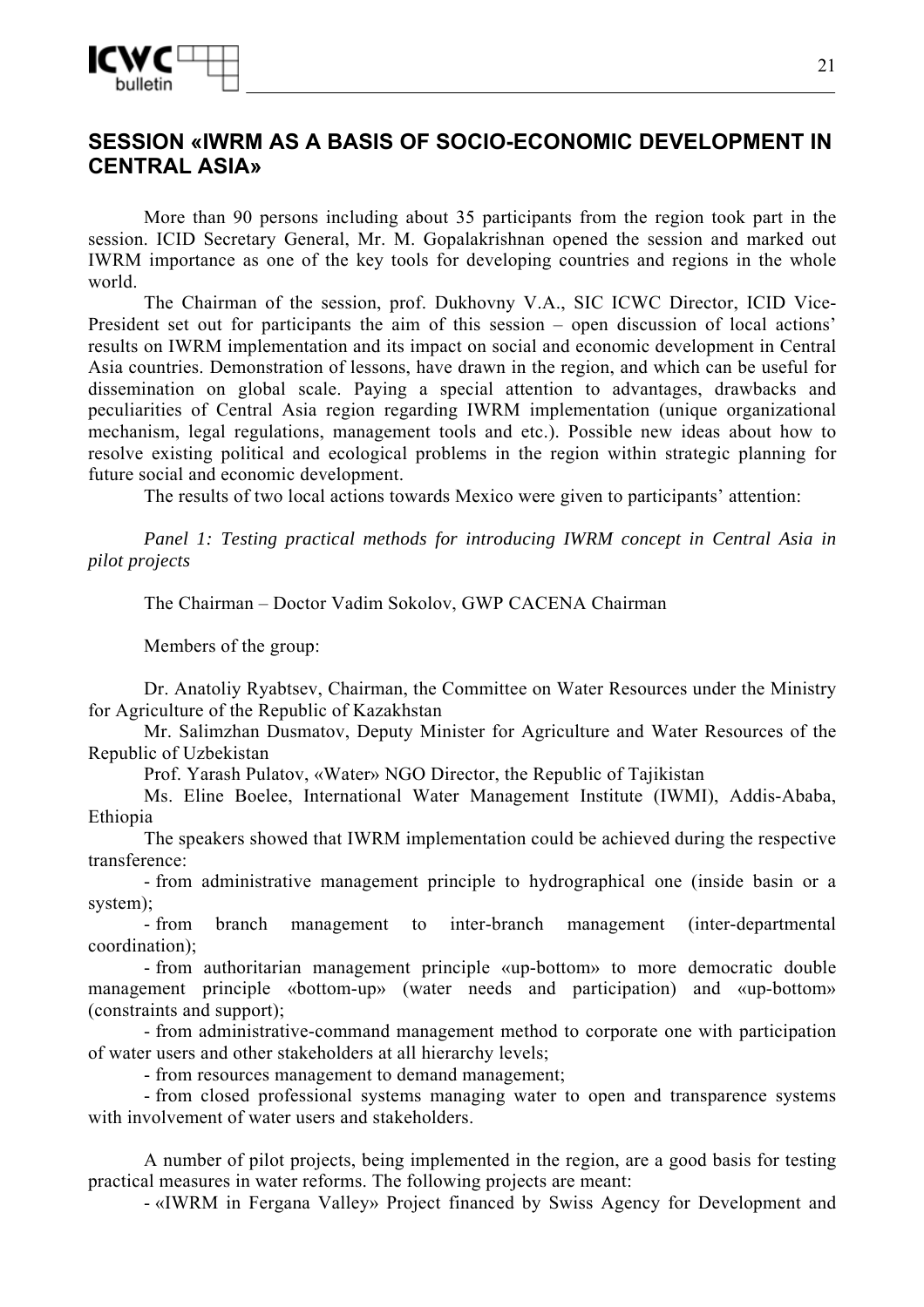## SESSION «IWRM AS A BASIS OF SOCIO-ECONOMIC DEVELOPMENT IN CENTRAL ASIA»

More than 90 persons including about 35 participants from the region took part in the session. ICID Secretary General, Mr. M. Gopalakrishnan opened the session and marked out IWRM importance as one of the key tools for developing countries and regions in the whole world.

The Chairman of the session, prof. Dukhovny V.A., SIC ICWC Director, ICID Vice-President set out for participants the aim of this session – open discussion of local actions' results on IWRM implementation and its impact on social and economic development in Central Asia countries. Demonstration of lessons, have drawn in the region, and which can be useful for dissemination on global scale. Paying a special attention to advantages, drawbacks and peculiarities of Central Asia region regarding IWRM implementation (unique organizational mechanism, legal regulations, management tools and etc.). Possible new ideas about how to resolve existing political and ecological problems in the region within strategic planning for future social and economic development.

The results of two local actions towards Mexico were given to participants' attention:

*Panel 1: Testing practical methods for introducing IWRM concept in Central Asia in pilot projects*

The Chairman – Doctor Vadim Sokolov, GWP CACENA Chairman

Members of the group:

Dr. Anatoliy Ryabtsev, Chairman, the Committee on Water Resources under the Ministry for Agriculture of the Republic of Kazakhstan

Mr. Salimzhan Dusmatov, Deputy Minister for Agriculture and Water Resources of the Republic of Uzbekistan

Prof. Yarash Pulatov, «Water» NGO Director, the Republic of Tajikistan

Ms. Eline Boelee, International Water Management Institute (IWMI), Addis-Ababa, Ethiopia

The speakers showed that IWRM implementation could be achieved during the respective transference:

- from administrative management principle to hydrographical one (inside basin or a system);
- from branch management to inter-branch management (inter-departmental coordination);
- from authoritarian management principle «up-bottom» to more democratic double management principle «bottom-up» (water needs and participation) and «up-bottom» (constraints and support);
- from administrative-command management method to corporate one with participation of water users and other stakeholders at all hierarchy levels;
- from resources management to demand management;
- from closed professional systems managing water to open and transparence systems with involvement of water users and stakeholders.

A number of pilot projects, being implemented in the region, are a good basis for testing practical measures in water reforms. The following projects are meant:

- «IWRM in Fergana Valley» Project financed by Swiss Agency for Development and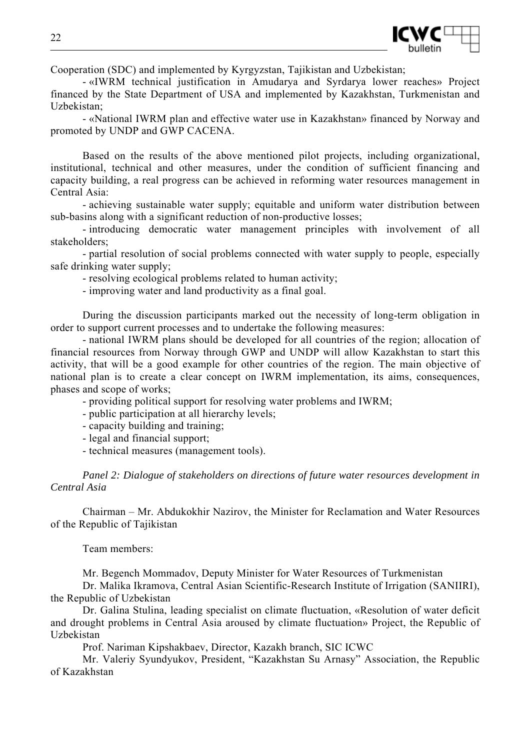Cooperation (SDC) and implemented by Kyrgyzstan, Tajikistan and Uzbekistan;

- «IWRM technical justification in Amudarya and Syrdarya lower reaches» Project financed by the State Department of USA and implemented by Kazakhstan, Turkmenistan and Uzbekistan;
- «National IWRM plan and effective water use in Kazakhstan» financed by Norway and promoted by UNDP and GWP CACENA.

Based on the results of the above mentioned pilot projects, including organizational, institutional, technical and other measures, under the condition of sufficient financing and capacity building, a real progress can be achieved in reforming water resources management in Central Asia:

- achieving sustainable water supply; equitable and uniform water distribution between sub-basins along with a significant reduction of non-productive losses;
- introducing democratic water management principles with involvement of all stakeholders;
- partial resolution of social problems connected with water supply to people, especially safe drinking water supply;
- resolving ecological problems related to human activity;
- improving water and land productivity as a final goal.

During the discussion participants marked out the necessity of long-term obligation in order to support current processes and to undertake the following measures:

- national IWRM plans should be developed for all countries of the region; allocation of financial resources from Norway through GWP and UNDP will allow Kazakhstan to start this activity, that will be a good example for other countries of the region. The main objective of national plan is to create a clear concept on IWRM implementation, its aims, consequences, phases and scope of works;
- providing political support for resolving water problems and IWRM;
- public participation at all hierarchy levels;
- capacity building and training;
- legal and financial support;
- technical measures (management tools).

*Panel 2: Dialogue of stakeholders on directions of future water resources development in Central Asia*

Chairman – Mr. Abdukokhir Nazirov, the Minister for Reclamation and Water Resources of the Republic of Tajikistan

Team members:

Mr. Begench Mommadov, Deputy Minister for Water Resources of Turkmenistan

Dr. Malika Ikramova, Central Asian Scientific-Research Institute of Irrigation (SANIIRI), the Republic of Uzbekistan

Dr. Galina Stulina, leading specialist on climate fluctuation, «Resolution of water deficit and drought problems in Central Asia aroused by climate fluctuation» Project, the Republic of Uzbekistan

Prof. Nariman Kipshakbaev, Director, Kazakh branch, SIC ICWC

Mr. Valeriy Syundyukov, President, "Kazakhstan Su Arnasy" Association, the Republic of Kazakhstan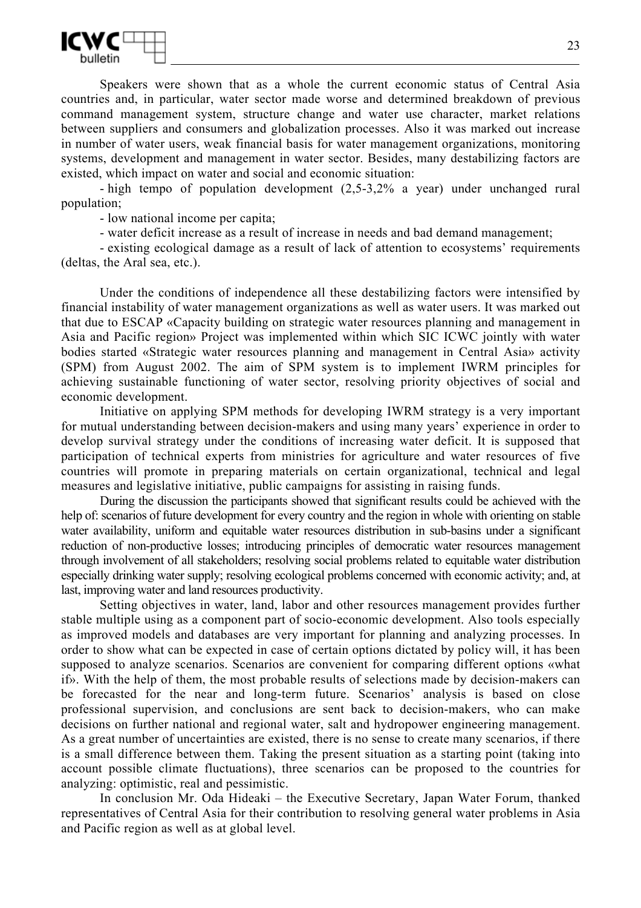Speakers were shown that as a whole the current economic status of Central Asia countries and, in particular, water sector made worse and determined breakdown of previous command management system, structure change and water use character, market relations between suppliers and consumers and globalization processes. Also it was marked out increase in number of water users, weak financial basis for water management organizations, monitoring systems, development and management in water sector. Besides, many destabilizing factors are existed, which impact on water and social and economic situation:

- high tempo of population development (2,5-3,2% a year) under unchanged rural population;
- low national income per capita;
- water deficit increase as a result of increase in needs and bad demand management;
- existing ecological damage as a result of lack of attention to ecosystems' requirements (deltas, the Aral sea, etc.).

Under the conditions of independence all these destabilizing factors were intensified by financial instability of water management organizations as well as water users. It was marked out that due to ESCAP «Capacity building on strategic water resources planning and management in Asia and Pacific region» Project was implemented within which SIC ICWC jointly with water bodies started «Strategic water resources planning and management in Central Asia» activity (SPM) from August 2002. The aim of SPM system is to implement IWRM principles for achieving sustainable functioning of water sector, resolving priority objectives of social and economic development.

Initiative on applying SPM methods for developing IWRM strategy is a very important for mutual understanding between decision-makers and using many years' experience in order to develop survival strategy under the conditions of increasing water deficit. It is supposed that participation of technical experts from ministries for agriculture and water resources of five countries will promote in preparing materials on certain organizational, technical and legal measures and legislative initiative, public campaigns for assisting in raising funds.

During the discussion the participants showed that significant results could be achieved with the help of: scenarios of future development for every country and the region in whole with orienting on stable water availability, uniform and equitable water resources distribution in sub-basins under a significant reduction of non-productive losses; introducing principles of democratic water resources management through involvement of all stakeholders; resolving social problems related to equitable water distribution especially drinking water supply; resolving ecological problems concerned with economic activity; and, at last, improving water and land resources productivity.

Setting objectives in water, land, labor and other resources management provides further stable multiple using as a component part of socio-economic development. Also tools especially as improved models and databases are very important for planning and analyzing processes. In order to show what can be expected in case of certain options dictated by policy will, it has been supposed to analyze scenarios. Scenarios are convenient for comparing different options «what if». With the help of them, the most probable results of selections made by decision-makers can be forecasted for the near and long-term future. Scenarios' analysis is based on close professional supervision, and conclusions are sent back to decision-makers, who can make decisions on further national and regional water, salt and hydropower engineering management. As a great number of uncertainties are existed, there is no sense to create many scenarios, if there is a small difference between them. Taking the present situation as a starting point (taking into account possible climate fluctuations), three scenarios can be proposed to the countries for analyzing: optimistic, real and pessimistic.

In conclusion Mr. Oda Hideaki – the Executive Secretary, Japan Water Forum, thanked representatives of Central Asia for their contribution to resolving general water problems in Asia and Pacific region as well as at global level.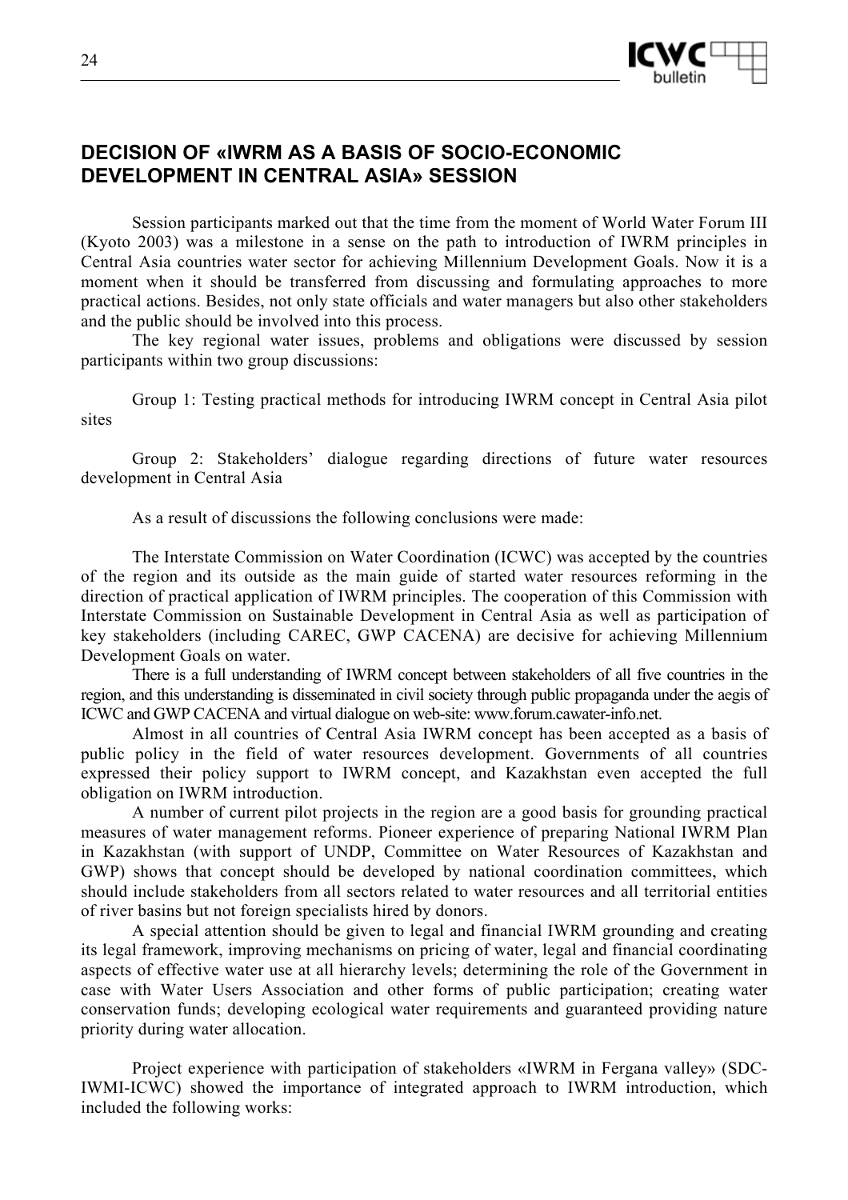## DECISION OF «IWRM AS A BASIS OF SOCIO-ECONOMIC DEVELOPMENT IN CENTRAL ASIA» SESSION

Session participants marked out that the time from the moment of World Water Forum III (Kyoto 2003) was a milestone in a sense on the path to introduction of IWRM principles in Central Asia countries water sector for achieving Millennium Development Goals. Now it is a moment when it should be transferred from discussing and formulating approaches to more practical actions. Besides, not only state officials and water managers but also other stakeholders and the public should be involved into this process.

The key regional water issues, problems and obligations were discussed by session participants within two group discussions:

Group 1: Testing practical methods for introducing IWRM concept in Central Asia pilot sites

Group 2: Stakeholders' dialogue regarding directions of future water resources development in Central Asia

As a result of discussions the following conclusions were made:

The Interstate Commission on Water Coordination (ICWC) was accepted by the countries of the region and its outside as the main guide of started water resources reforming in the direction of practical application of IWRM principles. The cooperation of this Commission with Interstate Commission on Sustainable Development in Central Asia as well as participation of key stakeholders (including CAREC, GWP CACENA) are decisive for achieving Millennium Development Goals on water.

There is a full understanding of IWRM concept between stakeholders of all five countries in the region, and this understanding is disseminated in civil society through public propaganda under the aegis of ICWC and GWP CACENA and virtual dialogue on web-site: www.forum.cawater-info.net.

Almost in all countries of Central Asia IWRM concept has been accepted as a basis of public policy in the field of water resources development. Governments of all countries expressed their policy support to IWRM concept, and Kazakhstan even accepted the full obligation on IWRM introduction.

A number of current pilot projects in the region are a good basis for grounding practical measures of water management reforms. Pioneer experience of preparing National IWRM Plan in Kazakhstan (with support of UNDP, Committee on Water Resources of Kazakhstan and GWP) shows that concept should be developed by national coordination committees, which should include stakeholders from all sectors related to water resources and all territorial entities of river basins but not foreign specialists hired by donors.

A special attention should be given to legal and financial IWRM grounding and creating its legal framework, improving mechanisms on pricing of water, legal and financial coordinating aspects of effective water use at all hierarchy levels; determining the role of the Government in case with Water Users Association and other forms of public participation; creating water conservation funds; developing ecological water requirements and guaranteed providing nature priority during water allocation.

Project experience with participation of stakeholders «IWRM in Fergana valley» (SDC-IWMI-ICWC) showed the importance of integrated approach to IWRM introduction, which included the following works: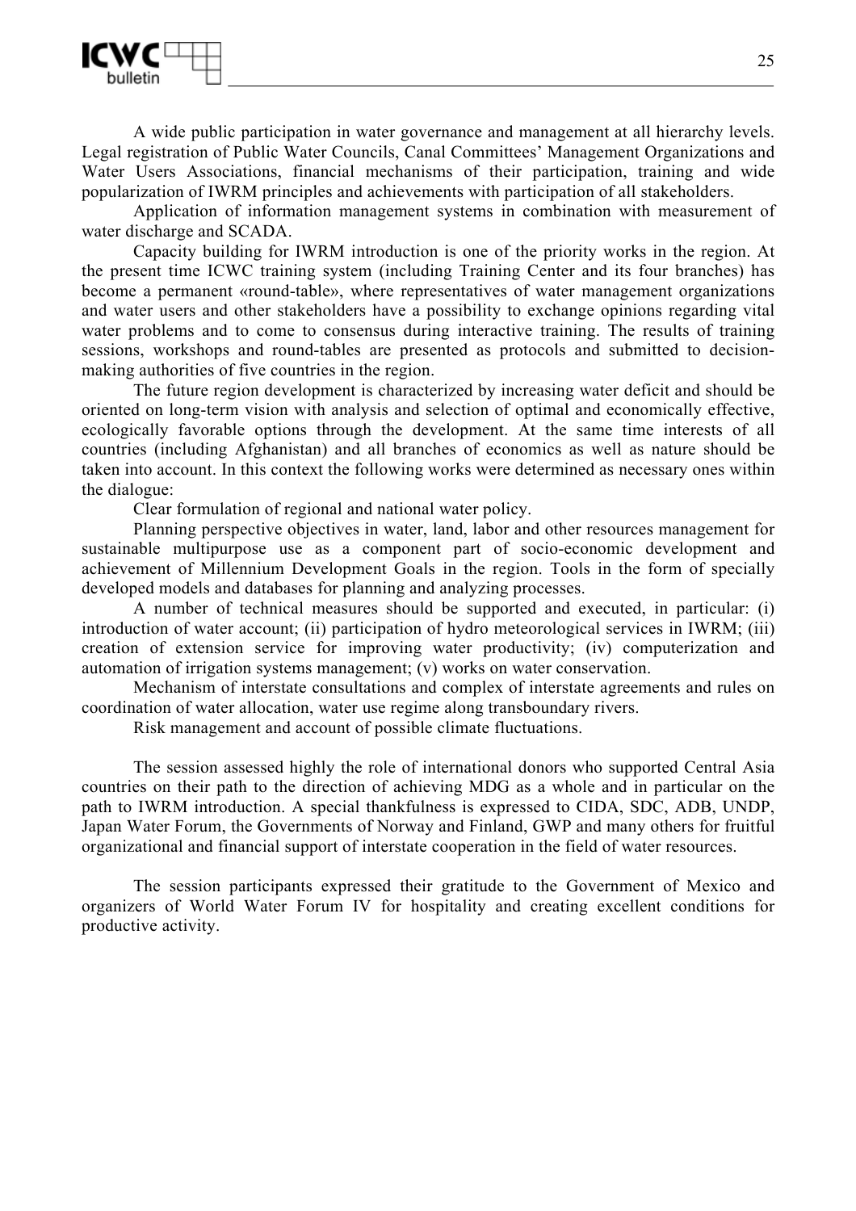A wide public participation in water governance and management at all hierarchy levels. Legal registration of Public Water Councils, Canal Committees' Management Organizations and Water Users Associations, financial mechanisms of their participation, training and wide popularization of IWRM principles and achievements with participation of all stakeholders.

Application of information management systems in combination with measurement of water discharge and SCADA.

Capacity building for IWRM introduction is one of the priority works in the region. At the present time ICWC training system (including Training Center and its four branches) has become a permanent «round-table», where representatives of water management organizations and water users and other stakeholders have a possibility to exchange opinions regarding vital water problems and to come to consensus during interactive training. The results of training sessions, workshops and round-tables are presented as protocols and submitted to decision-making authorities of five countries in the region.

The future region development is characterized by increasing water deficit and should be oriented on long-term vision with analysis and selection of optimal and economically effective, ecologically favorable options through the development. At the same time interests of all countries (including Afghanistan) and all branches of economics as well as nature should be taken into account. In this context the following works were determined as necessary ones within the dialogue:

Clear formulation of regional and national water policy.

Planning perspective objectives in water, land, labor and other resources management for sustainable multipurpose use as a component part of socio-economic development and achievement of Millennium Development Goals in the region. Tools in the form of specially developed models and databases for planning and analyzing processes.

A number of technical measures should be supported and executed, in particular: (i) introduction of water account; (ii) participation of hydro meteorological services in IWRM; (iii) creation of extension service for improving water productivity; (iv) computerization and automation of irrigation systems management; (v) works on water conservation.

Mechanism of interstate consultations and complex of interstate agreements and rules on coordination of water allocation, water use regime along transboundary rivers.

Risk management and account of possible climate fluctuations.

The session assessed highly the role of international donors who supported Central Asia countries on their path to the direction of achieving MDG as a whole and in particular on the path to IWRM introduction. A special thankfulness is expressed to CIDA, SDC, ADB, UNDP, Japan Water Forum, the Governments of Norway and Finland, GWP and many others for fruitful organizational and financial support of interstate cooperation in the field of water resources.

The session participants expressed their gratitude to the Government of Mexico and organizers of World Water Forum IV for hospitality and creating excellent conditions for productive activity.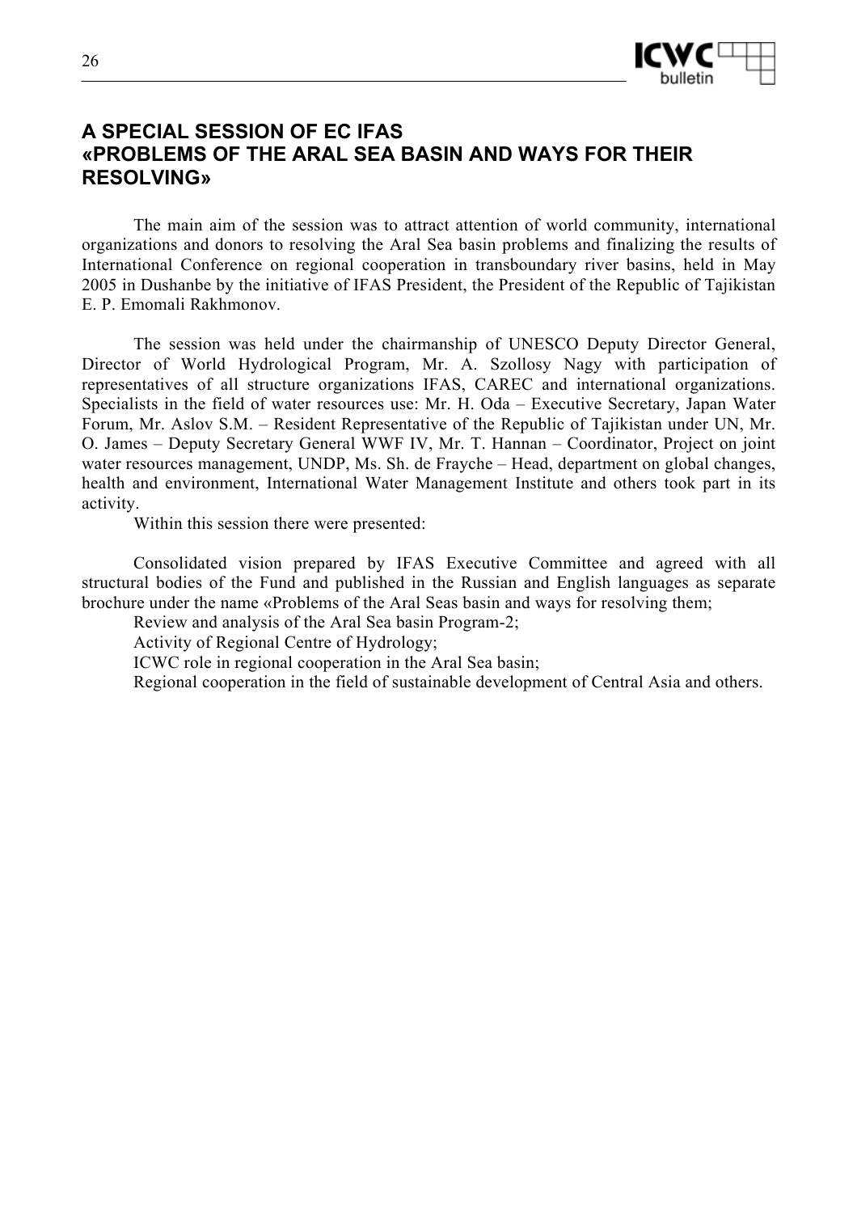# A SPECIAL SESSION OF EC IFAS «PROBLEMS OF THE ARAL SEA BASIN AND WAYS FOR THEIR RESOLVING»

The main aim of the session was to attract attention of world community, international organizations and donors to resolving the Aral Sea basin problems and finalizing the results of International Conference on regional cooperation in transboundary river basins, held in May 2005 in Dushanbe by the initiative of IFAS President, the President of the Republic of Tajikistan E. P. Emomali Rakhmonov.

The session was held under the chairmanship of UNESCO Deputy Director General, Director of World Hydrological Program, Mr. A. Szollosy Nagy with participation of representatives of all structure organizations IFAS, CAREC and international organizations. Specialists in the field of water resources use: Mr. H. Oda – Executive Secretary, Japan Water Forum, Mr. Aslov S.M. – Resident Representative of the Republic of Tajikistan under UN, Mr. O. James – Deputy Secretary General WWF IV, Mr. T. Hannan – Coordinator, Project on joint water resources management, UNDP, Ms. Sh. de Frayche – Head, department on global changes, health and environment, International Water Management Institute and others took part in its activity.

Within this session there were presented:

Consolidated vision prepared by IFAS Executive Committee and agreed with all structural bodies of the Fund and published in the Russian and English languages as separate brochure under the name «Problems of the Aral Seas basin and ways for resolving them;

Review and analysis of the Aral Sea basin Program-2;

Activity of Regional Centre of Hydrology;

ICWC role in regional cooperation in the Aral Sea basin;

Regional cooperation in the field of sustainable development of Central Asia and others.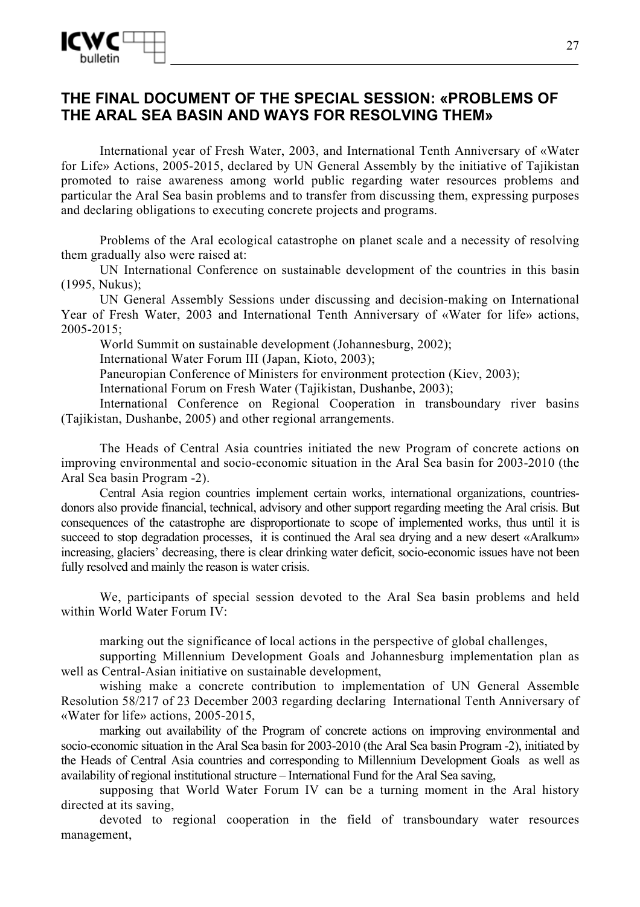## THE FINAL DOCUMENT OF THE SPECIAL SESSION: «PROBLEMS OF THE ARAL SEA BASIN AND WAYS FOR RESOLVING THEM»

International year of Fresh Water, 2003, and International Tenth Anniversary of «Water for Life» Actions, 2005-2015, declared by UN General Assembly by the initiative of Tajikistan promoted to raise awareness among world public regarding water resources problems and particular the Aral Sea basin problems and to transfer from discussing them, expressing purposes and declaring obligations to executing concrete projects and programs.

Problems of the Aral ecological catastrophe on planet scale and a necessity of resolving them gradually also were raised at:

UN International Conference on sustainable development of the countries in this basin (1995, Nukus);

UN General Assembly Sessions under discussing and decision-making on International Year of Fresh Water, 2003 and International Tenth Anniversary of «Water for life» actions, 2005-2015;

World Summit on sustainable development (Johannesburg, 2002);

International Water Forum III (Japan, Kioto, 2003);

Paneuropian Conference of Ministers for environment protection (Kiev, 2003);

International Forum on Fresh Water (Tajikistan, Dushanbe, 2003);

International Conference on Regional Cooperation in transboundary river basins (Tajikistan, Dushanbe, 2005) and other regional arrangements.

The Heads of Central Asia countries initiated the new Program of concrete actions on improving environmental and socio-economic situation in the Aral Sea basin for 2003-2010 (the Aral Sea basin Program -2).

Central Asia region countries implement certain works, international organizations, countries-donors also provide financial, technical, advisory and other support regarding meeting the Aral crisis. But consequences of the catastrophe are disproportionate to scope of implemented works, thus until it is succeed to stop degradation processes, it is continued the Aral sea drying and a new desert «Aralkum» increasing, glaciers' decreasing, there is clear drinking water deficit, socio-economic issues have not been fully resolved and mainly the reason is water crisis.

We, participants of special session devoted to the Aral Sea basin problems and held within World Water Forum IV:

marking out the significance of local actions in the perspective of global challenges,

supporting Millennium Development Goals and Johannesburg implementation plan as well as Central-Asian initiative on sustainable development,

wishing make a concrete contribution to implementation of UN General Assemble Resolution 58/217 of 23 December 2003 regarding declaring International Tenth Anniversary of «Water for life» actions, 2005-2015,

marking out availability of the Program of concrete actions on improving environmental and socio-economic situation in the Aral Sea basin for 2003-2010 (the Aral Sea basin Program -2), initiated by the Heads of Central Asia countries and corresponding to Millennium Development Goals as well as availability of regional institutional structure – International Fund for the Aral Sea saving,

supposing that World Water Forum IV can be a turning moment in the Aral history directed at its saving,

devoted to regional cooperation in the field of transboundary water resources management,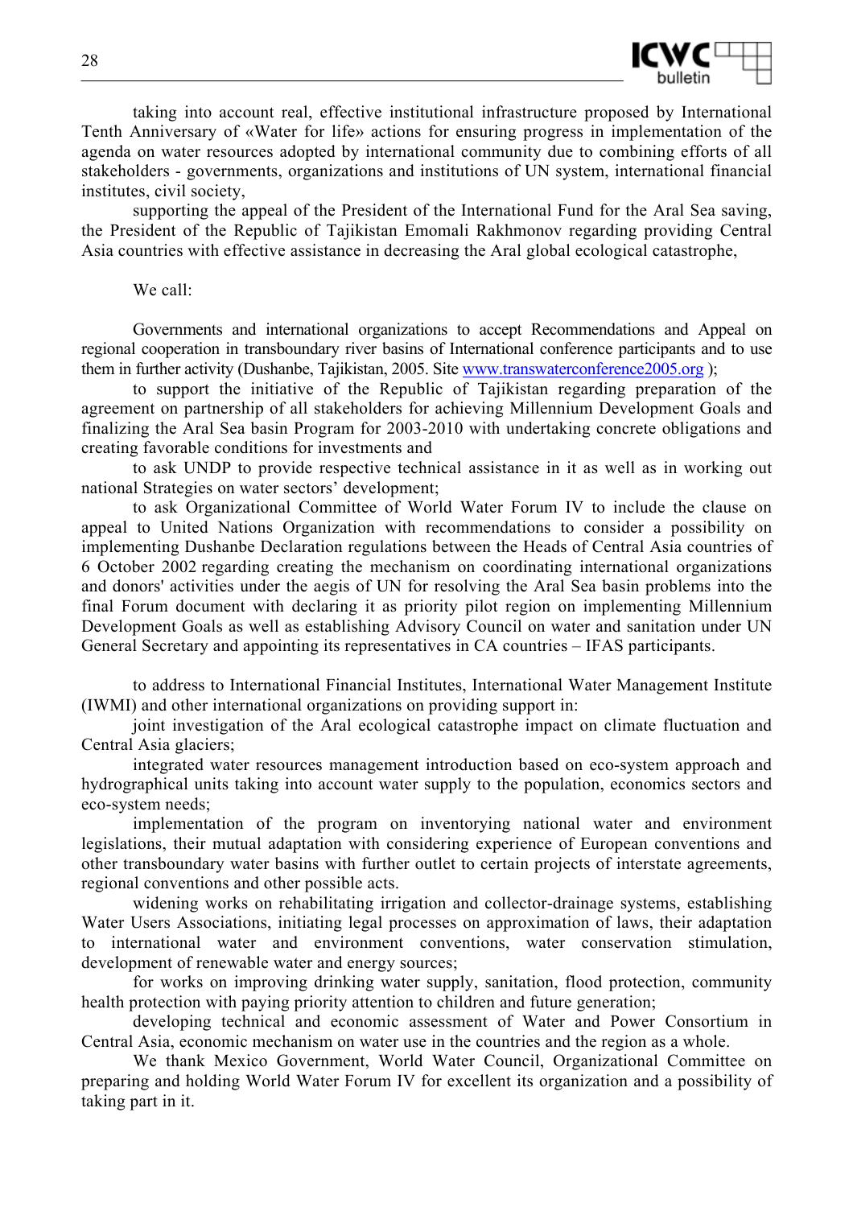taking into account real, effective institutional infrastructure proposed by International Tenth Anniversary of «Water for life» actions for ensuring progress in implementation of the agenda on water resources adopted by international community due to combining efforts of all stakeholders - governments, organizations and institutions of UN system, international financial institutes, civil society,

supporting the appeal of the President of the International Fund for the Aral Sea saving, the President of the Republic of Tajikistan Emomali Rakhmonov regarding providing Central Asia countries with effective assistance in decreasing the Aral global ecological catastrophe,

We call:

Governments and international organizations to accept Recommendations and Appeal on regional cooperation in transboundary river basins of International conference participants and to use them in further activity (Dushanbe, Tajikistan, 2005. Site www.transwaterconference2005.org );

to support the initiative of the Republic of Tajikistan regarding preparation of the agreement on partnership of all stakeholders for achieving Millennium Development Goals and finalizing the Aral Sea basin Program for 2003-2010 with undertaking concrete obligations and creating favorable conditions for investments and

to ask UNDP to provide respective technical assistance in it as well as in working out national Strategies on water sectors' development;

to ask Organizational Committee of World Water Forum IV to include the clause on appeal to United Nations Organization with recommendations to consider a possibility on implementing Dushanbe Declaration regulations between the Heads of Central Asia countries of 6 October 2002 regarding creating the mechanism on coordinating international organizations and donors' activities under the aegis of UN for resolving the Aral Sea basin problems into the final Forum document with declaring it as priority pilot region on implementing Millennium Development Goals as well as establishing Advisory Council on water and sanitation under UN General Secretary and appointing its representatives in CA countries – IFAS participants.

to address to International Financial Institutes, International Water Management Institute (IWMI) and other international organizations on providing support in:

joint investigation of the Aral ecological catastrophe impact on climate fluctuation and Central Asia glaciers;

integrated water resources management introduction based on eco-system approach and hydrographical units taking into account water supply to the population, economics sectors and eco-system needs;

implementation of the program on inventorying national water and environment legislations, their mutual adaptation with considering experience of European conventions and other transboundary water basins with further outlet to certain projects of interstate agreements, regional conventions and other possible acts.

widening works on rehabilitating irrigation and collector-drainage systems, establishing Water Users Associations, initiating legal processes on approximation of laws, their adaptation to international water and environment conventions, water conservation stimulation, development of renewable water and energy sources;

for works on improving drinking water supply, sanitation, flood protection, community health protection with paying priority attention to children and future generation;

developing technical and economic assessment of Water and Power Consortium in Central Asia, economic mechanism on water use in the countries and the region as a whole.

We thank Mexico Government, World Water Council, Organizational Committee on preparing and holding World Water Forum IV for excellent its organization and a possibility of taking part in it.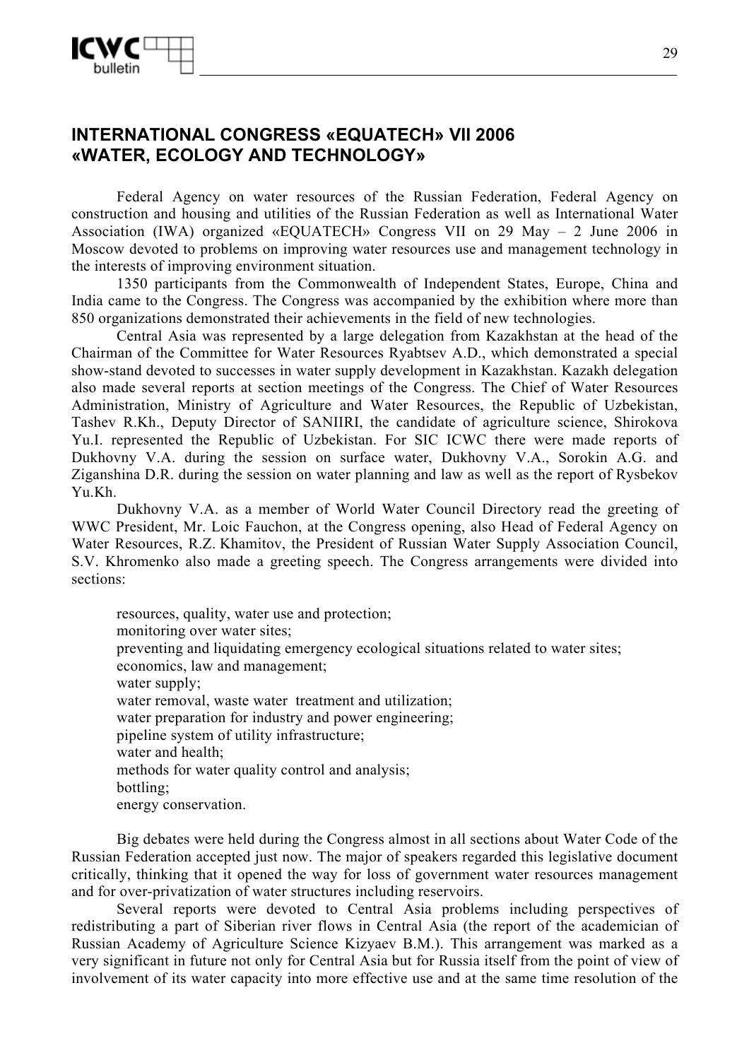## INTERNATIONAL CONGRESS «EQUATECH» VII 2006 «WATER, ECOLOGY AND TECHNOLOGY»

Federal Agency on water resources of the Russian Federation, Federal Agency on construction and housing and utilities of the Russian Federation as well as International Water Association (IWA) organized «EQUATECH» Congress VII on 29 May – 2 June 2006 in Moscow devoted to problems on improving water resources use and management technology in the interests of improving environment situation.

1350 participants from the Commonwealth of Independent States, Europe, China and India came to the Congress. The Congress was accompanied by the exhibition where more than 850 organizations demonstrated their achievements in the field of new technologies.

Central Asia was represented by a large delegation from Kazakhstan at the head of the Chairman of the Committee for Water Resources Ryabtsev A.D., which demonstrated a special show-stand devoted to successes in water supply development in Kazakhstan. Kazakh delegation also made several reports at section meetings of the Congress. The Chief of Water Resources Administration, Ministry of Agriculture and Water Resources, the Republic of Uzbekistan, Tashev R.Kh., Deputy Director of SANIIRI, the candidate of agriculture science, Shirokova Yu.I. represented the Republic of Uzbekistan. For SIC ICWC there were made reports of Dukhovny V.A. during the session on surface water, Dukhovny V.A., Sorokin A.G. and Ziganshina D.R. during the session on water planning and law as well as the report of Rysbekov Yu.Kh.

Dukhovny V.A. as a member of World Water Council Directory read the greeting of WWC President, Mr. Loic Fauchon, at the Congress opening, also Head of Federal Agency on Water Resources, R.Z. Khamitov, the President of Russian Water Supply Association Council, S.V. Khromenko also made a greeting speech. The Congress arrangements were divided into sections:

- resources, quality, water use and protection;
- monitoring over water sites;
- preventing and liquidating emergency ecological situations related to water sites;
- economics, law and management;
- water supply;
- water removal, waste water treatment and utilization;
- water preparation for industry and power engineering;
- pipeline system of utility infrastructure;
- water and health;
- methods for water quality control and analysis;
- bottling;
- energy conservation.

Big debates were held during the Congress almost in all sections about Water Code of the Russian Federation accepted just now. The major of speakers regarded this legislative document critically, thinking that it opened the way for loss of government water resources management and for over-privatization of water structures including reservoirs.

Several reports were devoted to Central Asia problems including perspectives of redistributing a part of Siberian river flows in Central Asia (the report of the academician of Russian Academy of Agriculture Science Kizyaev B.M.). This arrangement was marked as a very significant in future not only for Central Asia but for Russia itself from the point of view of involvement of its water capacity into more effective use and at the same time resolution of the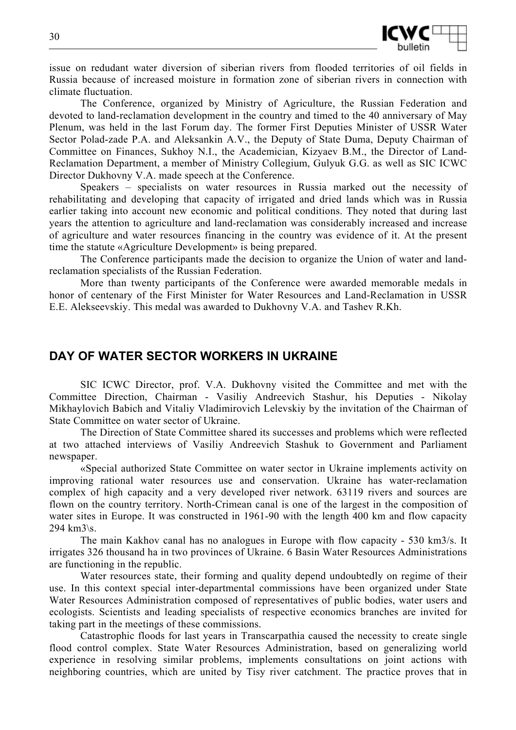issue on redudant water diversion of siberian rivers from flooded territories of oil fields in Russia because of increased moisture in formation zone of siberian rivers in connection with climate fluctuation.

The Conference, organized by Ministry of Agriculture, the Russian Federation and devoted to land-reclamation development in the country and timed to the 40 anniversary of May Plenum, was held in the last Forum day. The former First Deputies Minister of USSR Water Sector Polad-zade P.A. and Aleksankin A.V., the Deputy of State Duma, Deputy Chairman of Committee on Finances, Sukhoy N.I., the Academician, Kizyaev B.M., the Director of Land-Reclamation Department, a member of Ministry Collegium, Gulyuk G.G. as well as SIC ICWC Director Dukhovny V.A. made speech at the Conference.

Speakers – specialists on water resources in Russia marked out the necessity of rehabilitating and developing that capacity of irrigated and dried lands which was in Russia earlier taking into account new economic and political conditions. They noted that during last years the attention to agriculture and land-reclamation was considerably increased and increase of agriculture and water resources financing in the country was evidence of it. At the present time the statute «Agriculture Development» is being prepared.

The Conference participants made the decision to organize the Union of water and land-reclamation specialists of the Russian Federation.

More than twenty participants of the Conference were awarded memorable medals in honor of centenary of the First Minister for Water Resources and Land-Reclamation in USSR E.E. Alekseevskiy. This medal was awarded to Dukhovny V.A. and Tashev R.Kh.

## DAY OF WATER SECTOR WORKERS IN UKRAINE

SIC ICWC Director, prof. V.A. Dukhovny visited the Committee and met with the Committee Direction, Chairman - Vasiliy Andreevich Stashur, his Deputies - Nikolay Mikhaylovich Babich and Vitaliy Vladimirovich Lelevskiy by the invitation of the Chairman of State Committee on water sector of Ukraine.

The Direction of State Committee shared its successes and problems which were reflected at two attached interviews of Vasiliy Andreevich Stashuk to Government and Parliament newspaper.

«Special authorized State Committee on water sector in Ukraine implements activity on improving rational water resources use and conservation. Ukraine has water-reclamation complex of high capacity and a very developed river network. 63119 rivers and sources are flown on the country territory. North-Crimean canal is one of the largest in the composition of water sites in Europe. It was constructed in 1961-90 with the length 400 km and flow capacity 294 km3\s.

The main Kakhov canal has no analogues in Europe with flow capacity - 530 km3/s. It irrigates 326 thousand ha in two provinces of Ukraine. 6 Basin Water Resources Administrations are functioning in the republic.

Water resources state, their forming and quality depend undoubtedly on regime of their use. In this context special inter-departmental commissions have been organized under State Water Resources Administration composed of representatives of public bodies, water users and ecologists. Scientists and leading specialists of respective economics branches are invited for taking part in the meetings of these commissions.

Catastrophic floods for last years in Transcarpathia caused the necessity to create single flood control complex. State Water Resources Administration, based on generalizing world experience in resolving similar problems, implements consultations on joint actions with neighboring countries, which are united by Tisy river catchment. The practice proves that in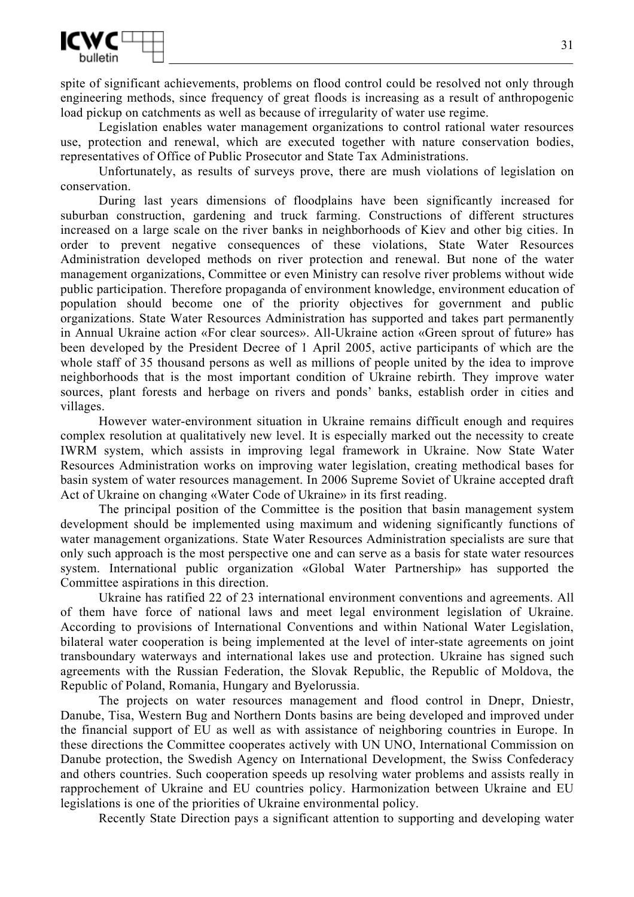spite of significant achievements, problems on flood control could be resolved not only through engineering methods, since frequency of great floods is increasing as a result of anthropogenic load pickup on catchments as well as because of irregularity of water use regime.

Legislation enables water management organizations to control rational water resources use, protection and renewal, which are executed together with nature conservation bodies, representatives of Office of Public Prosecutor and State Tax Administrations.

Unfortunately, as results of surveys prove, there are mush violations of legislation on conservation.

During last years dimensions of floodplains have been significantly increased for suburban construction, gardening and truck farming. Constructions of different structures increased on a large scale on the river banks in neighborhoods of Kiev and other big cities. In order to prevent negative consequences of these violations, State Water Resources Administration developed methods on river protection and renewal. But none of the water management organizations, Committee or even Ministry can resolve river problems without wide public participation. Therefore propaganda of environment knowledge, environment education of population should become one of the priority objectives for government and public organizations. State Water Resources Administration has supported and takes part permanently in Annual Ukraine action «For clear sources». All-Ukraine action «Green sprout of future» has been developed by the President Decree of 1 April 2005, active participants of which are the whole staff of 35 thousand persons as well as millions of people united by the idea to improve neighborhoods that is the most important condition of Ukraine rebirth. They improve water sources, plant forests and herbage on rivers and ponds' banks, establish order in cities and villages.

However water-environment situation in Ukraine remains difficult enough and requires complex resolution at qualitatively new level. It is especially marked out the necessity to create IWRM system, which assists in improving legal framework in Ukraine. Now State Water Resources Administration works on improving water legislation, creating methodical bases for basin system of water resources management. In 2006 Supreme Soviet of Ukraine accepted draft Act of Ukraine on changing «Water Code of Ukraine» in its first reading.

The principal position of the Committee is the position that basin management system development should be implemented using maximum and widening significantly functions of water management organizations. State Water Resources Administration specialists are sure that only such approach is the most perspective one and can serve as a basis for state water resources system. International public organization «Global Water Partnership» has supported the Committee aspirations in this direction.

Ukraine has ratified 22 of 23 international environment conventions and agreements. All of them have force of national laws and meet legal environment legislation of Ukraine. According to provisions of International Conventions and within National Water Legislation, bilateral water cooperation is being implemented at the level of inter-state agreements on joint transboundary waterways and international lakes use and protection. Ukraine has signed such agreements with the Russian Federation, the Slovak Republic, the Republic of Moldova, the Republic of Poland, Romania, Hungary and Byelorussia.

The projects on water resources management and flood control in Dnepr, Dniestr, Danube, Tisa, Western Bug and Northern Donts basins are being developed and improved under the financial support of EU as well as with assistance of neighboring countries in Europe. In these directions the Committee cooperates actively with UN UNO, International Commission on Danube protection, the Swedish Agency on International Development, the Swiss Confederacy and others countries. Such cooperation speeds up resolving water problems and assists really in rapprochement of Ukraine and EU countries policy. Harmonization between Ukraine and EU legislations is one of the priorities of Ukraine environmental policy.

Recently State Direction pays a significant attention to supporting and developing water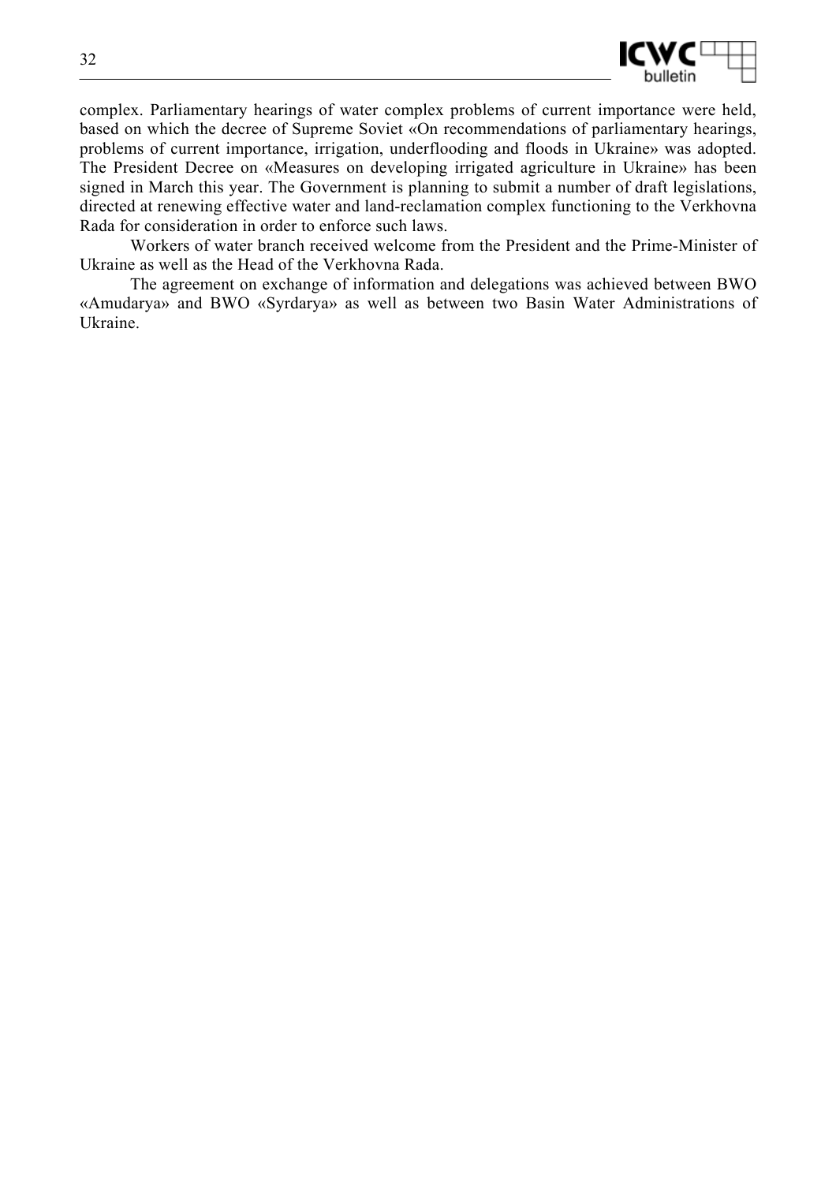complex. Parliamentary hearings of water complex problems of current importance were held, based on which the decree of Supreme Soviet «On recommendations of parliamentary hearings, problems of current importance, irrigation, underflooding and floods in Ukraine» was adopted. The President Decree on «Measures on developing irrigated agriculture in Ukraine» has been signed in March this year. The Government is planning to submit a number of draft legislations, directed at renewing effective water and land-reclamation complex functioning to the Verkhovna Rada for consideration in order to enforce such laws.

Workers of water branch received welcome from the President and the Prime-Minister of Ukraine as well as the Head of the Verkhovna Rada.

The agreement on exchange of information and delegations was achieved between BWO «Amudarya» and BWO «Syrdarya» as well as between two Basin Water Administrations of Ukraine.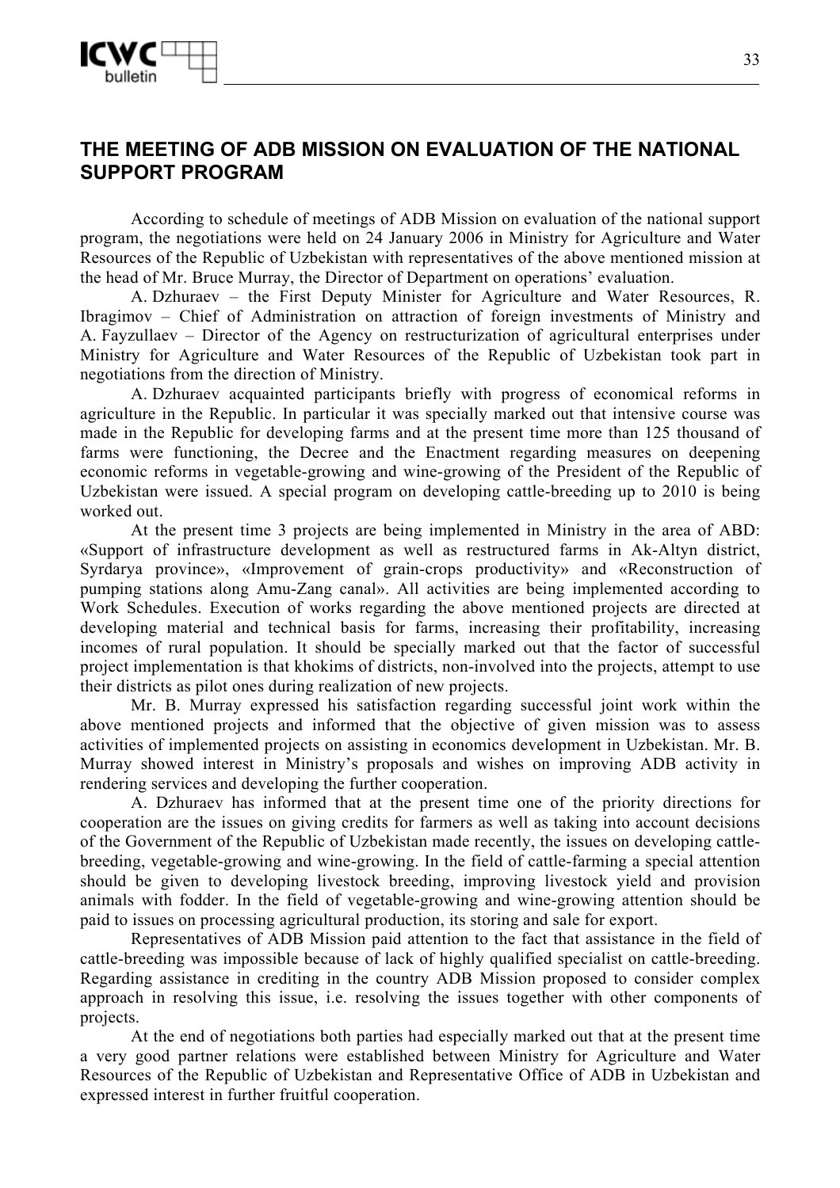# THE MEETING OF ADB MISSION ON EVALUATION OF THE NATIONAL SUPPORT PROGRAM

According to schedule of meetings of ADB Mission on evaluation of the national support program, the negotiations were held on 24 January 2006 in Ministry for Agriculture and Water Resources of the Republic of Uzbekistan with representatives of the above mentioned mission at the head of Mr. Bruce Murray, the Director of Department on operations' evaluation.

A. Dzhuraev – the First Deputy Minister for Agriculture and Water Resources, R. Ibragimov – Chief of Administration on attraction of foreign investments of Ministry and A. Fayzullaev – Director of the Agency on restructurization of agricultural enterprises under Ministry for Agriculture and Water Resources of the Republic of Uzbekistan took part in negotiations from the direction of Ministry.

A. Dzhuraev acquainted participants briefly with progress of economical reforms in agriculture in the Republic. In particular it was specially marked out that intensive course was made in the Republic for developing farms and at the present time more than 125 thousand of farms were functioning, the Decree and the Enactment regarding measures on deepening economic reforms in vegetable-growing and wine-growing of the President of the Republic of Uzbekistan were issued. A special program on developing cattle-breeding up to 2010 is being worked out.

At the present time 3 projects are being implemented in Ministry in the area of ABD: «Support of infrastructure development as well as restructured farms in Ak-Altyn district, Syrdarya province», «Improvement of grain-crops productivity» and «Reconstruction of pumping stations along Amu-Zang canal». All activities are being implemented according to Work Schedules. Execution of works regarding the above mentioned projects are directed at developing material and technical basis for farms, increasing their profitability, increasing incomes of rural population. It should be specially marked out that the factor of successful project implementation is that khokims of districts, non-involved into the projects, attempt to use their districts as pilot ones during realization of new projects.

Mr. B. Murray expressed his satisfaction regarding successful joint work within the above mentioned projects and informed that the objective of given mission was to assess activities of implemented projects on assisting in economics development in Uzbekistan. Mr. B. Murray showed interest in Ministry's proposals and wishes on improving ADB activity in rendering services and developing the further cooperation.

A. Dzhuraev has informed that at the present time one of the priority directions for cooperation are the issues on giving credits for farmers as well as taking into account decisions of the Government of the Republic of Uzbekistan made recently, the issues on developing cattle-breeding, vegetable-growing and wine-growing. In the field of cattle-farming a special attention should be given to developing livestock breeding, improving livestock yield and provision animals with fodder. In the field of vegetable-growing and wine-growing attention should be paid to issues on processing agricultural production, its storing and sale for export.

Representatives of ADB Mission paid attention to the fact that assistance in the field of cattle-breeding was impossible because of lack of highly qualified specialist on cattle-breeding. Regarding assistance in crediting in the country ADB Mission proposed to consider complex approach in resolving this issue, i.e. resolving the issues together with other components of projects.

At the end of negotiations both parties had especially marked out that at the present time a very good partner relations were established between Ministry for Agriculture and Water Resources of the Republic of Uzbekistan and Representative Office of ADB in Uzbekistan and expressed interest in further fruitful cooperation.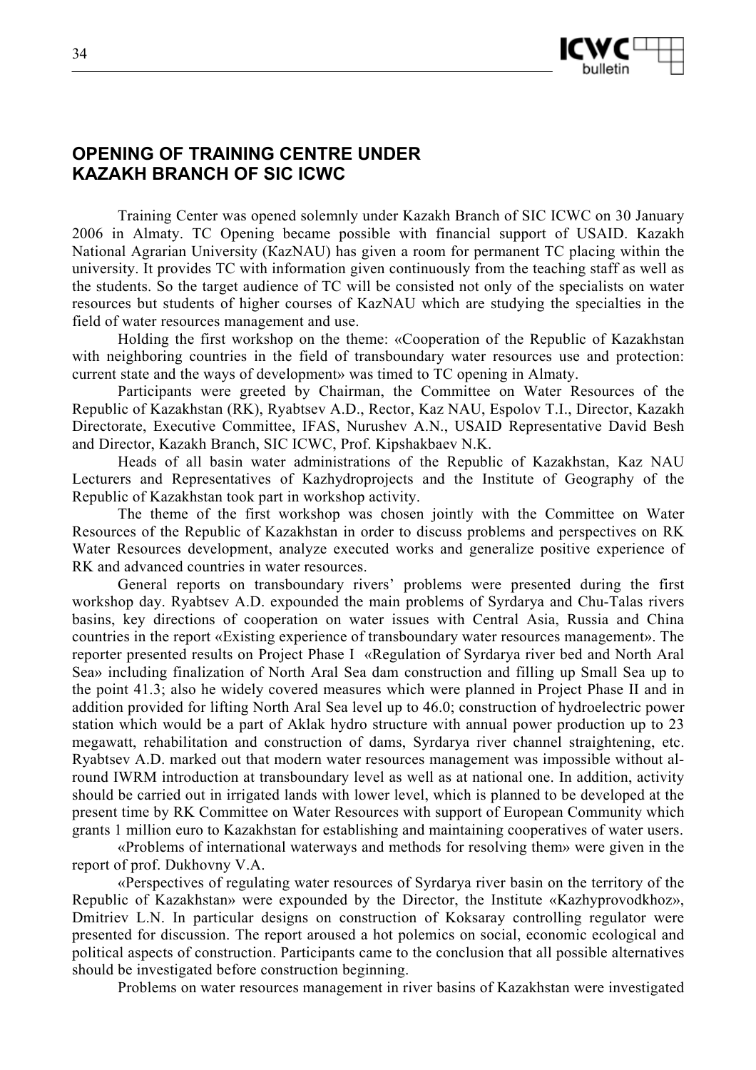## OPENING OF TRAINING CENTRE UNDER KAZAKH BRANCH OF SIC ICWC

Training Center was opened solemnly under Kazakh Branch of SIC ICWC on 30 January 2006 in Almaty. TC Opening became possible with financial support of USAID. Kazakh National Agrarian University (KazNAU) has given a room for permanent TC placing within the university. It provides TC with information given continuously from the teaching staff as well as the students. So the target audience of TC will be consisted not only of the specialists on water resources but students of higher courses of KazNAU which are studying the specialties in the field of water resources management and use.

Holding the first workshop on the theme: «Cooperation of the Republic of Kazakhstan with neighboring countries in the field of transboundary water resources use and protection: current state and the ways of development» was timed to TC opening in Almaty.

Participants were greeted by Chairman, the Committee on Water Resources of the Republic of Kazakhstan (RK), Ryabtsev A.D., Rector, Kaz NAU, Espolov T.I., Director, Kazakh Directorate, Executive Committee, IFAS, Nurushev A.N., USAID Representative David Besh and Director, Kazakh Branch, SIC ICWC, Prof. Kipshakbaev N.K.

Heads of all basin water administrations of the Republic of Kazakhstan, Kaz NAU Lecturers and Representatives of Kazhydroprojects and the Institute of Geography of the Republic of Kazakhstan took part in workshop activity.

The theme of the first workshop was chosen jointly with the Committee on Water Resources of the Republic of Kazakhstan in order to discuss problems and perspectives on RK Water Resources development, analyze executed works and generalize positive experience of RK and advanced countries in water resources.

General reports on transboundary rivers' problems were presented during the first workshop day. Ryabtsev A.D. expounded the main problems of Syrdarya and Chu-Talas rivers basins, key directions of cooperation on water issues with Central Asia, Russia and China countries in the report «Existing experience of transboundary water resources management». The reporter presented results on Project Phase I «Regulation of Syrdarya river bed and North Aral Sea» including finalization of North Aral Sea dam construction and filling up Small Sea up to the point 41.3; also he widely covered measures which were planned in Project Phase II and in addition provided for lifting North Aral Sea level up to 46.0; construction of hydroelectric power station which would be a part of Aklak hydro structure with annual power production up to 23 megawatt, rehabilitation and construction of dams, Syrdarya river channel straightening, etc. Ryabtsev A.D. marked out that modern water resources management was impossible without al-round IWRM introduction at transboundary level as well as at national one. In addition, activity should be carried out in irrigated lands with lower level, which is planned to be developed at the present time by RK Committee on Water Resources with support of European Community which grants 1 million euro to Kazakhstan for establishing and maintaining cooperatives of water users.

«Problems of international waterways and methods for resolving them» were given in the report of prof. Dukhovny V.A.

«Perspectives of regulating water resources of Syrdarya river basin on the territory of the Republic of Kazakhstan» were expounded by the Director, the Institute «Kazhyprovodkhoz», Dmitriev L.N. In particular designs on construction of Koksaray controlling regulator were presented for discussion. The report aroused a hot polemics on social, economic ecological and political aspects of construction. Participants came to the conclusion that all possible alternatives should be investigated before construction beginning.

Problems on water resources management in river basins of Kazakhstan were investigated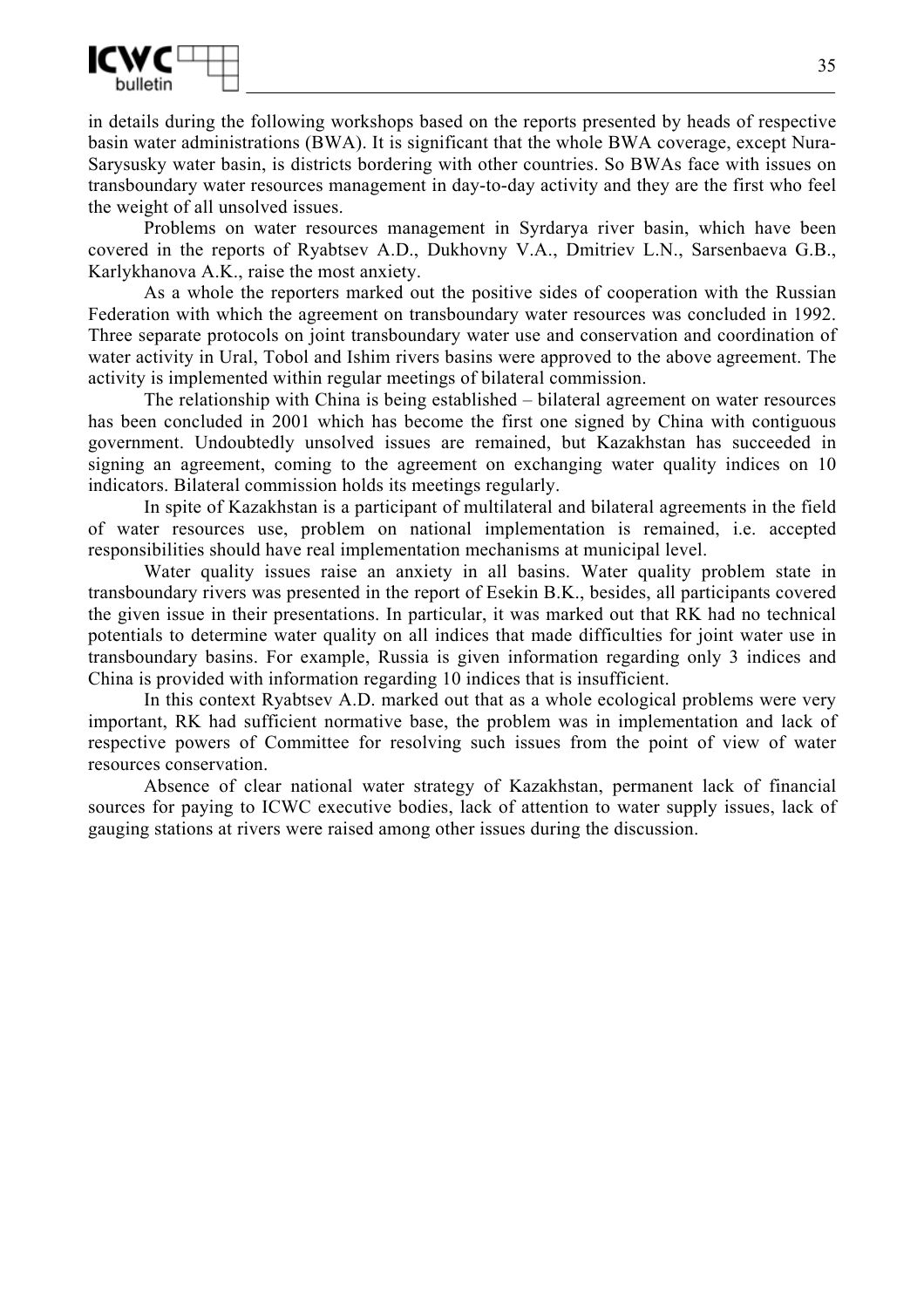in details during the following workshops based on the reports presented by heads of respective basin water administrations (BWA). It is significant that the whole BWA coverage, except Nura-Sarysusky water basin, is districts bordering with other countries. So BWAs face with issues on transboundary water resources management in day-to-day activity and they are the first who feel the weight of all unsolved issues.

Problems on water resources management in Syrdarya river basin, which have been covered in the reports of Ryabtsev A.D., Dukhovny V.A., Dmitriev L.N., Sarsenbaeva G.B., Karlykhanova A.K., raise the most anxiety.

As a whole the reporters marked out the positive sides of cooperation with the Russian Federation with which the agreement on transboundary water resources was concluded in 1992. Three separate protocols on joint transboundary water use and conservation and coordination of water activity in Ural, Tobol and Ishim rivers basins were approved to the above agreement. The activity is implemented within regular meetings of bilateral commission.

The relationship with China is being established – bilateral agreement on water resources has been concluded in 2001 which has become the first one signed by China with contiguous government. Undoubtedly unsolved issues are remained, but Kazakhstan has succeeded in signing an agreement, coming to the agreement on exchanging water quality indices on 10 indicators. Bilateral commission holds its meetings regularly.

In spite of Kazakhstan is a participant of multilateral and bilateral agreements in the field of water resources use, problem on national implementation is remained, i.e. accepted responsibilities should have real implementation mechanisms at municipal level.

Water quality issues raise an anxiety in all basins. Water quality problem state in transboundary rivers was presented in the report of Esekin B.K., besides, all participants covered the given issue in their presentations. In particular, it was marked out that RK had no technical potentials to determine water quality on all indices that made difficulties for joint water use in transboundary basins. For example, Russia is given information regarding only 3 indices and China is provided with information regarding 10 indices that is insufficient.

In this context Ryabtsev A.D. marked out that as a whole ecological problems were very important, RK had sufficient normative base, the problem was in implementation and lack of respective powers of Committee for resolving such issues from the point of view of water resources conservation.

Absence of clear national water strategy of Kazakhstan, permanent lack of financial sources for paying to ICWC executive bodies, lack of attention to water supply issues, lack of gauging stations at rivers were raised among other issues during the discussion.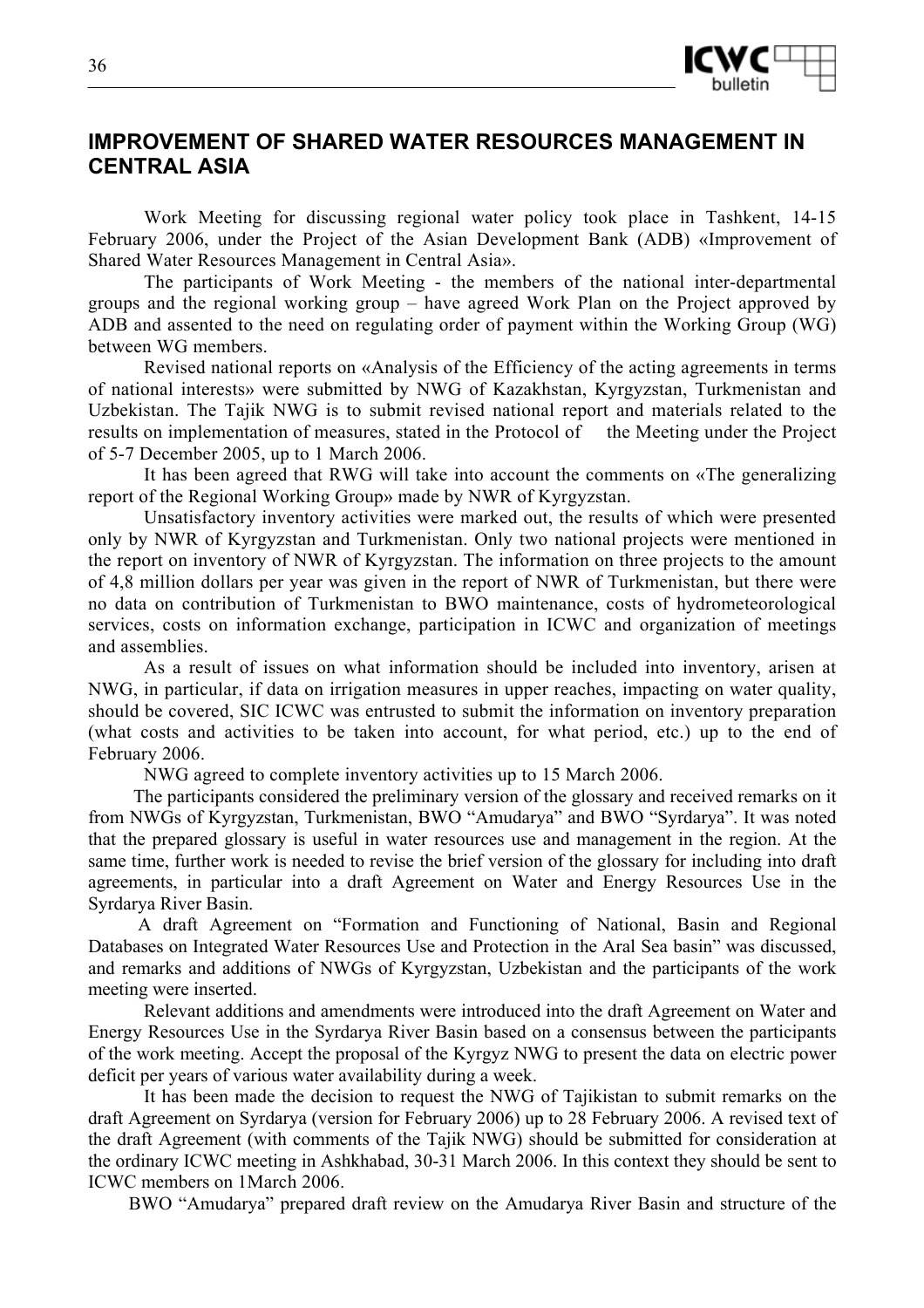## IMPROVEMENT OF SHARED WATER RESOURCES MANAGEMENT IN CENTRAL ASIA

Work Meeting for discussing regional water policy took place in Tashkent, 14-15 February 2006, under the Project of the Asian Development Bank (ADB) «Improvement of Shared Water Resources Management in Central Asia».

The participants of Work Meeting - the members of the national inter-departmental groups and the regional working group – have agreed Work Plan on the Project approved by ADB and assented to the need on regulating order of payment within the Working Group (WG) between WG members.

Revised national reports on «Analysis of the Efficiency of the acting agreements in terms of national interests» were submitted by NWG of Kazakhstan, Kyrgyzstan, Turkmenistan and Uzbekistan. The Tajik NWG is to submit revised national report and materials related to the results on implementation of measures, stated in the Protocol of the Meeting under the Project of 5-7 December 2005, up to 1 March 2006.

It has been agreed that RWG will take into account the comments on «The generalizing report of the Regional Working Group» made by NWR of Kyrgyzstan.

Unsatisfactory inventory activities were marked out, the results of which were presented only by NWR of Kyrgyzstan and Turkmenistan. Only two national projects were mentioned in the report on inventory of NWR of Kyrgyzstan. The information on three projects to the amount of 4,8 million dollars per year was given in the report of NWR of Turkmenistan, but there were no data on contribution of Turkmenistan to BWO maintenance, costs of hydrometeorological services, costs on information exchange, participation in ICWC and organization of meetings and assemblies.

As a result of issues on what information should be included into inventory, arisen at NWG, in particular, if data on irrigation measures in upper reaches, impacting on water quality, should be covered, SIC ICWC was entrusted to submit the information on inventory preparation (what costs and activities to be taken into account, for what period, etc.) up to the end of February 2006.

NWG agreed to complete inventory activities up to 15 March 2006.

The participants considered the preliminary version of the glossary and received remarks on it from NWGs of Kyrgyzstan, Turkmenistan, BWO "Amudarya" and BWO "Syrdarya". It was noted that the prepared glossary is useful in water resources use and management in the region. At the same time, further work is needed to revise the brief version of the glossary for including into draft agreements, in particular into a draft Agreement on Water and Energy Resources Use in the Syrdarya River Basin.

A draft Agreement on "Formation and Functioning of National, Basin and Regional Databases on Integrated Water Resources Use and Protection in the Aral Sea basin" was discussed, and remarks and additions of NWGs of Kyrgyzstan, Uzbekistan and the participants of the work meeting were inserted.

Relevant additions and amendments were introduced into the draft Agreement on Water and Energy Resources Use in the Syrdarya River Basin based on a consensus between the participants of the work meeting. Accept the proposal of the Kyrgyz NWG to present the data on electric power deficit per years of various water availability during a week.

It has been made the decision to request the NWG of Tajikistan to submit remarks on the draft Agreement on Syrdarya (version for February 2006) up to 28 February 2006. A revised text of the draft Agreement (with comments of the Tajik NWG) should be submitted for consideration at the ordinary ICWC meeting in Ashkhabad, 30-31 March 2006. In this context they should be sent to ICWC members on 1March 2006.

BWO "Amudarya" prepared draft review on the Amudarya River Basin and structure of the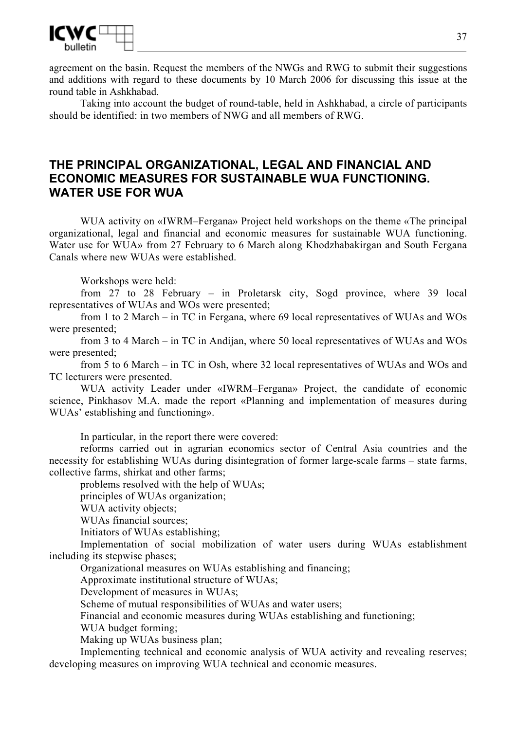agreement on the basin. Request the members of the NWGs and RWG to submit their suggestions and additions with regard to these documents by 10 March 2006 for discussing this issue at the round table in Ashkhabad.

Taking into account the budget of round-table, held in Ashkhabad, a circle of participants should be identified: in two members of NWG and all members of RWG.

## THE PRINCIPAL ORGANIZATIONAL, LEGAL AND FINANCIAL AND ECONOMIC MEASURES FOR SUSTAINABLE WUA FUNCTIONING. WATER USE FOR WUA

WUA activity on «IWRM–Fergana» Project held workshops on the theme «The principal organizational, legal and financial and economic measures for sustainable WUA functioning. Water use for WUA» from 27 February to 6 March along Khodzhabakirgan and South Fergana Canals where new WUAs were established.

Workshops were held:

from 27 to 28 February – in Proletarsk city, Sogd province, where 39 local representatives of WUAs and WOs were presented;

from 1 to 2 March – in TC in Fergana, where 69 local representatives of WUAs and WOs were presented;

from 3 to 4 March – in TC in Andijan, where 50 local representatives of WUAs and WOs were presented;

from 5 to 6 March – in TC in Osh, where 32 local representatives of WUAs and WOs and TC lecturers were presented.

WUA activity Leader under «IWRM–Fergana» Project, the candidate of economic science, Pinkhasov M.A. made the report «Planning and implementation of measures during WUAs' establishing and functioning».

In particular, in the report there were covered:

reforms carried out in agrarian economics sector of Central Asia countries and the necessity for establishing WUAs during disintegration of former large-scale farms – state farms, collective farms, shirkat and other farms;

problems resolved with the help of WUAs;

principles of WUAs organization;

WUA activity objects;

WUAs financial sources;

Initiators of WUAs establishing;

Implementation of social mobilization of water users during WUAs establishment including its stepwise phases;

Organizational measures on WUAs establishing and financing;

Approximate institutional structure of WUAs;

Development of measures in WUAs;

Scheme of mutual responsibilities of WUAs and water users;

Financial and economic measures during WUAs establishing and functioning;

WUA budget forming;

Making up WUAs business plan;

Implementing technical and economic analysis of WUA activity and revealing reserves; developing measures on improving WUA technical and economic measures.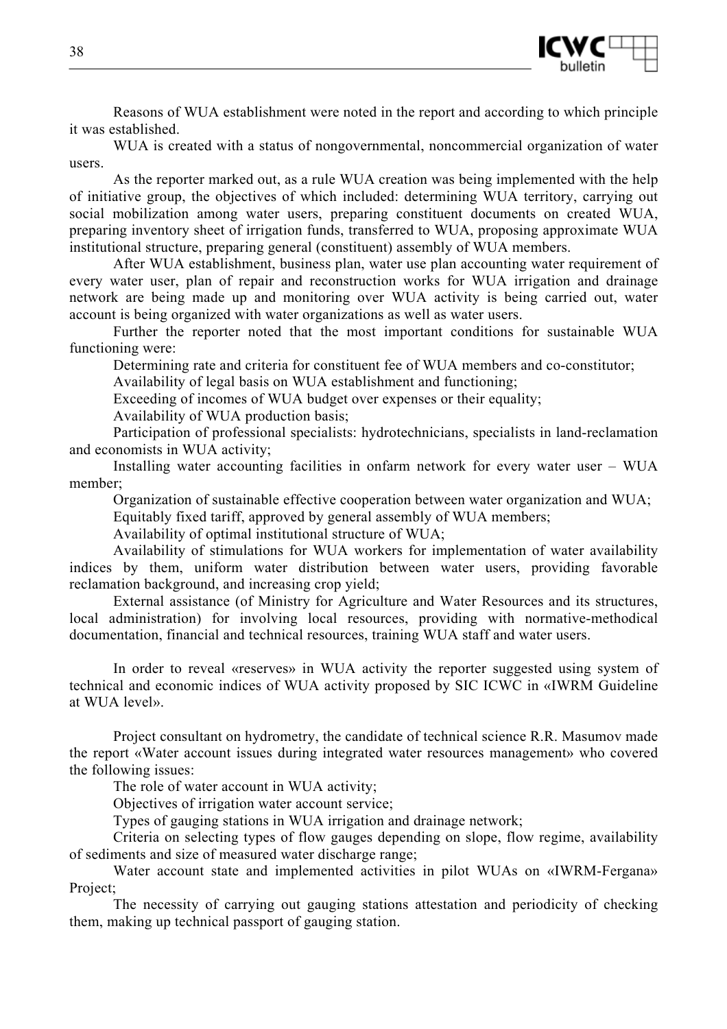Reasons of WUA establishment were noted in the report and according to which principle it was established.

WUA is created with a status of nongovernmental, noncommercial organization of water users.

As the reporter marked out, as a rule WUA creation was being implemented with the help of initiative group, the objectives of which included: determining WUA territory, carrying out social mobilization among water users, preparing constituent documents on created WUA, preparing inventory sheet of irrigation funds, transferred to WUA, proposing approximate WUA institutional structure, preparing general (constituent) assembly of WUA members.

After WUA establishment, business plan, water use plan accounting water requirement of every water user, plan of repair and reconstruction works for WUA irrigation and drainage network are being made up and monitoring over WUA activity is being carried out, water account is being organized with water organizations as well as water users.

Further the reporter noted that the most important conditions for sustainable WUA functioning were:

Determining rate and criteria for constituent fee of WUA members and co-constitutor;

Availability of legal basis on WUA establishment and functioning;

Exceeding of incomes of WUA budget over expenses or their equality;

Availability of WUA production basis;

Participation of professional specialists: hydrotechnicians, specialists in land-reclamation and economists in WUA activity;

Installing water accounting facilities in onfarm network for every water user – WUA member;

Organization of sustainable effective cooperation between water organization and WUA;

Equitably fixed tariff, approved by general assembly of WUA members;

Availability of optimal institutional structure of WUA;

Availability of stimulations for WUA workers for implementation of water availability indices by them, uniform water distribution between water users, providing favorable reclamation background, and increasing crop yield;

External assistance (of Ministry for Agriculture and Water Resources and its structures, local administration) for involving local resources, providing with normative-methodical documentation, financial and technical resources, training WUA staff and water users.

In order to reveal «reserves» in WUA activity the reporter suggested using system of technical and economic indices of WUA activity proposed by SIC ICWC in «IWRM Guideline at WUA level».

Project consultant on hydrometry, the candidate of technical science R.R. Masumov made the report «Water account issues during integrated water resources management» who covered the following issues:

The role of water account in WUA activity;

Objectives of irrigation water account service;

Types of gauging stations in WUA irrigation and drainage network;

Criteria on selecting types of flow gauges depending on slope, flow regime, availability of sediments and size of measured water discharge range;

Water account state and implemented activities in pilot WUAs on «IWRM-Fergana» Project;

The necessity of carrying out gauging stations attestation and periodicity of checking them, making up technical passport of gauging station.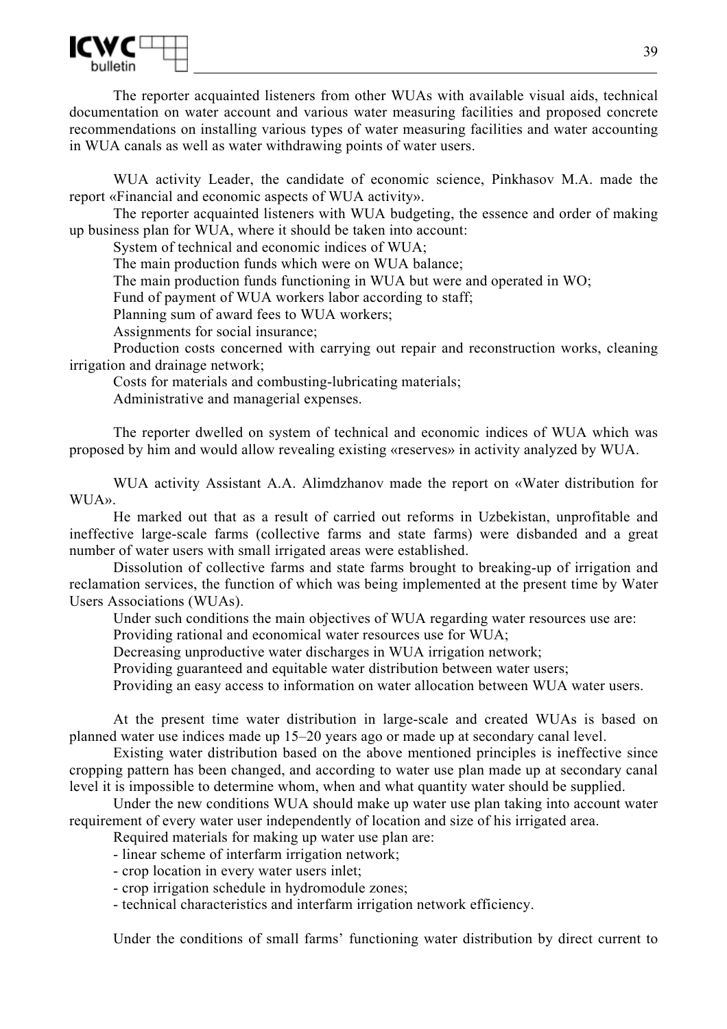The reporter acquainted listeners from other WUAs with available visual aids, technical documentation on water account and various water measuring facilities and proposed concrete recommendations on installing various types of water measuring facilities and water accounting in WUA canals as well as water withdrawing points of water users.

WUA activity Leader, the candidate of economic science, Pinkhasov M.A. made the report «Financial and economic aspects of WUA activity».

The reporter acquainted listeners with WUA budgeting, the essence and order of making up business plan for WUA, where it should be taken into account:

System of technical and economic indices of WUA;

The main production funds which were on WUA balance;

The main production funds functioning in WUA but were and operated in WO;

Fund of payment of WUA workers labor according to staff;

Planning sum of award fees to WUA workers;

Assignments for social insurance;

Production costs concerned with carrying out repair and reconstruction works, cleaning irrigation and drainage network;

Costs for materials and combusting-lubricating materials;

Administrative and managerial expenses.

The reporter dwelled on system of technical and economic indices of WUA which was proposed by him and would allow revealing existing «reserves» in activity analyzed by WUA.

WUA activity Assistant A.A. Alimdzhanov made the report on «Water distribution for WUA».

He marked out that as a result of carried out reforms in Uzbekistan, unprofitable and ineffective large-scale farms (collective farms and state farms) were disbanded and a great number of water users with small irrigated areas were established.

Dissolution of collective farms and state farms brought to breaking-up of irrigation and reclamation services, the function of which was being implemented at the present time by Water Users Associations (WUAs).

Under such conditions the main objectives of WUA regarding water resources use are:

Providing rational and economical water resources use for WUA;

Decreasing unproductive water discharges in WUA irrigation network;

Providing guaranteed and equitable water distribution between water users;

Providing an easy access to information on water allocation between WUA water users.

At the present time water distribution in large-scale and created WUAs is based on planned water use indices made up 15–20 years ago or made up at secondary canal level.

Existing water distribution based on the above mentioned principles is ineffective since cropping pattern has been changed, and according to water use plan made up at secondary canal level it is impossible to determine whom, when and what quantity water should be supplied.

Under the new conditions WUA should make up water use plan taking into account water requirement of every water user independently of location and size of his irrigated area.

Required materials for making up water use plan are:

- linear scheme of interfarm irrigation network;
- crop location in every water users inlet;
- crop irrigation schedule in hydromodule zones;
- technical characteristics and interfarm irrigation network efficiency.

Under the conditions of small farms' functioning water distribution by direct current to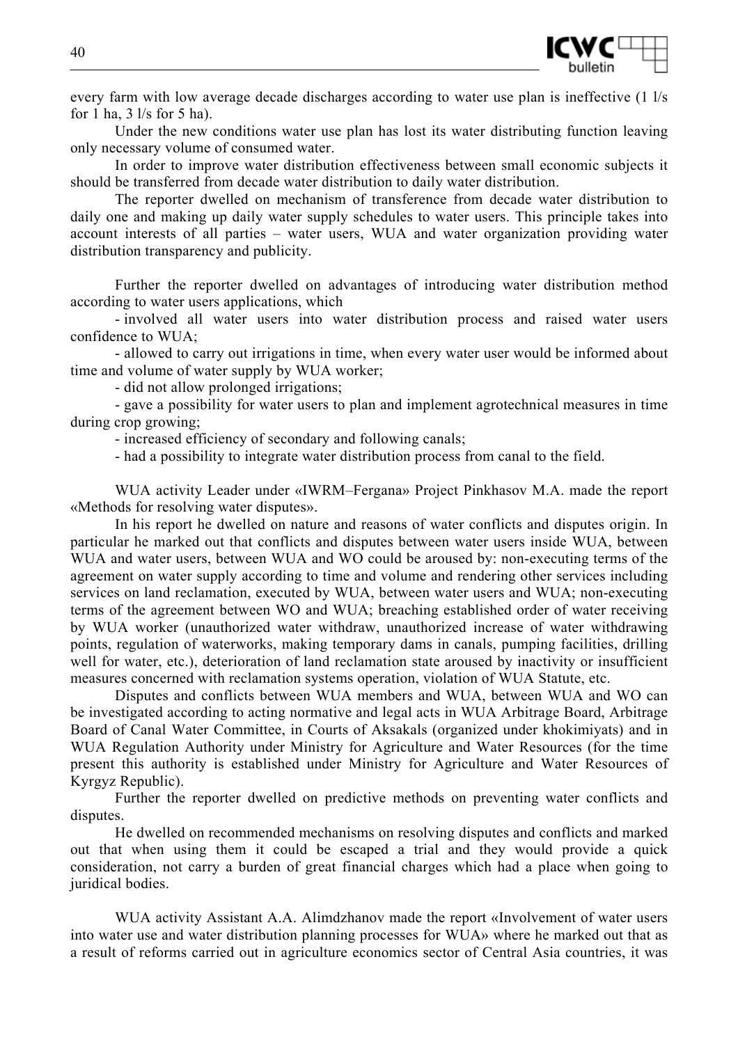every farm with low average decade discharges according to water use plan is ineffective (1 l/s for 1 ha, 3 l/s for 5 ha).

Under the new conditions water use plan has lost its water distributing function leaving only necessary volume of consumed water.

In order to improve water distribution effectiveness between small economic subjects it should be transferred from decade water distribution to daily water distribution.

The reporter dwelled on mechanism of transference from decade water distribution to daily one and making up daily water supply schedules to water users. This principle takes into account interests of all parties – water users, WUA and water organization providing water distribution transparency and publicity.

Further the reporter dwelled on advantages of introducing water distribution method according to water users applications, which

- involved all water users into water distribution process and raised water users confidence to WUA;
- allowed to carry out irrigations in time, when every water user would be informed about time and volume of water supply by WUA worker;
- did not allow prolonged irrigations;
- gave a possibility for water users to plan and implement agrotechnical measures in time during crop growing;
- increased efficiency of secondary and following canals;
- had a possibility to integrate water distribution process from canal to the field.

WUA activity Leader under «IWRM–Fergana» Project Pinkhasov M.A. made the report «Methods for resolving water disputes».

In his report he dwelled on nature and reasons of water conflicts and disputes origin. In particular he marked out that conflicts and disputes between water users inside WUA, between WUA and water users, between WUA and WO could be aroused by: non-executing terms of the agreement on water supply according to time and volume and rendering other services including services on land reclamation, executed by WUA, between water users and WUA; non-executing terms of the agreement between WO and WUA; breaching established order of water receiving by WUA worker (unauthorized water withdraw, unauthorized increase of water withdrawing points, regulation of waterworks, making temporary dams in canals, pumping facilities, drilling well for water, etc.), deterioration of land reclamation state aroused by inactivity or insufficient measures concerned with reclamation systems operation, violation of WUA Statute, etc.

Disputes and conflicts between WUA members and WUA, between WUA and WO can be investigated according to acting normative and legal acts in WUA Arbitrage Board, Arbitrage Board of Canal Water Committee, in Courts of Aksakals (organized under khokimiyats) and in WUA Regulation Authority under Ministry for Agriculture and Water Resources (for the time present this authority is established under Ministry for Agriculture and Water Resources of Kyrgyz Republic).

Further the reporter dwelled on predictive methods on preventing water conflicts and disputes.

He dwelled on recommended mechanisms on resolving disputes and conflicts and marked out that when using them it could be escaped a trial and they would provide a quick consideration, not carry a burden of great financial charges which had a place when going to juridical bodies.

WUA activity Assistant A.A. Alimdzhanov made the report «Involvement of water users into water use and water distribution planning processes for WUA» where he marked out that as a result of reforms carried out in agriculture economics sector of Central Asia countries, it was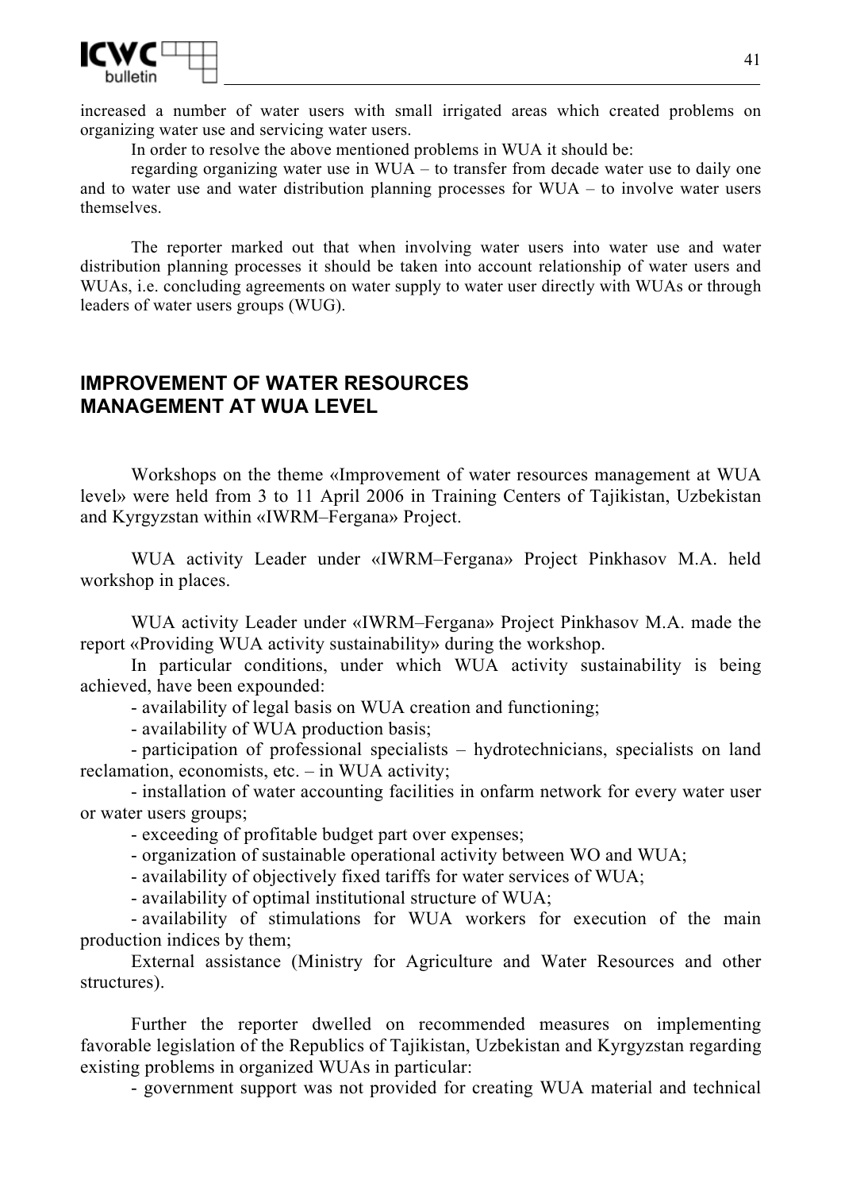increased a number of water users with small irrigated areas which created problems on organizing water use and servicing water users.

In order to resolve the above mentioned problems in WUA it should be:

regarding organizing water use in WUA – to transfer from decade water use to daily one and to water use and water distribution planning processes for WUA – to involve water users themselves.

The reporter marked out that when involving water users into water use and water distribution planning processes it should be taken into account relationship of water users and WUAs, i.e. concluding agreements on water supply to water user directly with WUAs or through leaders of water users groups (WUG).

## IMPROVEMENT OF WATER RESOURCES MANAGEMENT AT WUA LEVEL

Workshops on the theme «Improvement of water resources management at WUA level» were held from 3 to 11 April 2006 in Training Centers of Tajikistan, Uzbekistan and Kyrgyzstan within «IWRM–Fergana» Project.

WUA activity Leader under «IWRM–Fergana» Project Pinkhasov M.A. held workshop in places.

WUA activity Leader under «IWRM–Fergana» Project Pinkhasov M.A. made the report «Providing WUA activity sustainability» during the workshop.

In particular conditions, under which WUA activity sustainability is being achieved, have been expounded:

- availability of legal basis on WUA creation and functioning;
- availability of WUA production basis;
- participation of professional specialists – hydrotechnicians, specialists on land reclamation, economists, etc. – in WUA activity;
- installation of water accounting facilities in onfarm network for every water user or water users groups;
- exceeding of profitable budget part over expenses;
- organization of sustainable operational activity between WO and WUA;
- availability of objectively fixed tariffs for water services of WUA;
- availability of optimal institutional structure of WUA;
- availability of stimulations for WUA workers for execution of the main production indices by them;

External assistance (Ministry for Agriculture and Water Resources and other structures).

Further the reporter dwelled on recommended measures on implementing favorable legislation of the Republics of Tajikistan, Uzbekistan and Kyrgyzstan regarding existing problems in organized WUAs in particular:

- government support was not provided for creating WUA material and technical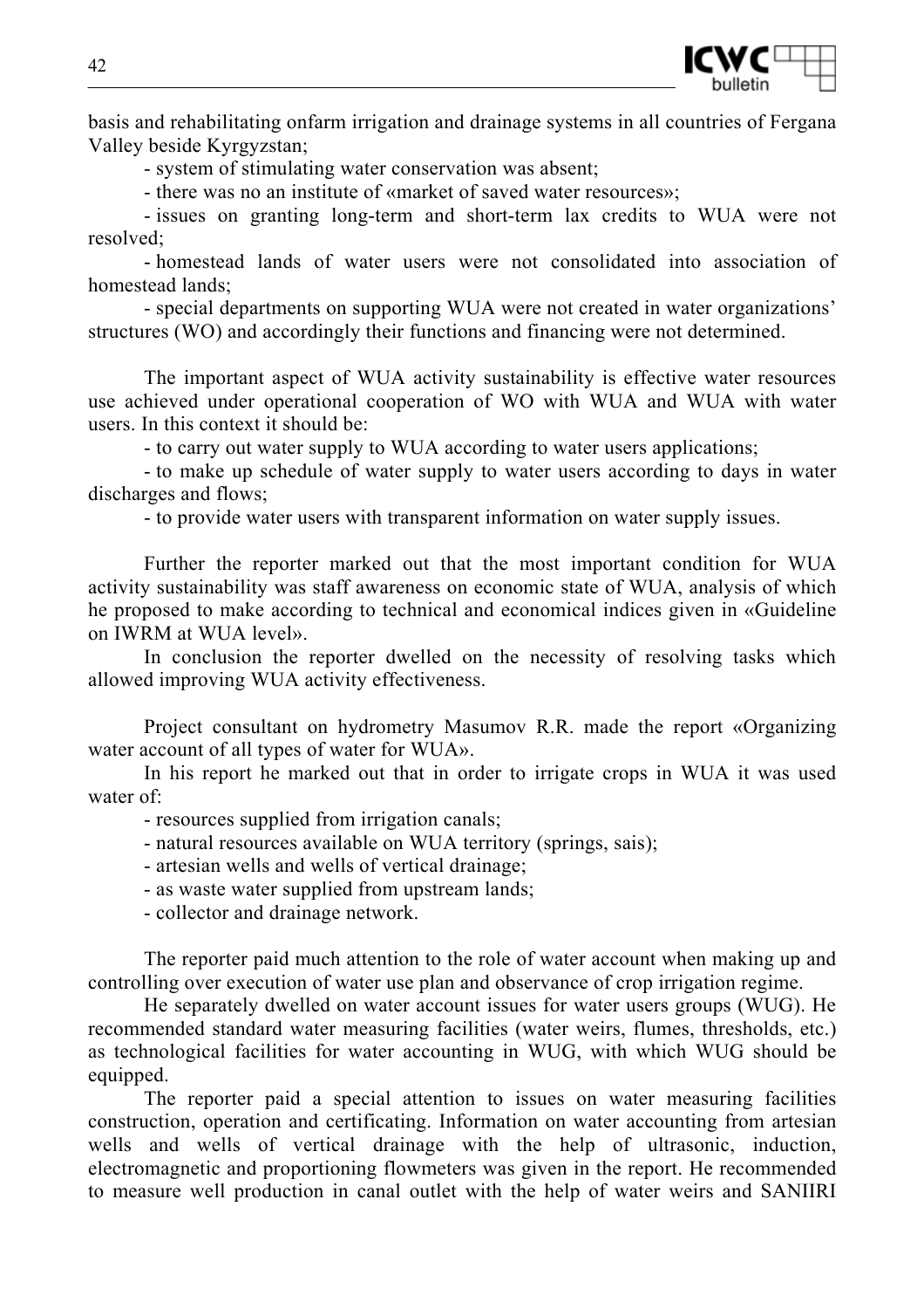basis and rehabilitating onfarm irrigation and drainage systems in all countries of Fergana Valley beside Kyrgyzstan;

- system of stimulating water conservation was absent;
- there was no an institute of «market of saved water resources»;
- issues on granting long-term and short-term lax credits to WUA were not resolved;
- homestead lands of water users were not consolidated into association of homestead lands;
- special departments on supporting WUA were not created in water organizations' structures (WO) and accordingly their functions and financing were not determined.

The important aspect of WUA activity sustainability is effective water resources use achieved under operational cooperation of WO with WUA and WUA with water users. In this context it should be:

- to carry out water supply to WUA according to water users applications;
- to make up schedule of water supply to water users according to days in water discharges and flows;
- to provide water users with transparent information on water supply issues.

Further the reporter marked out that the most important condition for WUA activity sustainability was staff awareness on economic state of WUA, analysis of which he proposed to make according to technical and economical indices given in «Guideline on IWRM at WUA level».

In conclusion the reporter dwelled on the necessity of resolving tasks which allowed improving WUA activity effectiveness.

Project consultant on hydrometry Masumov R.R. made the report «Organizing water account of all types of water for WUA».

In his report he marked out that in order to irrigate crops in WUA it was used water of:

- resources supplied from irrigation canals;
- natural resources available on WUA territory (springs, sais);
- artesian wells and wells of vertical drainage;
- as waste water supplied from upstream lands;
- collector and drainage network.

The reporter paid much attention to the role of water account when making up and controlling over execution of water use plan and observance of crop irrigation regime.

He separately dwelled on water account issues for water users groups (WUG). He recommended standard water measuring facilities (water weirs, flumes, thresholds, etc.) as technological facilities for water accounting in WUG, with which WUG should be equipped.

The reporter paid a special attention to issues on water measuring facilities construction, operation and certificating. Information on water accounting from artesian wells and wells of vertical drainage with the help of ultrasonic, induction, electromagnetic and proportioning flowmeters was given in the report. He recommended to measure well production in canal outlet with the help of water weirs and SANIIRI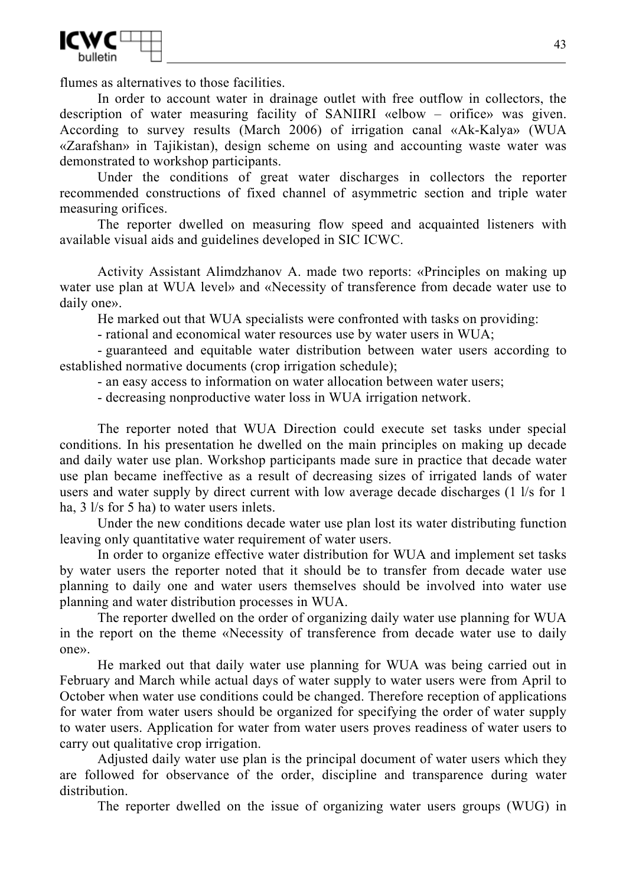flumes as alternatives to those facilities.

In order to account water in drainage outlet with free outflow in collectors, the description of water measuring facility of SANIIRI «elbow – orifice» was given. According to survey results (March 2006) of irrigation canal «Ak-Kalya» (WUA «Zarafshan» in Tajikistan), design scheme on using and accounting waste water was demonstrated to workshop participants.

Under the conditions of great water discharges in collectors the reporter recommended constructions of fixed channel of asymmetric section and triple water measuring orifices.

The reporter dwelled on measuring flow speed and acquainted listeners with available visual aids and guidelines developed in SIC ICWC.

Activity Assistant Alimdzhanov A. made two reports: «Principles on making up water use plan at WUA level» and «Necessity of transference from decade water use to daily one».

He marked out that WUA specialists were confronted with tasks on providing:

- rational and economical water resources use by water users in WUA;
- guaranteed and equitable water distribution between water users according to established normative documents (crop irrigation schedule);
- an easy access to information on water allocation between water users;
- decreasing nonproductive water loss in WUA irrigation network.

The reporter noted that WUA Direction could execute set tasks under special conditions. In his presentation he dwelled on the main principles on making up decade and daily water use plan. Workshop participants made sure in practice that decade water use plan became ineffective as a result of decreasing sizes of irrigated lands of water users and water supply by direct current with low average decade discharges (1 l/s for 1 ha, 3 l/s for 5 ha) to water users inlets.

Under the new conditions decade water use plan lost its water distributing function leaving only quantitative water requirement of water users.

In order to organize effective water distribution for WUA and implement set tasks by water users the reporter noted that it should be to transfer from decade water use planning to daily one and water users themselves should be involved into water use planning and water distribution processes in WUA.

The reporter dwelled on the order of organizing daily water use planning for WUA in the report on the theme «Necessity of transference from decade water use to daily one».

He marked out that daily water use planning for WUA was being carried out in February and March while actual days of water supply to water users were from April to October when water use conditions could be changed. Therefore reception of applications for water from water users should be organized for specifying the order of water supply to water users. Application for water from water users proves readiness of water users to carry out qualitative crop irrigation.

Adjusted daily water use plan is the principal document of water users which they are followed for observance of the order, discipline and transparence during water distribution.

The reporter dwelled on the issue of organizing water users groups (WUG) in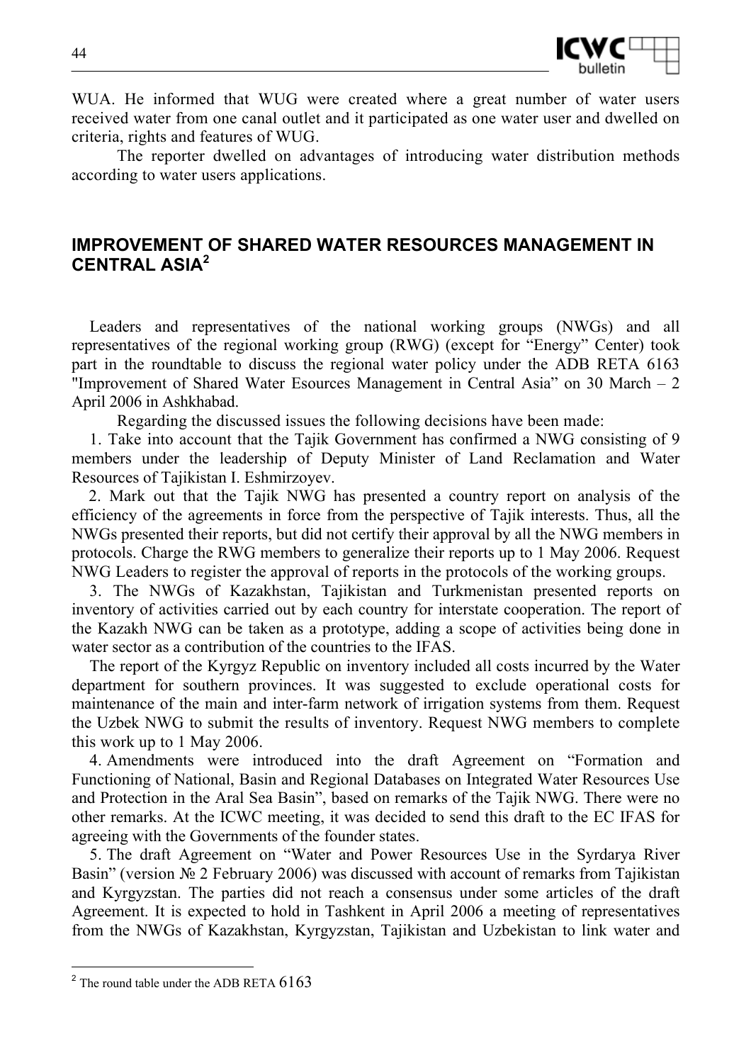WUA. He informed that WUG were created where a great number of water users received water from one canal outlet and it participated as one water user and dwelled on criteria, rights and features of WUG.

The reporter dwelled on advantages of introducing water distribution methods according to water users applications.

## IMPROVEMENT OF SHARED WATER RESOURCES MANAGEMENT IN CENTRAL ASIA[2]

Leaders and representatives of the national working groups (NWGs) and all representatives of the regional working group (RWG) (except for "Energy" Center) took part in the roundtable to discuss the regional water policy under the ADB RETA 6163 "Improvement of Shared Water Esources Management in Central Asia" on 30 March – 2 April 2006 in Ashkhabad.

Regarding the discussed issues the following decisions have been made:

1. Take into account that the Tajik Government has confirmed a NWG consisting of 9 members under the leadership of Deputy Minister of Land Reclamation and Water Resources of Tajikistan I. Eshmirzoyev.

2. Mark out that the Tajik NWG has presented a country report on analysis of the efficiency of the agreements in force from the perspective of Tajik interests. Thus, all the NWGs presented their reports, but did not certify their approval by all the NWG members in protocols. Charge the RWG members to generalize their reports up to 1 May 2006. Request NWG Leaders to register the approval of reports in the protocols of the working groups.

3. The NWGs of Kazakhstan, Tajikistan and Turkmenistan presented reports on inventory of activities carried out by each country for interstate cooperation. The report of the Kazakh NWG can be taken as a prototype, adding a scope of activities being done in water sector as a contribution of the countries to the IFAS.

The report of the Kyrgyz Republic on inventory included all costs incurred by the Water department for southern provinces. It was suggested to exclude operational costs for maintenance of the main and inter-farm network of irrigation systems from them. Request the Uzbek NWG to submit the results of inventory. Request NWG members to complete this work up to 1 May 2006.

4. Amendments were introduced into the draft Agreement on "Formation and Functioning of National, Basin and Regional Databases on Integrated Water Resources Use and Protection in the Aral Sea Basin", based on remarks of the Tajik NWG. There were no other remarks. At the ICWC meeting, it was decided to send this draft to the EC IFAS for agreeing with the Governments of the founder states.

5. The draft Agreement on "Water and Power Resources Use in the Syrdarya River Basin" (version № 2 February 2006) was discussed with account of remarks from Tajikistan and Kyrgyzstan. The parties did not reach a consensus under some articles of the draft Agreement. It is expected to hold in Tashkent in April 2006 a meeting of representatives from the NWGs of Kazakhstan, Kyrgyzstan, Tajikistan and Uzbekistan to link water and

[2] The round table under the ADB RETA 6163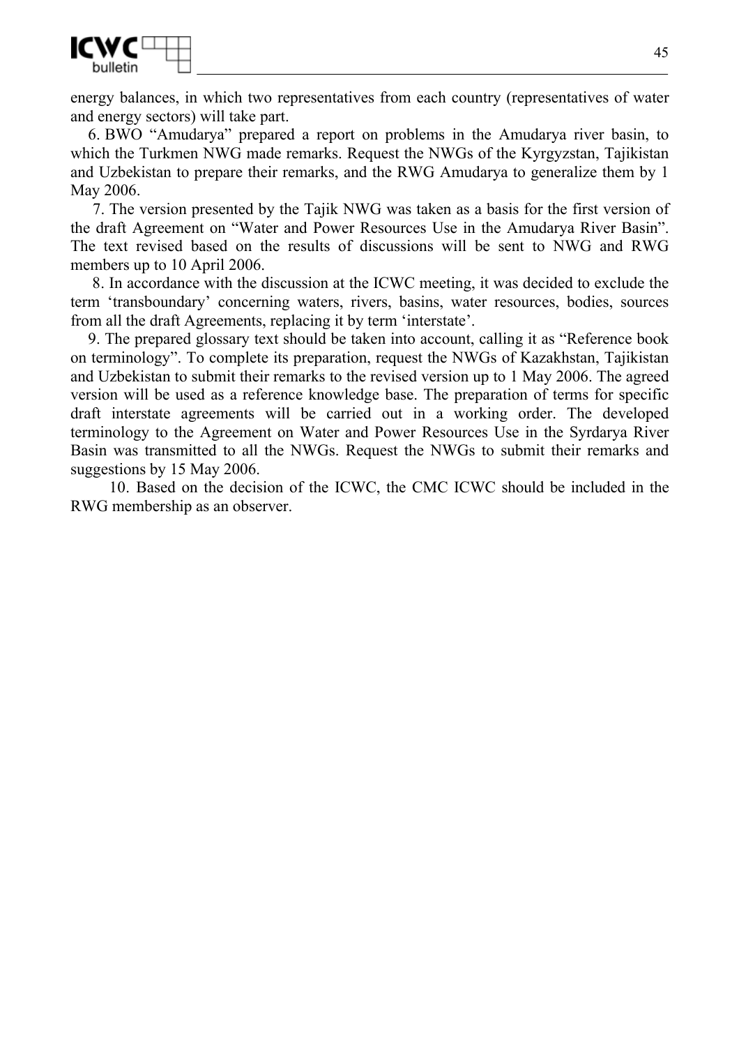energy balances, in which two representatives from each country (representatives of water and energy sectors) will take part.

6. BWO "Amudarya" prepared a report on problems in the Amudarya river basin, to which the Turkmen NWG made remarks. Request the NWGs of the Kyrgyzstan, Tajikistan and Uzbekistan to prepare their remarks, and the RWG Amudarya to generalize them by 1 May 2006.

7. The version presented by the Tajik NWG was taken as a basis for the first version of the draft Agreement on "Water and Power Resources Use in the Amudarya River Basin". The text revised based on the results of discussions will be sent to NWG and RWG members up to 10 April 2006.

8. In accordance with the discussion at the ICWC meeting, it was decided to exclude the term 'transboundary' concerning waters, rivers, basins, water resources, bodies, sources from all the draft Agreements, replacing it by term 'interstate'.

9. The prepared glossary text should be taken into account, calling it as "Reference book on terminology". To complete its preparation, request the NWGs of Kazakhstan, Tajikistan and Uzbekistan to submit their remarks to the revised version up to 1 May 2006. The agreed version will be used as a reference knowledge base. The preparation of terms for specific draft interstate agreements will be carried out in a working order. The developed terminology to the Agreement on Water and Power Resources Use in the Syrdarya River Basin was transmitted to all the NWGs. Request the NWGs to submit their remarks and suggestions by 15 May 2006.

10. Based on the decision of the ICWC, the CMC ICWC should be included in the RWG membership as an observer.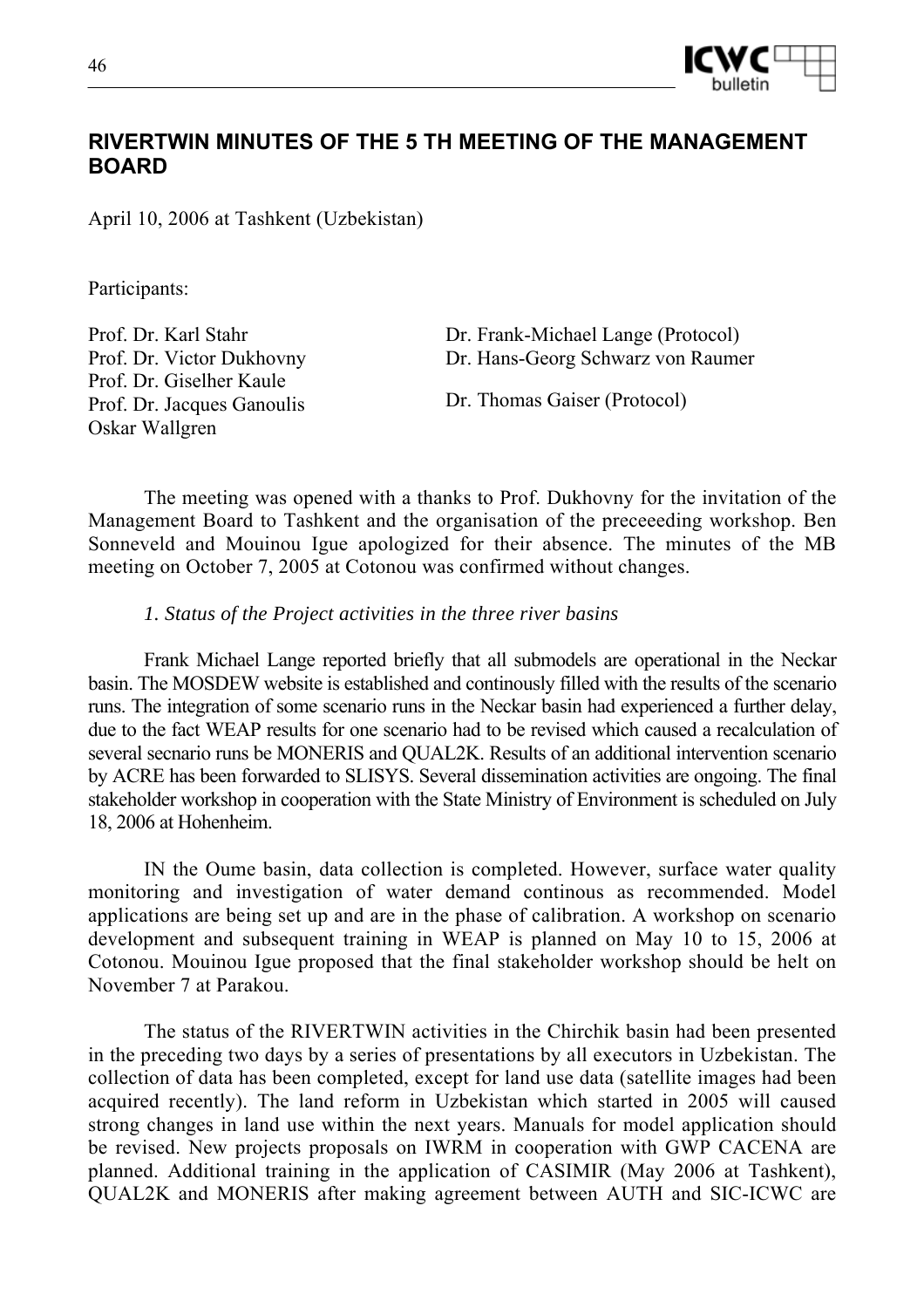## RIVERTWIN MINUTES OF THE 5 TH MEETING OF THE MANAGEMENT BOARD

April 10, 2006 at Tashkent (Uzbekistan)

Participants:

Prof. Dr. Karl Stahr
Prof. Dr. Victor Dukhovny
Prof. Dr. Giselher Kaule
Prof. Dr. Jacques Ganoulis
Oskar Wallgren

Dr. Frank-Michael Lange (Protocol)
Dr. Hans-Georg Schwarz von Raumer
Dr. Thomas Gaiser (Protocol)

The meeting was opened with a thanks to Prof. Dukhovny for the invitation of the Management Board to Tashkent and the organisation of the preceeeding workshop. Ben Sonneveld and Mouinou Igue apologized for their absence. The minutes of the MB meeting on October 7, 2005 at Cotonou was confirmed without changes.

*1. Status of the Project activities in the three river basins*

Frank Michael Lange reported briefly that all submodels are operational in the Neckar basin. The MOSDEW website is established and continously filled with the results of the scenario runs. The integration of some scenario runs in the Neckar basin had experienced a further delay, due to the fact WEAP results for one scenario had to be revised which caused a recalculation of several secnario runs be MONERIS and QUAL2K. Results of an additional intervention scenario by ACRE has been forwarded to SLISYS. Several dissemination activities are ongoing. The final stakeholder workshop in cooperation with the State Ministry of Environment is scheduled on July 18, 2006 at Hohenheim.

IN the Oume basin, data collection is completed. However, surface water quality monitoring and investigation of water demand continous as recommended. Model applications are being set up and are in the phase of calibration. A workshop on scenario development and subsequent training in WEAP is planned on May 10 to 15, 2006 at Cotonou. Mouinou Igue proposed that the final stakeholder workshop should be helt on November 7 at Parakou.

The status of the RIVERTWIN activities in the Chirchik basin had been presented in the preceding two days by a series of presentations by all executors in Uzbekistan. The collection of data has been completed, except for land use data (satellite images had been acquired recently). The land reform in Uzbekistan which started in 2005 will caused strong changes in land use within the next years. Manuals for model application should be revised. New projects proposals on IWRM in cooperation with GWP CACENA are planned. Additional training in the application of CASIMIR (May 2006 at Tashkent), QUAL2K and MONERIS after making agreement between AUTH and SIC-ICWC are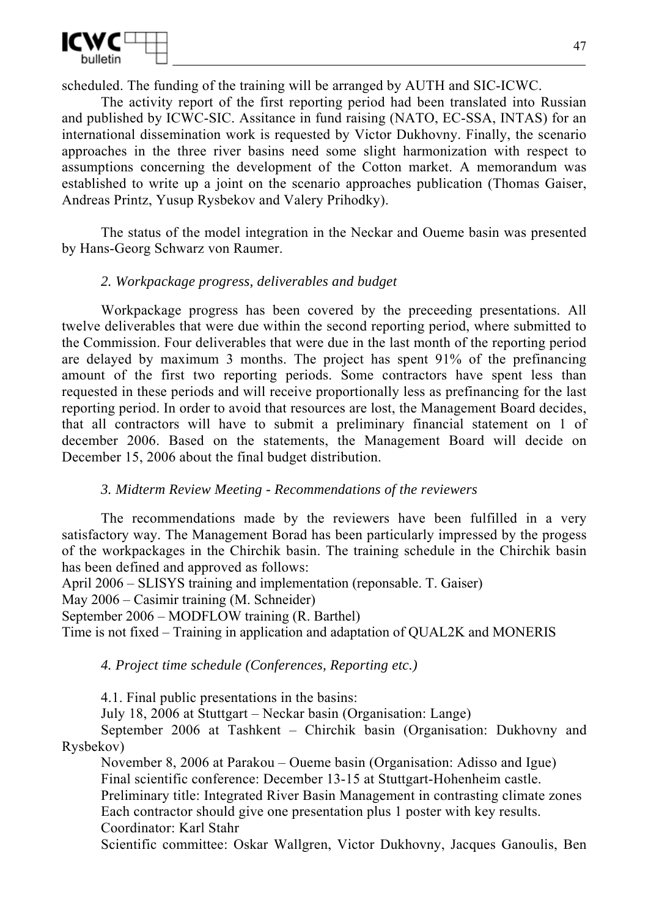scheduled. The funding of the training will be arranged by AUTH and SIC-ICWC.

The activity report of the first reporting period had been translated into Russian and published by ICWC-SIC. Assitance in fund raising (NATO, EC-SSA, INTAS) for an international dissemination work is requested by Victor Dukhovny. Finally, the scenario approaches in the three river basins need some slight harmonization with respect to assumptions concerning the development of the Cotton market. A memorandum was established to write up a joint on the scenario approaches publication (Thomas Gaiser, Andreas Printz, Yusup Rysbekov and Valery Prihodky).

The status of the model integration in the Neckar and Oueme basin was presented by Hans-Georg Schwarz von Raumer.

*2. Workpackage progress, deliverables and budget*

Workpackage progress has been covered by the preceeding presentations. All twelve deliverables that were due within the second reporting period, where submitted to the Commission. Four deliverables that were due in the last month of the reporting period are delayed by maximum 3 months. The project has spent 91% of the prefinancing amount of the first two reporting periods. Some contractors have spent less than requested in these periods and will receive proportionally less as prefinancing for the last reporting period. In order to avoid that resources are lost, the Management Board decides, that all contractors will have to submit a preliminary financial statement on 1 of december 2006. Based on the statements, the Management Board will decide on December 15, 2006 about the final budget distribution.

*3. Midterm Review Meeting - Recommendations of the reviewers*

The recommendations made by the reviewers have been fulfilled in a very satisfactory way. The Management Borad has been particularly impressed by the progess of the workpackages in the Chirchik basin. The training schedule in the Chirchik basin has been defined and approved as follows:

April 2006 – SLISYS training and implementation (reponsable. T. Gaiser)
May 2006 – Casimir training (M. Schneider)
September 2006 – MODFLOW training (R. Barthel)
Time is not fixed – Training in application and adaptation of QUAL2K and MONERIS

*4. Project time schedule (Conferences, Reporting etc.)*

4.1. Final public presentations in the basins:

July 18, 2006 at Stuttgart – Neckar basin (Organisation: Lange)

September 2006 at Tashkent – Chirchik basin (Organisation: Dukhovny and Rysbekov)

November 8, 2006 at Parakou – Oueme basin (Organisation: Adisso and Igue)

Final scientific conference: December 13-15 at Stuttgart-Hohenheim castle.

Preliminary title: Integrated River Basin Management in contrasting climate zones

Each contractor should give one presentation plus 1 poster with key results.

Coordinator: Karl Stahr

Scientific committee: Oskar Wallgren, Victor Dukhovny, Jacques Ganoulis, Ben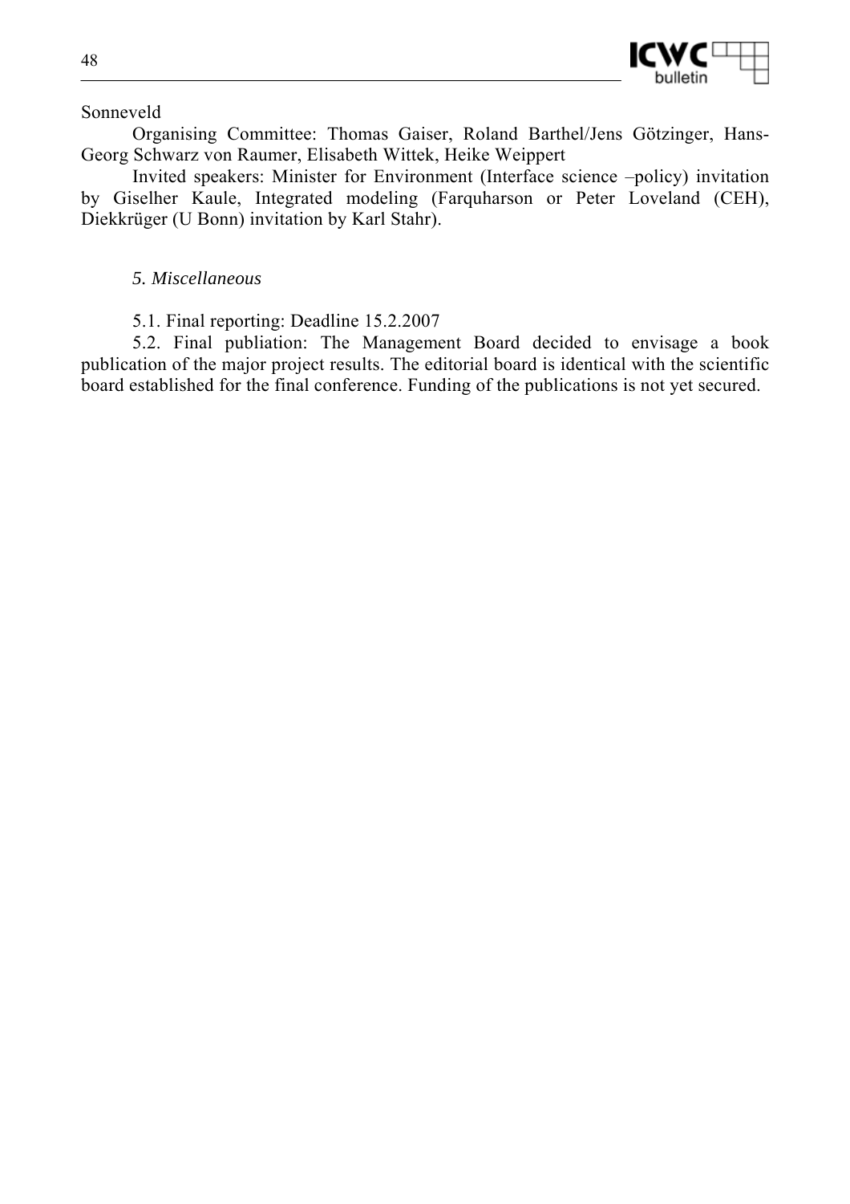Sonneveld

Organising Committee: Thomas Gaiser, Roland Barthel/Jens Götzinger, Hans-Georg Schwarz von Raumer, Elisabeth Wittek, Heike Weippert

Invited speakers: Minister for Environment (Interface science –policy) invitation by Giselher Kaule, Integrated modeling (Farquharson or Peter Loveland (CEH), Diekkrüger (U Bonn) invitation by Karl Stahr).

*5. Miscellaneous*

5.1. Final reporting: Deadline 15.2.2007

5.2. Final publiation: The Management Board decided to envisage a book publication of the major project results. The editorial board is identical with the scientific board established for the final conference. Funding of the publications is not yet secured.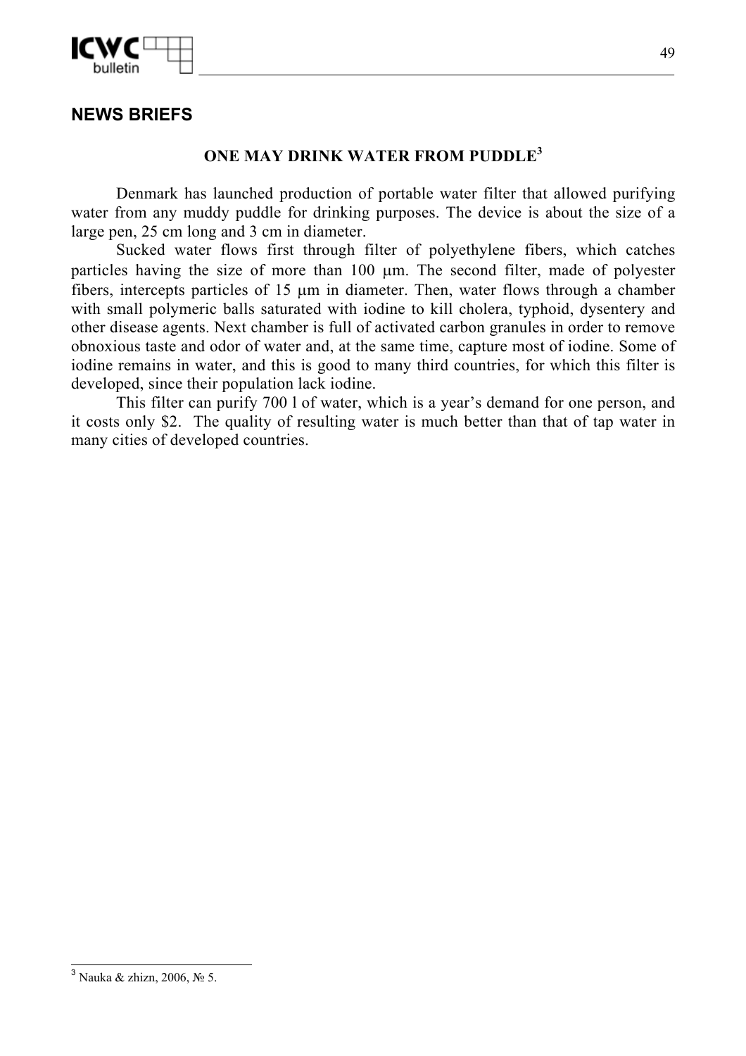## NEWS BRIEFS

### ONE MAY DRINK WATER FROM PUDDLE[3]

Denmark has launched production of portable water filter that allowed purifying water from any muddy puddle for drinking purposes. The device is about the size of a large pen, 25 cm long and 3 cm in diameter.

Sucked water flows first through filter of polyethylene fibers, which catches particles having the size of more than 100 μm. The second filter, made of polyester fibers, intercepts particles of 15 μm in diameter. Then, water flows through a chamber with small polymeric balls saturated with iodine to kill cholera, typhoid, dysentery and other disease agents. Next chamber is full of activated carbon granules in order to remove obnoxious taste and odor of water and, at the same time, capture most of iodine. Some of iodine remains in water, and this is good to many third countries, for which this filter is developed, since their population lack iodine.

This filter can purify 700 l of water, which is a year's demand for one person, and it costs only $2. The quality of resulting water is much better than that of tap water in many cities of developed countries.

---

[3] Nauka & zhizn, 2006, № 5.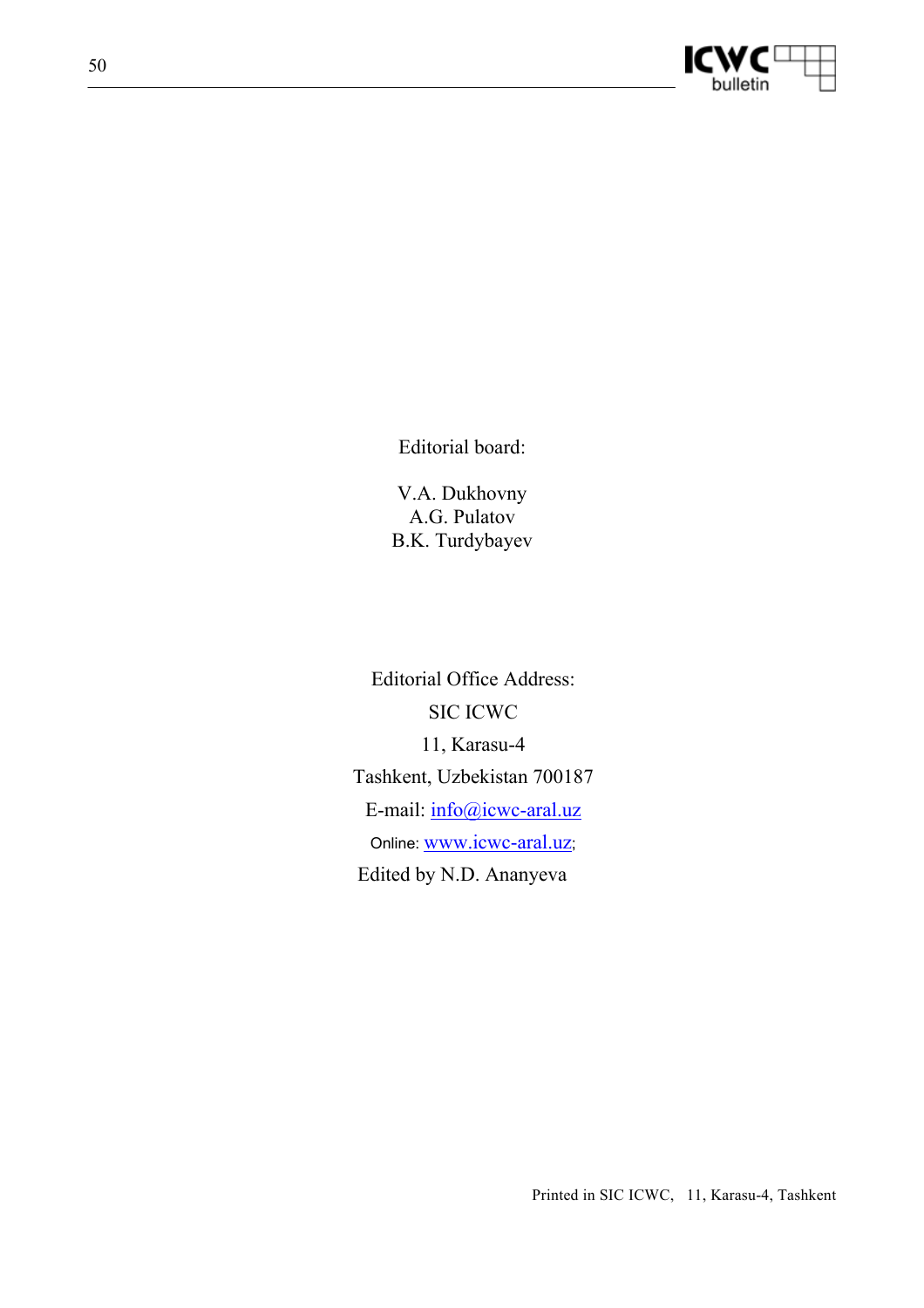Editorial board:

V.A. Dukhovny
A.G. Pulatov
B.K. Turdybayev

Editorial Office Address:

SIC ICWC

11, Karasu-4

Tashkent, Uzbekistan 700187

E-mail: info@icwc-aral.uz

Online: www.icwc-aral.uz;

Edited by N.D. Ananyeva

Printed in SIC ICWC, 11, Karasu-4, Tashkent